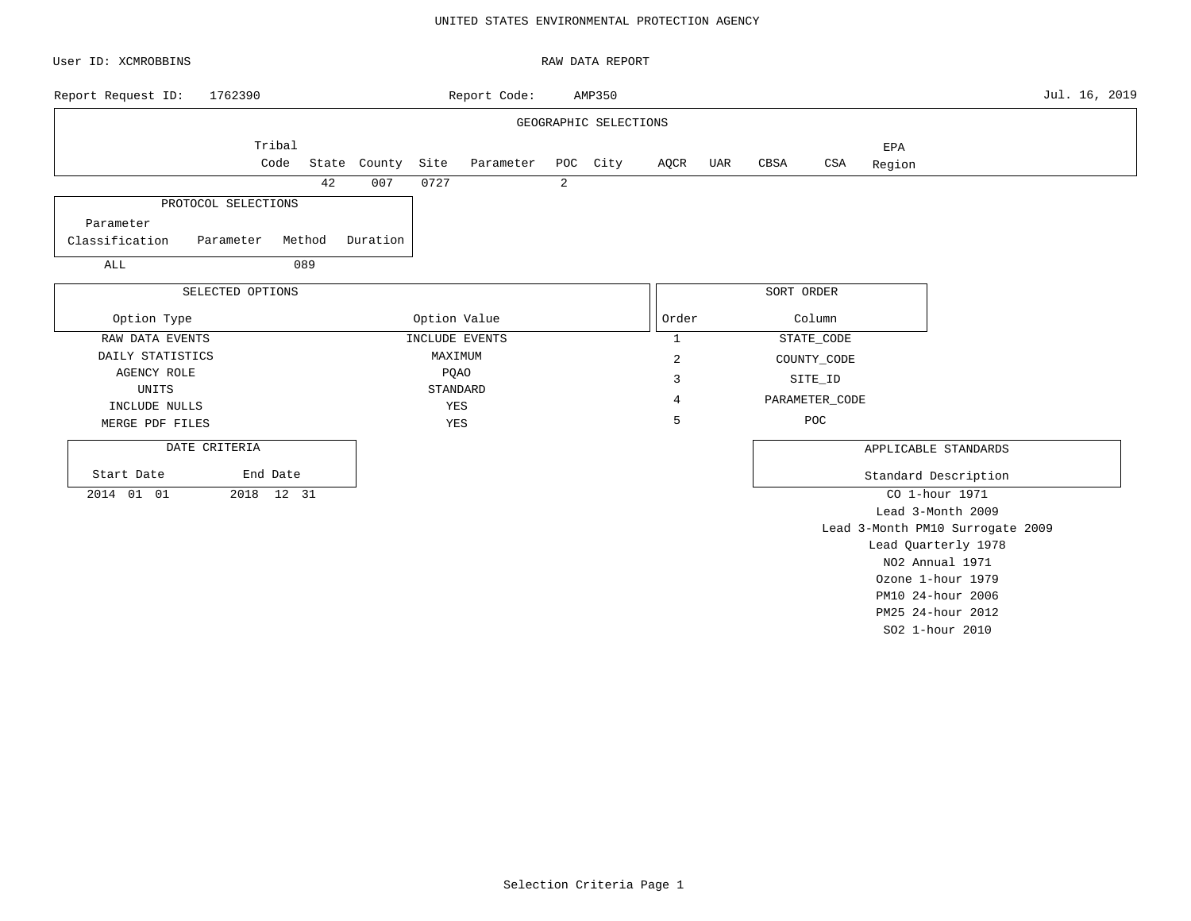UNITED STATES ENVIRONMENTAL PROTECTION AGENCY

User ID: XCMROBBINS

RAW DATA REPORT

Report Request ID: 1762390    Report Code: AMP350    Jul. 16, 2019

**GEOGRAPHIC SELECTIONS**

| Tribal Code | State | County | Site | Parameter | POC | City | AQCR | UAR | CBSA | CSA | EPA Region |
|---|---|---|---|---|---|---|---|---|---|---|---|
| | 42 | 007 | 0727 | | 2 | | | | | | |

**PROTOCOL SELECTIONS**

| Parameter Classification | Parameter | Method | Duration |
|---|---|---|---|
| ALL | | 089 | |

**SELECTED OPTIONS**

| Option Type | Option Value |
|---|---|
| RAW DATA EVENTS | INCLUDE EVENTS |
| DAILY STATISTICS | MAXIMUM |
| AGENCY ROLE | PQAO |
| UNITS | STANDARD |
| INCLUDE NULLS | YES |
| MERGE PDF FILES | YES |

**SORT ORDER**

| Order | Column |
|---|---|
| 1 | STATE_CODE |
| 2 | COUNTY_CODE |
| 3 | SITE_ID |
| 4 | PARAMETER_CODE |
| 5 | POC |

**DATE CRITERIA**

| Start Date | End Date |
|---|---|
| 2014 01 01 | 2018 12 31 |

**APPLICABLE STANDARDS**

| Standard Description |
|---|
| CO 1-hour 1971 |
| Lead 3-Month 2009 |
| Lead 3-Month PM10 Surrogate 2009 |
| Lead Quarterly 1978 |
| NO2 Annual 1971 |
| Ozone 1-hour 1979 |
| PM10 24-hour 2006 |
| PM25 24-hour 2012 |
| SO2 1-hour 2010 |

Selection Criteria Page 1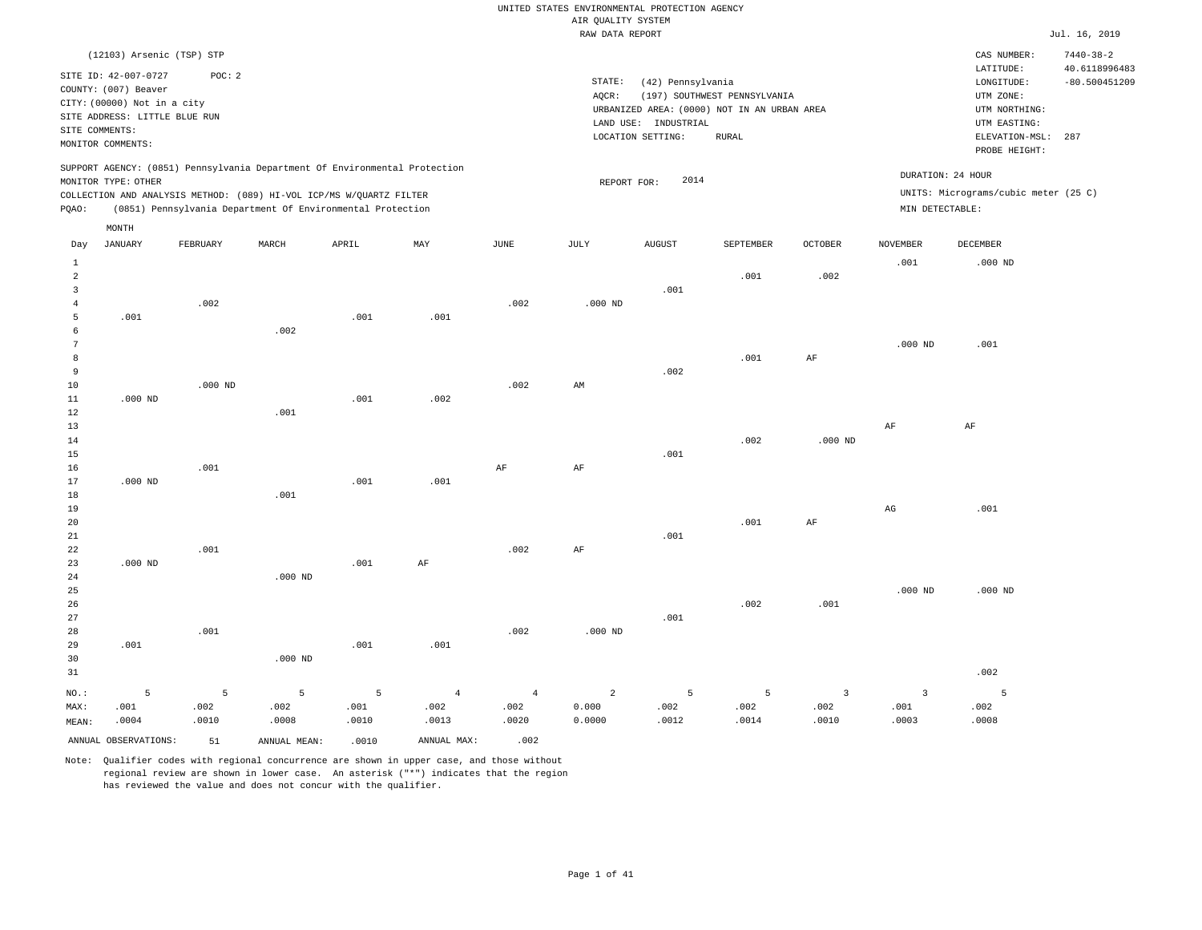UNITED STATES ENVIRONMENTAL PROTECTION AGENCY
AIR QUALITY SYSTEM
RAW DATA REPORT

Jul. 16, 2019

(12103) Arsenic (TSP) STP

SITE ID: 42-007-0727　　POC: 2
COUNTY: (007) Beaver
CITY: (00000) Not in a city
SITE ADDRESS: LITTLE BLUE RUN
SITE COMMENTS:
MONITOR COMMENTS:

STATE: (42) Pennsylvania
AQCR: (197) SOUTHWEST PENNSYLVANIA
URBANIZED AREA: (0000) NOT IN AN URBAN AREA
LAND USE: INDUSTRIAL
LOCATION SETTING: RURAL

CAS NUMBER: 7440-38-2
LATITUDE: 40.6118996483
LONGITUDE: -80.500451209
UTM ZONE:
UTM NORTHING:
UTM EASTING:
ELEVATION-MSL: 287
PROBE HEIGHT:

SUPPORT AGENCY: (0851) Pennsylvania Department Of Environmental Protection
MONITOR TYPE: OTHER
COLLECTION AND ANALYSIS METHOD: (089) HI-VOL ICP/MS W/QUARTZ FILTER
PQAO: (0851) Pennsylvania Department Of Environmental Protection

REPORT FOR: 2014

DURATION: 24 HOUR
UNITS: Micrograms/cubic meter (25 C)
MIN DETECTABLE:

| Day | JANUARY | FEBRUARY | MARCH | APRIL | MAY | JUNE | JULY | AUGUST | SEPTEMBER | OCTOBER | NOVEMBER | DECEMBER |
|---|---|---|---|---|---|---|---|---|---|---|---|---|
| 1 | | | | | | | | | | | .001 | .000 ND |
| 2 | | | | | | | | | .001 | .002 | | |
| 3 | | | | | | | | .001 | | | | |
| 4 | | .002 | | | | .002 | .000 ND | | | | | |
| 5 | .001 | | | .001 | .001 | | | | | | | |
| 6 | | | .002 | | | | | | | | | |
| 7 | | | | | | | | | | | .000 ND | .001 |
| 8 | | | | | | | | | .001 | AF | | |
| 9 | | | | | | | | .002 | | | | |
| 10 | | .000 ND | | | | .002 | AM | | | | | |
| 11 | .000 ND | | | .001 | .002 | | | | | | | |
| 12 | | | .001 | | | | | | | | | |
| 13 | | | | | | | | | | | AF | AF |
| 14 | | | | | | | | | .002 | .000 ND | | |
| 15 | | | | | | | | .001 | | | | |
| 16 | | .001 | | | | AF | AF | | | | | |
| 17 | .000 ND | | | .001 | .001 | | | | | | | |
| 18 | | | .001 | | | | | | | | | |
| 19 | | | | | | | | | | | AG | .001 |
| 20 | | | | | | | | | .001 | AF | | |
| 21 | | | | | | | | .001 | | | | |
| 22 | | .001 | | | | .002 | AF | | | | | |
| 23 | .000 ND | | | .001 | AF | | | | | | | |
| 24 | | | .000 ND | | | | | | | | | |
| 25 | | | | | | | | | | | .000 ND | .000 ND |
| 26 | | | | | | | | | .002 | .001 | | |
| 27 | | | | | | | | .001 | | | | |
| 28 | | .001 | | | | .002 | .000 ND | | | | | |
| 29 | .001 | | | .001 | .001 | | | | | | | |
| 30 | | | .000 ND | | | | | | | | | |
| 31 | | | | | | | | | | | | .002 |
| NO.: | 5 | 5 | 5 | 5 | 4 | 4 | 2 | 5 | 5 | 3 | 3 | 5 |
| MAX: | .001 | .002 | .002 | .001 | .002 | .002 | 0.000 | .002 | .002 | .002 | .001 | .002 |
| MEAN: | .0004 | .0010 | .0008 | .0010 | .0013 | .0020 | 0.0000 | .0012 | .0014 | .0010 | .0003 | .0008 |

ANNUAL OBSERVATIONS: 51　　ANNUAL MEAN: .0010　　ANNUAL MAX: .002

Note: Qualifier codes with regional concurrence are shown in upper case, and those without regional review are shown in lower case. An asterisk ("*") indicates that the region has reviewed the value and does not concur with the qualifier.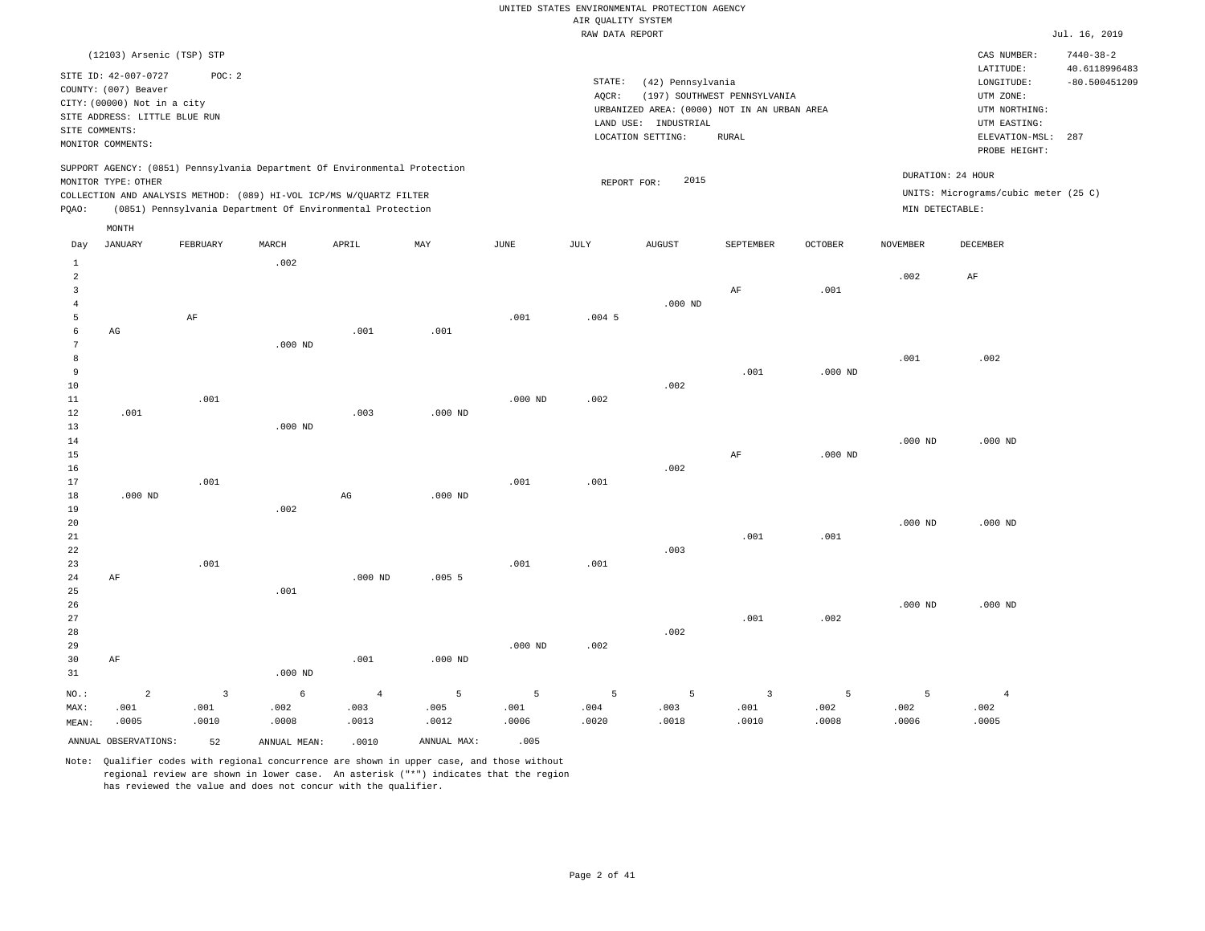UNITED STATES ENVIRONMENTAL PROTECTION AGENCY
AIR QUALITY SYSTEM
RAW DATA REPORT

Jul. 16, 2019

(12103) Arsenic (TSP) STP

SITE ID: 42-007-0727    POC: 2
COUNTY: (007) Beaver
CITY: (00000) Not in a city
SITE ADDRESS: LITTLE BLUE RUN
SITE COMMENTS:
MONITOR COMMENTS:

STATE: (42) Pennsylvania
AQCR: (197) SOUTHWEST PENNSYLVANIA
URBANIZED AREA: (0000) NOT IN AN URBAN AREA
LAND USE: INDUSTRIAL
LOCATION SETTING: RURAL

CAS NUMBER: 7440-38-2
LATITUDE: 40.6118996483
LONGITUDE: -80.500451209
UTM ZONE:
UTM NORTHING:
UTM EASTING:
ELEVATION-MSL: 287
PROBE HEIGHT:

SUPPORT AGENCY: (0851) Pennsylvania Department Of Environmental Protection
MONITOR TYPE: OTHER
COLLECTION AND ANALYSIS METHOD: (089) HI-VOL ICP/MS W/QUARTZ FILTER
PQAO: (0851) Pennsylvania Department Of Environmental Protection

REPORT FOR: 2015

DURATION: 24 HOUR
UNITS: Micrograms/cubic meter (25 C)
MIN DETECTABLE:

| Day | JANUARY | FEBRUARY | MARCH | APRIL | MAY | JUNE | JULY | AUGUST | SEPTEMBER | OCTOBER | NOVEMBER | DECEMBER |
|---|---|---|---|---|---|---|---|---|---|---|---|---|
| 1 | | | .002 | | | | | | | | | |
| 2 | | | | | | | | | | | .002 | AF |
| 3 | | | | | | | | | AF | .001 | | |
| 4 | | | | | | | | .000 ND | | | | |
| 5 | | AF | | | | .001 | .004 5 | | | | | |
| 6 | AG | | | .001 | .001 | | | | | | | |
| 7 | | | .000 ND | | | | | | | | | |
| 8 | | | | | | | | | | | .001 | .002 |
| 9 | | | | | | | | | .001 | .000 ND | | |
| 10 | | | | | | | | .002 | | | | |
| 11 | | .001 | | | | .000 ND | .002 | | | | | |
| 12 | .001 | | | .003 | .000 ND | | | | | | | |
| 13 | | | .000 ND | | | | | | | | | |
| 14 | | | | | | | | | | | .000 ND | .000 ND |
| 15 | | | | | | | | | AF | .000 ND | | |
| 16 | | | | | | | | .002 | | | | |
| 17 | | .001 | | | | .001 | .001 | | | | | |
| 18 | .000 ND | | | AG | .000 ND | | | | | | | |
| 19 | | | .002 | | | | | | | | | |
| 20 | | | | | | | | | | | .000 ND | .000 ND |
| 21 | | | | | | | | | .001 | .001 | | |
| 22 | | | | | | | | .003 | | | | |
| 23 | | .001 | | | | .001 | .001 | | | | | |
| 24 | AF | | | .000 ND | .005 5 | | | | | | | |
| 25 | | | .001 | | | | | | | | | |
| 26 | | | | | | | | | | | .000 ND | .000 ND |
| 27 | | | | | | | | | .001 | .002 | | |
| 28 | | | | | | | | .002 | | | | |
| 29 | | | | | | .000 ND | .002 | | | | | |
| 30 | AF | | | .001 | .000 ND | | | | | | | |
| 31 | | | .000 ND | | | | | | | | | |
| NO.: | 2 | 3 | 6 | 4 | 5 | 5 | 5 | 5 | 3 | 5 | 5 | 4 |
| MAX: | .001 | .001 | .002 | .003 | .005 | .001 | .004 | .003 | .001 | .002 | .002 | .002 |
| MEAN: | .0005 | .0010 | .0008 | .0013 | .0012 | .0006 | .0020 | .0018 | .0010 | .0008 | .0006 | .0005 |

ANNUAL OBSERVATIONS: 52    ANNUAL MEAN: .0010    ANNUAL MAX: .005

Note: Qualifier codes with regional concurrence are shown in upper case, and those without regional review are shown in lower case. An asterisk ("*") indicates that the region has reviewed the value and does not concur with the qualifier.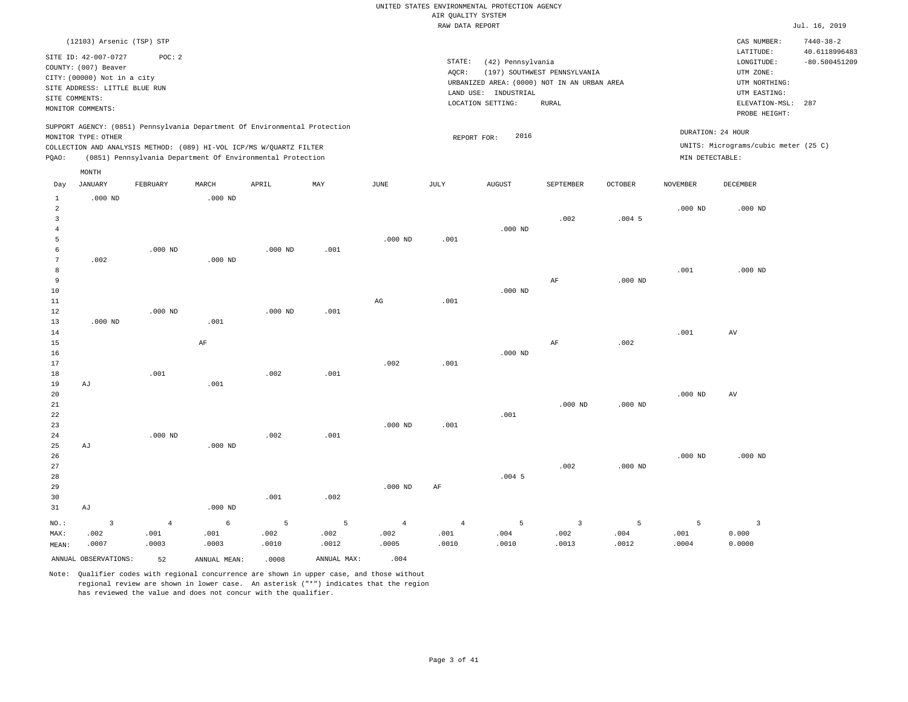UNITED STATES ENVIRONMENTAL PROTECTION AGENCY
AIR QUALITY SYSTEM
RAW DATA REPORT

Jul. 16, 2019

(12103) Arsenic (TSP) STP

SITE ID: 42-007-0727 POC: 2
COUNTY: (007) Beaver
CITY: (00000) Not in a city
SITE ADDRESS: LITTLE BLUE RUN
SITE COMMENTS:
MONITOR COMMENTS:

STATE: (42) Pennsylvania
AQCR: (197) SOUTHWEST PENNSYLVANIA
URBANIZED AREA: (0000) NOT IN AN URBAN AREA
LAND USE: INDUSTRIAL
LOCATION SETTING: RURAL

CAS NUMBER: 7440-38-2
LATITUDE: 40.6118996483
LONGITUDE: -80.500451209
UTM ZONE:
UTM NORTHING:
UTM EASTING:
ELEVATION-MSL: 287
PROBE HEIGHT:

SUPPORT AGENCY: (0851) Pennsylvania Department Of Environmental Protection
MONITOR TYPE: OTHER
COLLECTION AND ANALYSIS METHOD: (089) HI-VOL ICP/MS W/QUARTZ FILTER
PQAO: (0851) Pennsylvania Department Of Environmental Protection

REPORT FOR: 2016

DURATION: 24 HOUR
UNITS: Micrograms/cubic meter (25 C)
MIN DETECTABLE:

| Day | JANUARY | FEBRUARY | MARCH | APRIL | MAY | JUNE | JULY | AUGUST | SEPTEMBER | OCTOBER | NOVEMBER | DECEMBER |
|---|---|---|---|---|---|---|---|---|---|---|---|---|
| 1 | .000 ND | | .000 ND | | | | | | | | | |
| 2 | | | | | | | | | | | .000 ND | .000 ND |
| 3 | | | | | | | | | .002 | .004 5 | | |
| 4 | | | | | | | | .000 ND | | | | |
| 5 | | | | | | .000 ND | .001 | | | | | |
| 6 | | .000 ND | | .000 ND | .001 | | | | | | | |
| 7 | .002 | | .000 ND | | | | | | | | | |
| 8 | | | | | | | | | | | .001 | .000 ND |
| 9 | | | | | | | | | AF | .000 ND | | |
| 10 | | | | | | | | .000 ND | | | | |
| 11 | | | | | | AG | .001 | | | | | |
| 12 | | .000 ND | | .000 ND | .001 | | | | | | | |
| 13 | .000 ND | | .001 | | | | | | | | | |
| 14 | | | | | | | | | | | .001 | AV |
| 15 | | | AF | | | | | | AF | .002 | | |
| 16 | | | | | | | | .000 ND | | | | |
| 17 | | | | | | .002 | .001 | | | | | |
| 18 | | .001 | | .002 | .001 | | | | | | | |
| 19 | AJ | | .001 | | | | | | | | | |
| 20 | | | | | | | | | | | .000 ND | AV |
| 21 | | | | | | | | | .000 ND | .000 ND | | |
| 22 | | | | | | | | .001 | | | | |
| 23 | | | | | | .000 ND | .001 | | | | | |
| 24 | | .000 ND | | .002 | .001 | | | | | | | |
| 25 | AJ | | .000 ND | | | | | | | | | |
| 26 | | | | | | | | | | | .000 ND | .000 ND |
| 27 | | | | | | | | | .002 | .000 ND | | |
| 28 | | | | | | | | .004 5 | | | | |
| 29 | | | | | | .000 ND | AF | | | | | |
| 30 | | | | .001 | .002 | | | | | | | |
| 31 | AJ | | .000 ND | | | | | | | | | |
| NO.: | 3 | 4 | 6 | 5 | 5 | 4 | 4 | 5 | 3 | 5 | 5 | 3 |
| MAX: | .002 | .001 | .001 | .002 | .002 | .002 | .001 | .004 | .002 | .004 | .001 | 0.000 |
| MEAN: | .0007 | .0003 | .0003 | .0010 | .0012 | .0005 | .0010 | .0010 | .0013 | .0012 | .0004 | 0.0000 |

ANNUAL OBSERVATIONS: 52 ANNUAL MEAN: .0008 ANNUAL MAX: .004

Note: Qualifier codes with regional concurrence are shown in upper case, and those without regional review are shown in lower case. An asterisk ("*") indicates that the region has reviewed the value and does not concur with the qualifier.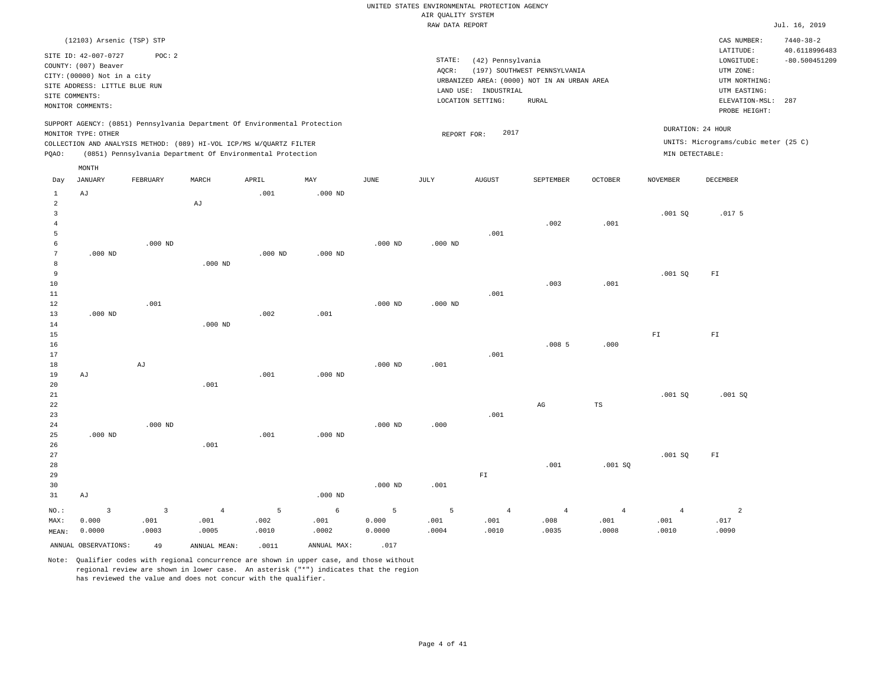UNITED STATES ENVIRONMENTAL PROTECTION AGENCY
AIR QUALITY SYSTEM
RAW DATA REPORT

Jul. 16, 2019

(12103) Arsenic (TSP) STP

SITE ID: 42-007-0727 POC: 2
COUNTY: (007) Beaver
CITY: (00000) Not in a city
SITE ADDRESS: LITTLE BLUE RUN
SITE COMMENTS:
MONITOR COMMENTS:

STATE: (42) Pennsylvania
AQCR: (197) SOUTHWEST PENNSYLVANIA
URBANIZED AREA: (0000) NOT IN AN URBAN AREA
LAND USE: INDUSTRIAL
LOCATION SETTING: RURAL

CAS NUMBER: 7440-38-2
LATITUDE: 40.6118996483
LONGITUDE: -80.500451209
UTM ZONE:
UTM NORTHING:
UTM EASTING:
ELEVATION-MSL: 287
PROBE HEIGHT:

SUPPORT AGENCY: (0851) Pennsylvania Department Of Environmental Protection
MONITOR TYPE: OTHER
COLLECTION AND ANALYSIS METHOD: (089) HI-VOL ICP/MS W/QUARTZ FILTER
PQAO: (0851) Pennsylvania Department Of Environmental Protection

REPORT FOR: 2017

DURATION: 24 HOUR
UNITS: Micrograms/cubic meter (25 C)
MIN DETECTABLE:

| Day | JANUARY | FEBRUARY | MARCH | APRIL | MAY | JUNE | JULY | AUGUST | SEPTEMBER | OCTOBER | NOVEMBER | DECEMBER |
|---|---|---|---|---|---|---|---|---|---|---|---|---|
| 1 | AJ | | | .001 | .000 ND | | | | | | | |
| 2 | | | AJ | | | | | | | | | |
| 3 | | | | | | | | | | | .001 SQ | .017 5 |
| 4 | | | | | | | | | .002 | .001 | | |
| 5 | | | | | | | | .001 | | | | |
| 6 | | .000 ND | | | | .000 ND | .000 ND | | | | | |
| 7 | .000 ND | | | .000 ND | .000 ND | | | | | | | |
| 8 | | | .000 ND | | | | | | | | | |
| 9 | | | | | | | | | | | .001 SQ | FI |
| 10 | | | | | | | | | .003 | .001 | | |
| 11 | | | | | | | | .001 | | | | |
| 12 | | .001 | | | | .000 ND | .000 ND | | | | | |
| 13 | .000 ND | | | .002 | .001 | | | | | | | |
| 14 | | | .000 ND | | | | | | | | | |
| 15 | | | | | | | | | | | FI | FI |
| 16 | | | | | | | | | .008 5 | .000 | | |
| 17 | | | | | | | | .001 | | | | |
| 18 | | AJ | | | | .000 ND | .001 | | | | | |
| 19 | AJ | | | .001 | .000 ND | | | | | | | |
| 20 | | | .001 | | | | | | | | | |
| 21 | | | | | | | | | | | .001 SQ | .001 SQ |
| 22 | | | | | | | | | AG | TS | | |
| 23 | | | | | | | | .001 | | | | |
| 24 | | .000 ND | | | | .000 ND | .000 | | | | | |
| 25 | .000 ND | | | .001 | .000 ND | | | | | | | |
| 26 | | | .001 | | | | | | | | | |
| 27 | | | | | | | | | | | .001 SQ | FI |
| 28 | | | | | | | | | .001 | .001 SQ | | |
| 29 | | | | | | | | FI | | | | |
| 30 | | | | | | .000 ND | .001 | | | | | |
| 31 | AJ | | | | .000 ND | | | | | | | |
| NO.: | 3 | 3 | 4 | 5 | 6 | 5 | 5 | 4 | 4 | 4 | 4 | 2 |
| MAX: | 0.000 | .001 | .001 | .002 | .001 | 0.000 | .001 | .001 | .008 | .001 | .001 | .017 |
| MEAN: | 0.0000 | .0003 | .0005 | .0010 | .0002 | 0.0000 | .0004 | .0010 | .0035 | .0008 | .0010 | .0090 |

ANNUAL OBSERVATIONS: 49 ANNUAL MEAN: .0011 ANNUAL MAX: .017

Note: Qualifier codes with regional concurrence are shown in upper case, and those without regional review are shown in lower case. An asterisk ("*") indicates that the region has reviewed the value and does not concur with the qualifier.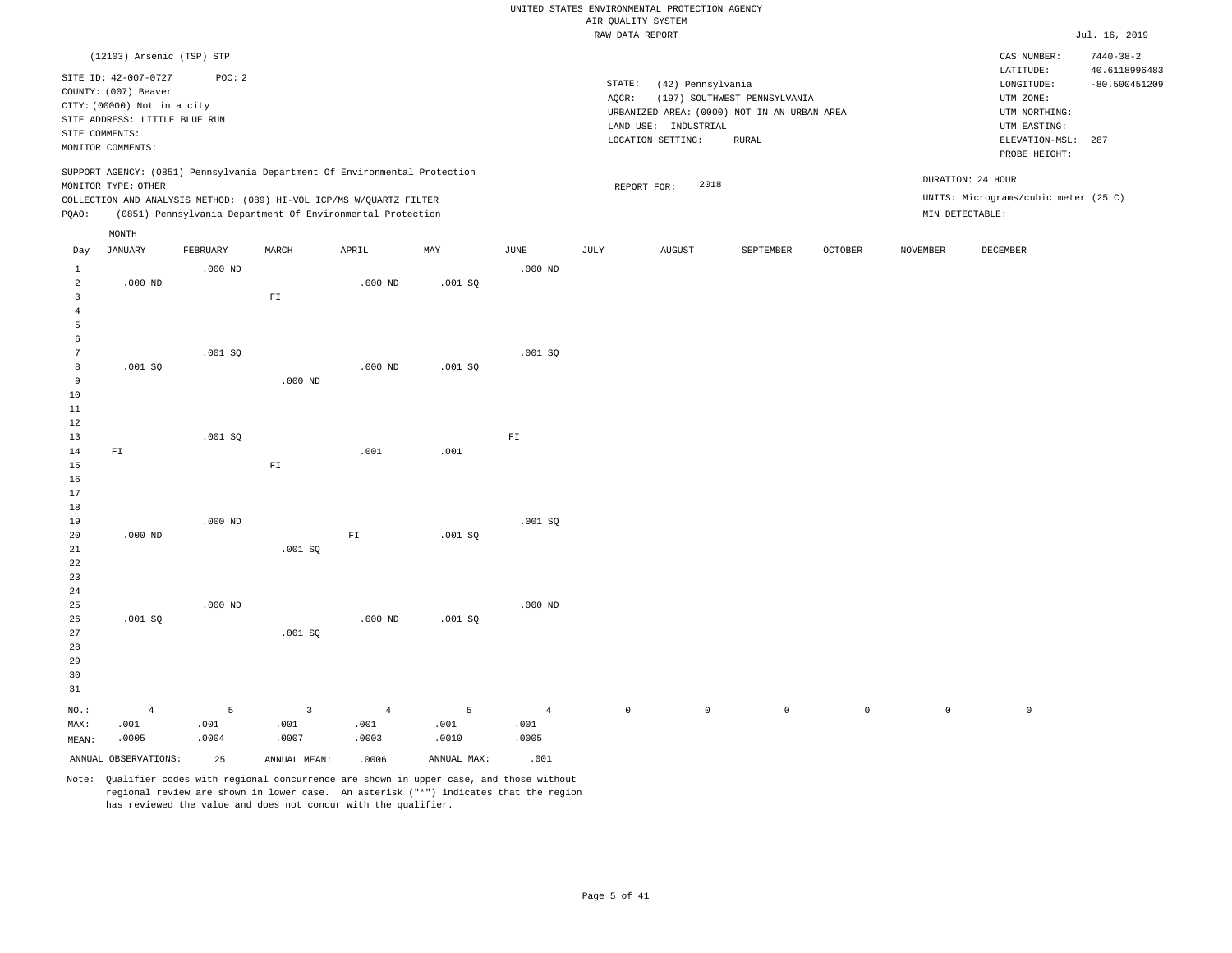UNITED STATES ENVIRONMENTAL PROTECTION AGENCY
AIR QUALITY SYSTEM
RAW DATA REPORT

Jul. 16, 2019

(12103) Arsenic (TSP) STP

SITE ID: 42-007-0727 POC: 2
COUNTY: (007) Beaver
CITY: (00000) Not in a city
SITE ADDRESS: LITTLE BLUE RUN
SITE COMMENTS:
MONITOR COMMENTS:

STATE: (42) Pennsylvania
AQCR: (197) SOUTHWEST PENNSYLVANIA
URBANIZED AREA: (0000) NOT IN AN URBAN AREA
LAND USE: INDUSTRIAL
LOCATION SETTING: RURAL

CAS NUMBER: 7440-38-2
LATITUDE: 40.6118996483
LONGITUDE: -80.500451209
UTM ZONE:
UTM NORTHING:
UTM EASTING:
ELEVATION-MSL: 287
PROBE HEIGHT:

SUPPORT AGENCY: (0851) Pennsylvania Department Of Environmental Protection
MONITOR TYPE: OTHER
COLLECTION AND ANALYSIS METHOD: (089) HI-VOL ICP/MS W/QUARTZ FILTER
PQAO: (0851) Pennsylvania Department Of Environmental Protection

REPORT FOR: 2018

DURATION: 24 HOUR
UNITS: Micrograms/cubic meter (25 C)
MIN DETECTABLE:

| Day | JANUARY | FEBRUARY | MARCH | APRIL | MAY | JUNE | JULY | AUGUST | SEPTEMBER | OCTOBER | NOVEMBER | DECEMBER |
|---|---|---|---|---|---|---|---|---|---|---|---|---|
| 1 | | .000 ND | | | | .000 ND | | | | | | |
| 2 | .000 ND | | | .000 ND | .001 SQ | | | | | | | |
| 3 | | | FI | | | | | | | | | |
| 4 | | | | | | | | | | | | |
| 5 | | | | | | | | | | | | |
| 6 | | | | | | | | | | | | |
| 7 | | .001 SQ | | | | .001 SQ | | | | | | |
| 8 | .001 SQ | | | .000 ND | .001 SQ | | | | | | | |
| 9 | | | .000 ND | | | | | | | | | |
| 10 | | | | | | | | | | | | |
| 11 | | | | | | | | | | | | |
| 12 | | | | | | | | | | | | |
| 13 | | .001 SQ | | | | FI | | | | | | |
| 14 | FI | | | .001 | .001 | | | | | | | |
| 15 | | | FI | | | | | | | | | |
| 16 | | | | | | | | | | | | |
| 17 | | | | | | | | | | | | |
| 18 | | | | | | | | | | | | |
| 19 | | .000 ND | | | | .001 SQ | | | | | | |
| 20 | .000 ND | | | FI | .001 SQ | | | | | | | |
| 21 | | | .001 SQ | | | | | | | | | |
| 22 | | | | | | | | | | | | |
| 23 | | | | | | | | | | | | |
| 24 | | | | | | | | | | | | |
| 25 | | .000 ND | | | | .000 ND | | | | | | |
| 26 | .001 SQ | | | .000 ND | .001 SQ | | | | | | | |
| 27 | | | .001 SQ | | | | | | | | | |
| 28 | | | | | | | | | | | | |
| 29 | | | | | | | | | | | | |
| 30 | | | | | | | | | | | | |
| 31 | | | | | | | | | | | | |
| NO.: | 4 | 5 | 3 | 4 | 5 | 4 | 0 | 0 | 0 | 0 | 0 | 0 |
| MAX: | .001 | .001 | .001 | .001 | .001 | .001 | | | | | | |
| MEAN: | .0005 | .0004 | .0007 | .0003 | .0010 | .0005 | | | | | | |

ANNUAL OBSERVATIONS: 25 ANNUAL MEAN: .0006 ANNUAL MAX: .001

Note: Qualifier codes with regional concurrence are shown in upper case, and those without regional review are shown in lower case. An asterisk ("*") indicates that the region has reviewed the value and does not concur with the qualifier.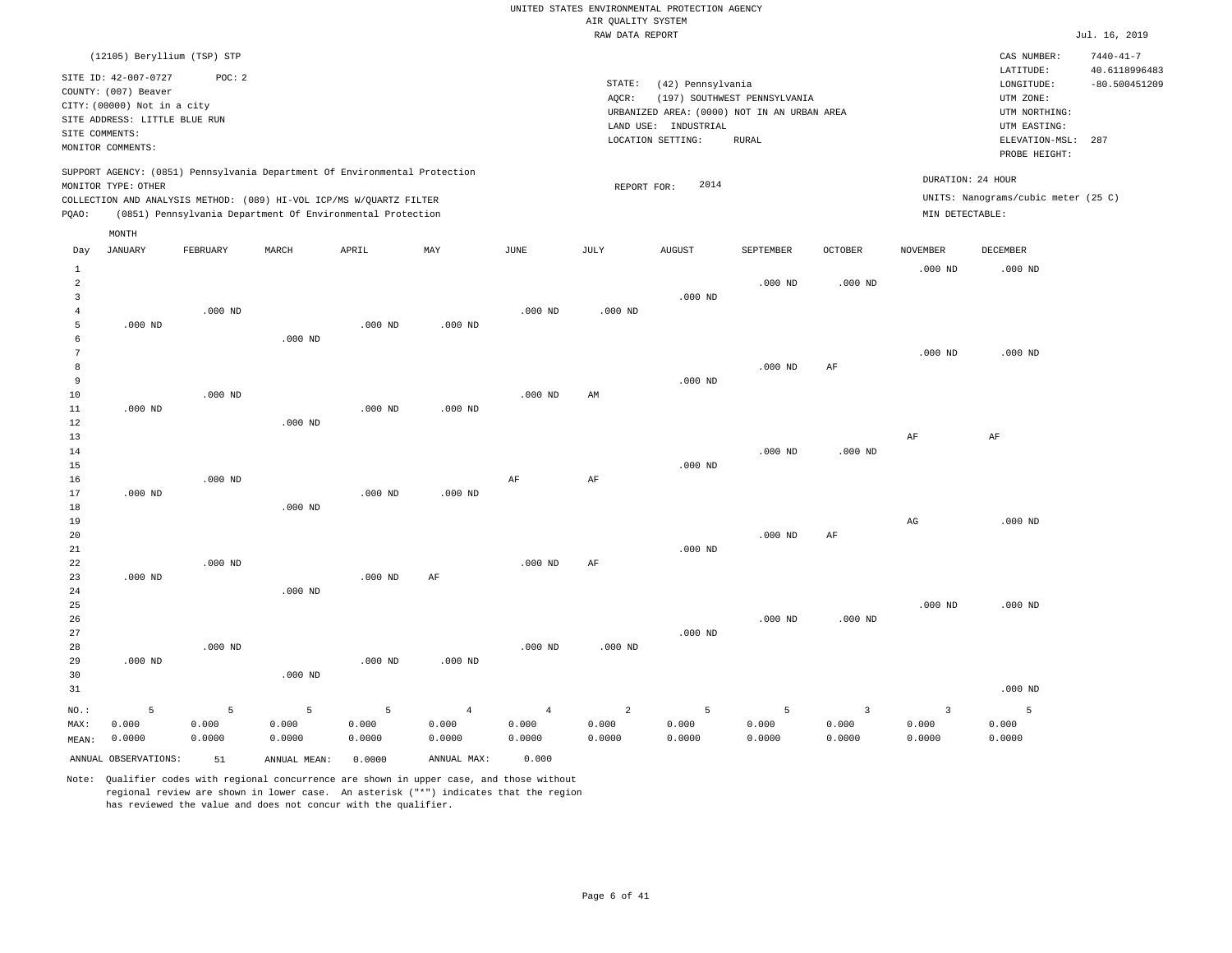UNITED STATES ENVIRONMENTAL PROTECTION AGENCY
AIR QUALITY SYSTEM
RAW DATA REPORT

Jul. 16, 2019

(12105) Beryllium (TSP) STP

SITE ID: 42-007-0727  POC: 2
COUNTY: (007) Beaver
CITY: (00000) Not in a city
SITE ADDRESS: LITTLE BLUE RUN
SITE COMMENTS:
MONITOR COMMENTS:

STATE: (42) Pennsylvania
AQCR: (197) SOUTHWEST PENNSYLVANIA
URBANIZED AREA: (0000) NOT IN AN URBAN AREA
LAND USE: INDUSTRIAL
LOCATION SETTING: RURAL

CAS NUMBER: 7440-41-7
LATITUDE: 40.6118996483
LONGITUDE: -80.500451209
UTM ZONE:
UTM NORTHING:
UTM EASTING:
ELEVATION-MSL: 287
PROBE HEIGHT:

SUPPORT AGENCY: (0851) Pennsylvania Department Of Environmental Protection
MONITOR TYPE: OTHER
COLLECTION AND ANALYSIS METHOD: (089) HI-VOL ICP/MS W/QUARTZ FILTER
PQAO: (0851) Pennsylvania Department Of Environmental Protection

REPORT FOR: 2014

DURATION: 24 HOUR
UNITS: Nanograms/cubic meter (25 C)
MIN DETECTABLE:

| Day | JANUARY | FEBRUARY | MARCH | APRIL | MAY | JUNE | JULY | AUGUST | SEPTEMBER | OCTOBER | NOVEMBER | DECEMBER |
|---|---|---|---|---|---|---|---|---|---|---|---|---|
| 1 | | | | | | | | | | | .000 ND | .000 ND |
| 2 | | | | | | | | | .000 ND | .000 ND | | |
| 3 | | | | | | | | .000 ND | | | | |
| 4 | | .000 ND | | | | .000 ND | .000 ND | | | | | |
| 5 | .000 ND | | | .000 ND | .000 ND | | | | | | | |
| 6 | | | .000 ND | | | | | | | | | |
| 7 | | | | | | | | | | | .000 ND | .000 ND |
| 8 | | | | | | | | | .000 ND | AF | | |
| 9 | | | | | | | | .000 ND | | | | |
| 10 | | .000 ND | | | | .000 ND | AM | | | | | |
| 11 | .000 ND | | | .000 ND | .000 ND | | | | | | | |
| 12 | | | .000 ND | | | | | | | | | |
| 13 | | | | | | | | | | | AF | AF |
| 14 | | | | | | | | | .000 ND | .000 ND | | |
| 15 | | | | | | | | .000 ND | | | | |
| 16 | | .000 ND | | | | AF | AF | | | | | |
| 17 | .000 ND | | | .000 ND | .000 ND | | | | | | | |
| 18 | | | .000 ND | | | | | | | | | |
| 19 | | | | | | | | | | | AG | .000 ND |
| 20 | | | | | | | | | .000 ND | AF | | |
| 21 | | | | | | | | .000 ND | | | | |
| 22 | | .000 ND | | | | .000 ND | AF | | | | | |
| 23 | .000 ND | | | .000 ND | AF | | | | | | | |
| 24 | | | .000 ND | | | | | | | | | |
| 25 | | | | | | | | | | | .000 ND | .000 ND |
| 26 | | | | | | | | | .000 ND | .000 ND | | |
| 27 | | | | | | | | .000 ND | | | | |
| 28 | | .000 ND | | | | .000 ND | .000 ND | | | | | |
| 29 | .000 ND | | | .000 ND | .000 ND | | | | | | | |
| 30 | | | .000 ND | | | | | | | | | |
| 31 | | | | | | | | | | | | .000 ND |
| NO.: | 5 | 5 | 5 | 5 | 4 | 4 | 2 | 5 | 5 | 3 | 3 | 5 |
| MAX: | 0.000 | 0.000 | 0.000 | 0.000 | 0.000 | 0.000 | 0.000 | 0.000 | 0.000 | 0.000 | 0.000 | 0.000 |
| MEAN: | 0.0000 | 0.0000 | 0.0000 | 0.0000 | 0.0000 | 0.0000 | 0.0000 | 0.0000 | 0.0000 | 0.0000 | 0.0000 | 0.0000 |

ANNUAL OBSERVATIONS: 51  ANNUAL MEAN: 0.0000  ANNUAL MAX: 0.000

Note: Qualifier codes with regional concurrence are shown in upper case, and those without regional review are shown in lower case. An asterisk ("*") indicates that the region has reviewed the value and does not concur with the qualifier.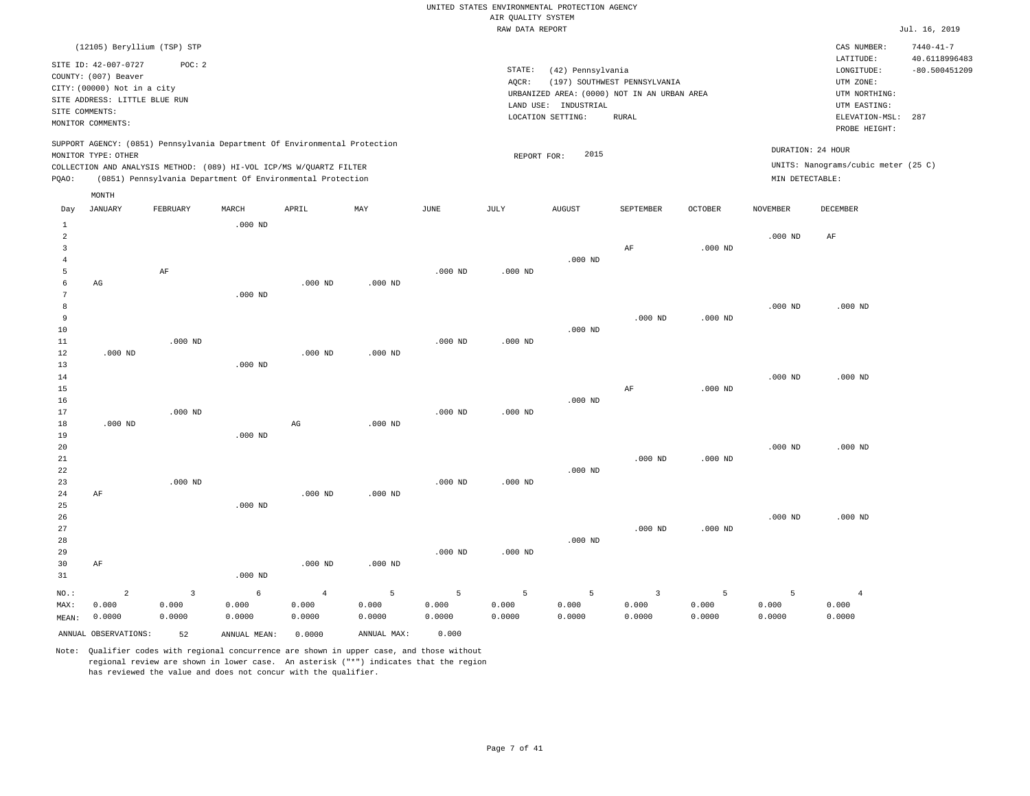UNITED STATES ENVIRONMENTAL PROTECTION AGENCY
AIR QUALITY SYSTEM
RAW DATA REPORT

Jul. 16, 2019

(12105) Beryllium (TSP) STP

SITE ID: 42-007-0727 POC: 2
COUNTY: (007) Beaver
CITY: (00000) Not in a city
SITE ADDRESS: LITTLE BLUE RUN
SITE COMMENTS:
MONITOR COMMENTS:

STATE: (42) Pennsylvania
AQCR: (197) SOUTHWEST PENNSYLVANIA
URBANIZED AREA: (0000) NOT IN AN URBAN AREA
LAND USE: INDUSTRIAL
LOCATION SETTING: RURAL

CAS NUMBER: 7440-41-7
LATITUDE: 40.6118996483
LONGITUDE: -80.500451209
UTM ZONE:
UTM NORTHING:
UTM EASTING:
ELEVATION-MSL: 287
PROBE HEIGHT:

SUPPORT AGENCY: (0851) Pennsylvania Department Of Environmental Protection
MONITOR TYPE: OTHER
COLLECTION AND ANALYSIS METHOD: (089) HI-VOL ICP/MS W/QUARTZ FILTER
PQAO: (0851) Pennsylvania Department Of Environmental Protection

REPORT FOR: 2015

DURATION: 24 HOUR
UNITS: Nanograms/cubic meter (25 C)
MIN DETECTABLE:

| Day | JANUARY | FEBRUARY | MARCH | APRIL | MAY | JUNE | JULY | AUGUST | SEPTEMBER | OCTOBER | NOVEMBER | DECEMBER |
|---|---|---|---|---|---|---|---|---|---|---|---|---|
| 1 | | | .000 ND | | | | | | | | | |
| 2 | | | | | | | | | | | .000 ND | AF |
| 3 | | | | | | | | | AF | .000 ND | | |
| 4 | | | | | | | | .000 ND | | | | |
| 5 | | AF | | | | .000 ND | .000 ND | | | | | |
| 6 | AG | | | .000 ND | .000 ND | | | | | | | |
| 7 | | | .000 ND | | | | | | | | | |
| 8 | | | | | | | | | | | .000 ND | .000 ND |
| 9 | | | | | | | | | .000 ND | .000 ND | | |
| 10 | | | | | | | | .000 ND | | | | |
| 11 | | .000 ND | | | | .000 ND | .000 ND | | | | | |
| 12 | .000 ND | | | .000 ND | .000 ND | | | | | | | |
| 13 | | | .000 ND | | | | | | | | | |
| 14 | | | | | | | | | | | .000 ND | .000 ND |
| 15 | | | | | | | | | AF | .000 ND | | |
| 16 | | | | | | | | .000 ND | | | | |
| 17 | | .000 ND | | | | .000 ND | .000 ND | | | | | |
| 18 | .000 ND | | | AG | .000 ND | | | | | | | |
| 19 | | | .000 ND | | | | | | | | | |
| 20 | | | | | | | | | | | .000 ND | .000 ND |
| 21 | | | | | | | | | .000 ND | .000 ND | | |
| 22 | | | | | | | | .000 ND | | | | |
| 23 | | .000 ND | | | | .000 ND | .000 ND | | | | | |
| 24 | AF | | | .000 ND | .000 ND | | | | | | | |
| 25 | | | .000 ND | | | | | | | | | |
| 26 | | | | | | | | | | | .000 ND | .000 ND |
| 27 | | | | | | | | | .000 ND | .000 ND | | |
| 28 | | | | | | | | .000 ND | | | | |
| 29 | | | | | | .000 ND | .000 ND | | | | | |
| 30 | AF | | | .000 ND | .000 ND | | | | | | | |
| 31 | | | .000 ND | | | | | | | | | |
| NO.: | 2 | 3 | 6 | 4 | 5 | 5 | 5 | 5 | 3 | 5 | 5 | 4 |
| MAX: | 0.000 | 0.000 | 0.000 | 0.000 | 0.000 | 0.000 | 0.000 | 0.000 | 0.000 | 0.000 | 0.000 | 0.000 |
| MEAN: | 0.0000 | 0.0000 | 0.0000 | 0.0000 | 0.0000 | 0.0000 | 0.0000 | 0.0000 | 0.0000 | 0.0000 | 0.0000 | 0.0000 |

ANNUAL OBSERVATIONS: 52 ANNUAL MEAN: 0.0000 ANNUAL MAX: 0.000

Note: Qualifier codes with regional concurrence are shown in upper case, and those without regional review are shown in lower case. An asterisk ("*") indicates that the region has reviewed the value and does not concur with the qualifier.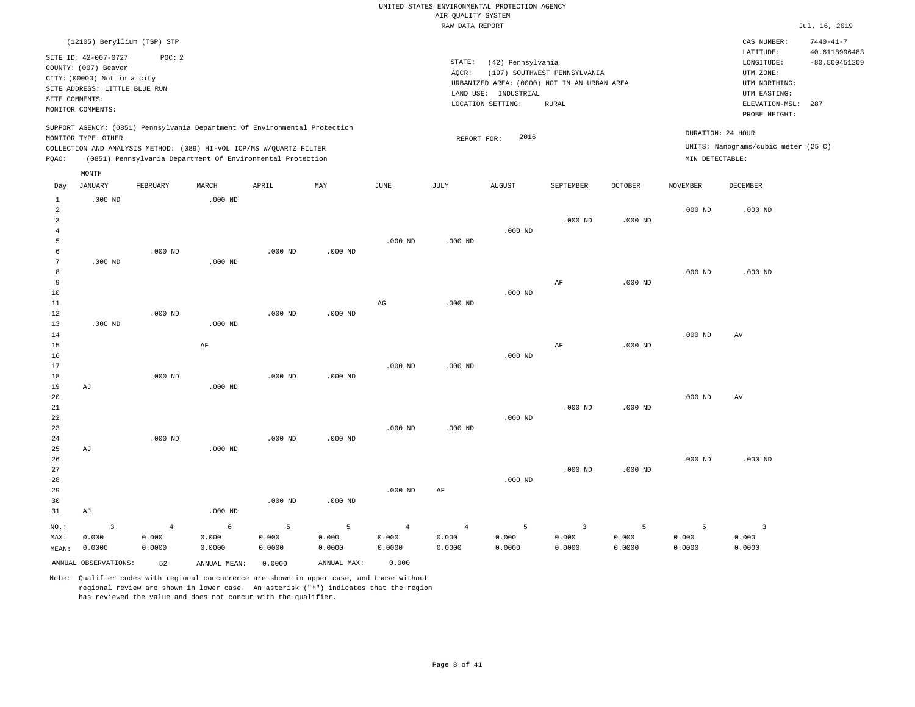UNITED STATES ENVIRONMENTAL PROTECTION AGENCY
AIR QUALITY SYSTEM
RAW DATA REPORT

Jul. 16, 2019

(12105) Beryllium (TSP) STP

SITE ID: 42-007-0727 POC: 2
COUNTY: (007) Beaver
CITY: (00000) Not in a city
SITE ADDRESS: LITTLE BLUE RUN
SITE COMMENTS:
MONITOR COMMENTS:

STATE: (42) Pennsylvania
AQCR: (197) SOUTHWEST PENNSYLVANIA
URBANIZED AREA: (0000) NOT IN AN URBAN AREA
LAND USE: INDUSTRIAL
LOCATION SETTING: RURAL

CAS NUMBER: 7440-41-7
LATITUDE: 40.6118996483
LONGITUDE: -80.500451209
UTM ZONE:
UTM NORTHING:
UTM EASTING:
ELEVATION-MSL: 287
PROBE HEIGHT:

SUPPORT AGENCY: (0851) Pennsylvania Department Of Environmental Protection
MONITOR TYPE: OTHER
COLLECTION AND ANALYSIS METHOD: (089) HI-VOL ICP/MS W/QUARTZ FILTER
PQAO: (0851) Pennsylvania Department Of Environmental Protection

REPORT FOR: 2016

DURATION: 24 HOUR
UNITS: Nanograms/cubic meter (25 C)
MIN DETECTABLE:

| Day | JANUARY | FEBRUARY | MARCH | APRIL | MAY | JUNE | JULY | AUGUST | SEPTEMBER | OCTOBER | NOVEMBER | DECEMBER |
|---|---|---|---|---|---|---|---|---|---|---|---|---|
| 1 | .000 ND | | .000 ND | | | | | | | | | |
| 2 | | | | | | | | | | | .000 ND | .000 ND |
| 3 | | | | | | | | | .000 ND | .000 ND | | |
| 4 | | | | | | | | .000 ND | | | | |
| 5 | | | | | | .000 ND | .000 ND | | | | | |
| 6 | | .000 ND | | .000 ND | .000 ND | | | | | | | |
| 7 | .000 ND | | .000 ND | | | | | | | | | |
| 8 | | | | | | | | | | | .000 ND | .000 ND |
| 9 | | | | | | | | | AF | .000 ND | | |
| 10 | | | | | | | | .000 ND | | | | |
| 11 | | | | | | AG | .000 ND | | | | | |
| 12 | | .000 ND | | .000 ND | .000 ND | | | | | | | |
| 13 | .000 ND | | .000 ND | | | | | | | | | |
| 14 | | | | | | | | | | | .000 ND | AV |
| 15 | | | AF | | | | | | AF | .000 ND | | |
| 16 | | | | | | | | .000 ND | | | | |
| 17 | | | | | | .000 ND | .000 ND | | | | | |
| 18 | | .000 ND | | .000 ND | .000 ND | | | | | | | |
| 19 | AJ | | .000 ND | | | | | | | | | |
| 20 | | | | | | | | | | | .000 ND | AV |
| 21 | | | | | | | | | .000 ND | .000 ND | | |
| 22 | | | | | | | | .000 ND | | | | |
| 23 | | | | | | .000 ND | .000 ND | | | | | |
| 24 | | .000 ND | | .000 ND | .000 ND | | | | | | | |
| 25 | AJ | | .000 ND | | | | | | | | | |
| 26 | | | | | | | | | | | .000 ND | .000 ND |
| 27 | | | | | | | | | .000 ND | .000 ND | | |
| 28 | | | | | | | | .000 ND | | | | |
| 29 | | | | | | .000 ND | AF | | | | | |
| 30 | | | | .000 ND | .000 ND | | | | | | | |
| 31 | AJ | | .000 ND | | | | | | | | | |
| NO.: | 3 | 4 | 6 | 5 | 5 | 4 | 4 | 5 | 3 | 5 | 5 | 3 |
| MAX: | 0.000 | 0.000 | 0.000 | 0.000 | 0.000 | 0.000 | 0.000 | 0.000 | 0.000 | 0.000 | 0.000 | 0.000 |
| MEAN: | 0.0000 | 0.0000 | 0.0000 | 0.0000 | 0.0000 | 0.0000 | 0.0000 | 0.0000 | 0.0000 | 0.0000 | 0.0000 | 0.0000 |

ANNUAL OBSERVATIONS: 52 ANNUAL MEAN: 0.0000 ANNUAL MAX: 0.000

Note: Qualifier codes with regional concurrence are shown in upper case, and those without regional review are shown in lower case. An asterisk ("*") indicates that the region has reviewed the value and does not concur with the qualifier.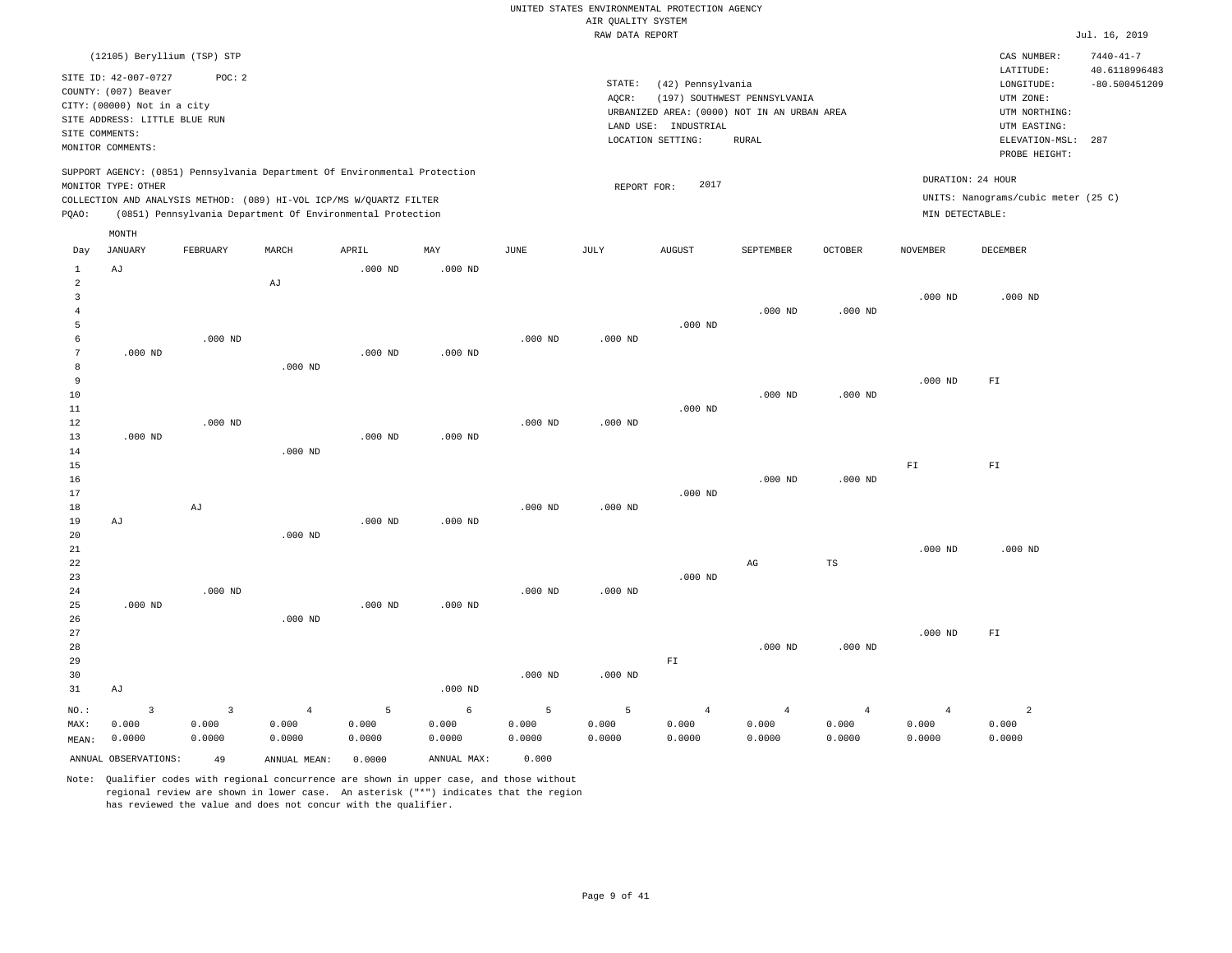UNITED STATES ENVIRONMENTAL PROTECTION AGENCY
AIR QUALITY SYSTEM
RAW DATA REPORT

Jul. 16, 2019

(12105) Beryllium (TSP) STP

SITE ID: 42-007-0727 POC: 2
COUNTY: (007) Beaver
CITY: (00000) Not in a city
SITE ADDRESS: LITTLE BLUE RUN
SITE COMMENTS:
MONITOR COMMENTS:

STATE: (42) Pennsylvania
AQCR: (197) SOUTHWEST PENNSYLVANIA
URBANIZED AREA: (0000) NOT IN AN URBAN AREA
LAND USE: INDUSTRIAL
LOCATION SETTING: RURAL

CAS NUMBER: 7440-41-7
LATITUDE: 40.6118996483
LONGITUDE: -80.500451209
UTM ZONE:
UTM NORTHING:
UTM EASTING:
ELEVATION-MSL: 287
PROBE HEIGHT:

SUPPORT AGENCY: (0851) Pennsylvania Department Of Environmental Protection
MONITOR TYPE: OTHER
COLLECTION AND ANALYSIS METHOD: (089) HI-VOL ICP/MS W/QUARTZ FILTER
PQAO: (0851) Pennsylvania Department Of Environmental Protection

REPORT FOR: 2017

DURATION: 24 HOUR
UNITS: Nanograms/cubic meter (25 C)
MIN DETECTABLE:

| Day | JANUARY | FEBRUARY | MARCH | APRIL | MAY | JUNE | JULY | AUGUST | SEPTEMBER | OCTOBER | NOVEMBER | DECEMBER |
|---|---|---|---|---|---|---|---|---|---|---|---|---|
| 1 | AJ | | | .000 ND | .000 ND | | | | | | | |
| 2 | | | AJ | | | | | | | | | |
| 3 | | | | | | | | | | | .000 ND | .000 ND |
| 4 | | | | | | | | | .000 ND | .000 ND | | |
| 5 | | | | | | | | .000 ND | | | | |
| 6 | | .000 ND | | | | .000 ND | .000 ND | | | | | |
| 7 | .000 ND | | | .000 ND | .000 ND | | | | | | | |
| 8 | | | .000 ND | | | | | | | | | |
| 9 | | | | | | | | | | | .000 ND | FI |
| 10 | | | | | | | | | .000 ND | .000 ND | | |
| 11 | | | | | | | | .000 ND | | | | |
| 12 | | .000 ND | | | | .000 ND | .000 ND | | | | | |
| 13 | .000 ND | | | .000 ND | .000 ND | | | | | | | |
| 14 | | | .000 ND | | | | | | | | | |
| 15 | | | | | | | | | | | FI | FI |
| 16 | | | | | | | | | .000 ND | .000 ND | | |
| 17 | | | | | | | | .000 ND | | | | |
| 18 | | AJ | | | | .000 ND | .000 ND | | | | | |
| 19 | AJ | | | .000 ND | .000 ND | | | | | | | |
| 20 | | | .000 ND | | | | | | | | | |
| 21 | | | | | | | | | | | .000 ND | .000 ND |
| 22 | | | | | | | | | AG | TS | | |
| 23 | | | | | | | | .000 ND | | | | |
| 24 | | .000 ND | | | | .000 ND | .000 ND | | | | | |
| 25 | .000 ND | | | .000 ND | .000 ND | | | | | | | |
| 26 | | | .000 ND | | | | | | | | | |
| 27 | | | | | | | | | | | .000 ND | FI |
| 28 | | | | | | | | | .000 ND | .000 ND | | |
| 29 | | | | | | | | FI | | | | |
| 30 | | | | | | .000 ND | .000 ND | | | | | |
| 31 | AJ | | | | .000 ND | | | | | | | |
| NO.: | 3 | 3 | 4 | 5 | 6 | 5 | 5 | 4 | 4 | 4 | 4 | 2 |
| MAX: | 0.000 | 0.000 | 0.000 | 0.000 | 0.000 | 0.000 | 0.000 | 0.000 | 0.000 | 0.000 | 0.000 | 0.000 |
| MEAN: | 0.0000 | 0.0000 | 0.0000 | 0.0000 | 0.0000 | 0.0000 | 0.0000 | 0.0000 | 0.0000 | 0.0000 | 0.0000 | 0.0000 |

ANNUAL OBSERVATIONS: 49 ANNUAL MEAN: 0.0000 ANNUAL MAX: 0.000

Note: Qualifier codes with regional concurrence are shown in upper case, and those without regional review are shown in lower case. An asterisk ("*") indicates that the region has reviewed the value and does not concur with the qualifier.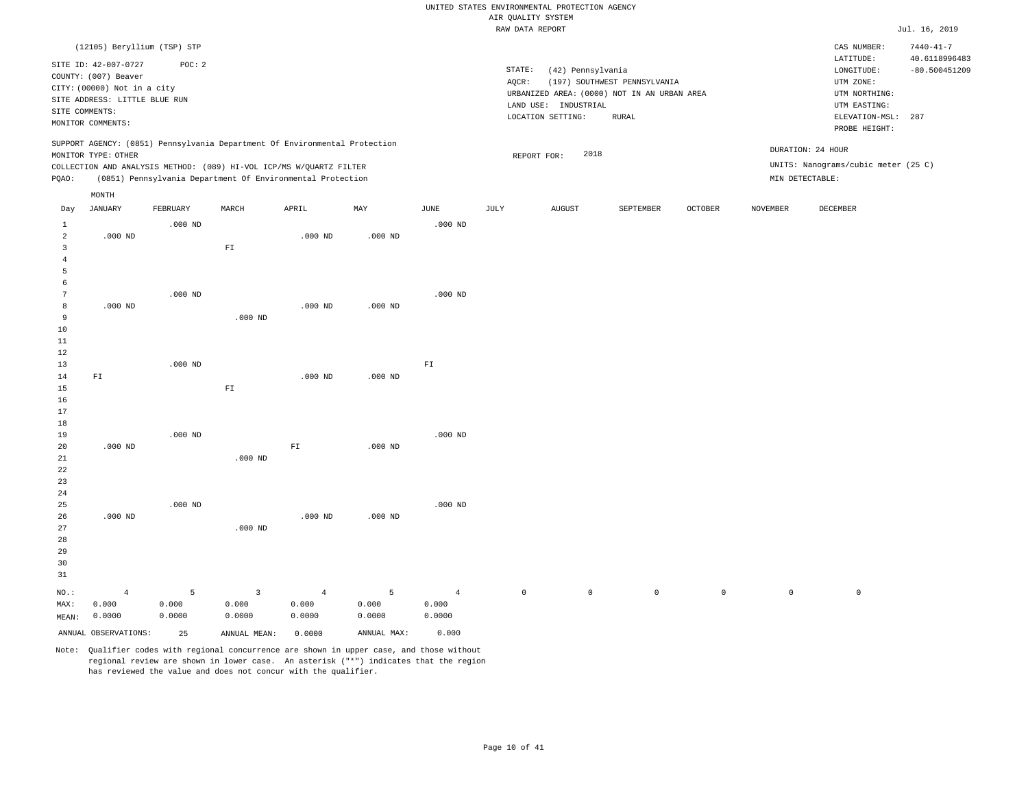UNITED STATES ENVIRONMENTAL PROTECTION AGENCY
AIR QUALITY SYSTEM
RAW DATA REPORT

Jul. 16, 2019

(12105) Beryllium (TSP) STP

SITE ID: 42-007-0727 POC: 2
COUNTY: (007) Beaver
CITY: (00000) Not in a city
SITE ADDRESS: LITTLE BLUE RUN
SITE COMMENTS:
MONITOR COMMENTS:

STATE: (42) Pennsylvania
AQCR: (197) SOUTHWEST PENNSYLVANIA
URBANIZED AREA: (0000) NOT IN AN URBAN AREA
LAND USE: INDUSTRIAL
LOCATION SETTING: RURAL

CAS NUMBER: 7440-41-7
LATITUDE: 40.6118996483
LONGITUDE: -80.500451209
UTM ZONE:
UTM NORTHING:
UTM EASTING:
ELEVATION-MSL: 287
PROBE HEIGHT:

SUPPORT AGENCY: (0851) Pennsylvania Department Of Environmental Protection
MONITOR TYPE: OTHER
COLLECTION AND ANALYSIS METHOD: (089) HI-VOL ICP/MS W/QUARTZ FILTER
PQAO: (0851) Pennsylvania Department Of Environmental Protection

REPORT FOR: 2018

DURATION: 24 HOUR
UNITS: Nanograms/cubic meter (25 C)
MIN DETECTABLE:

| Day | JANUARY | FEBRUARY | MARCH | APRIL | MAY | JUNE | JULY | AUGUST | SEPTEMBER | OCTOBER | NOVEMBER | DECEMBER |
|---|---|---|---|---|---|---|---|---|---|---|---|---|
| 1 | | .000 ND | | | | .000 ND | | | | | | |
| 2 | .000 ND | | | .000 ND | .000 ND | | | | | | | |
| 3 | | | FI | | | | | | | | | |
| 4 | | | | | | | | | | | | |
| 5 | | | | | | | | | | | | |
| 6 | | | | | | | | | | | | |
| 7 | | .000 ND | | | | .000 ND | | | | | | |
| 8 | .000 ND | | | .000 ND | .000 ND | | | | | | | |
| 9 | | | .000 ND | | | | | | | | | |
| 10 | | | | | | | | | | | | |
| 11 | | | | | | | | | | | | |
| 12 | | | | | | | | | | | | |
| 13 | | .000 ND | | | | FI | | | | | | |
| 14 | FI | | | .000 ND | .000 ND | | | | | | | |
| 15 | | | FI | | | | | | | | | |
| 16 | | | | | | | | | | | | |
| 17 | | | | | | | | | | | | |
| 18 | | | | | | | | | | | | |
| 19 | | .000 ND | | | | .000 ND | | | | | | |
| 20 | .000 ND | | | FI | .000 ND | | | | | | | |
| 21 | | | .000 ND | | | | | | | | | |
| 22 | | | | | | | | | | | | |
| 23 | | | | | | | | | | | | |
| 24 | | | | | | | | | | | | |
| 25 | | .000 ND | | | | .000 ND | | | | | | |
| 26 | .000 ND | | | .000 ND | .000 ND | | | | | | | |
| 27 | | | .000 ND | | | | | | | | | |
| 28 | | | | | | | | | | | | |
| 29 | | | | | | | | | | | | |
| 30 | | | | | | | | | | | | |
| 31 | | | | | | | | | | | | |
| NO.: | 4 | 5 | 3 | 4 | 5 | 4 | 0 | 0 | 0 | 0 | 0 | 0 |
| MAX: | 0.000 | 0.000 | 0.000 | 0.000 | 0.000 | 0.000 | | | | | | |
| MEAN: | 0.0000 | 0.0000 | 0.0000 | 0.0000 | 0.0000 | 0.0000 | | | | | | |

ANNUAL OBSERVATIONS: 25 ANNUAL MEAN: 0.0000 ANNUAL MAX: 0.000

Note: Qualifier codes with regional concurrence are shown in upper case, and those without regional review are shown in lower case. An asterisk ("*") indicates that the region has reviewed the value and does not concur with the qualifier.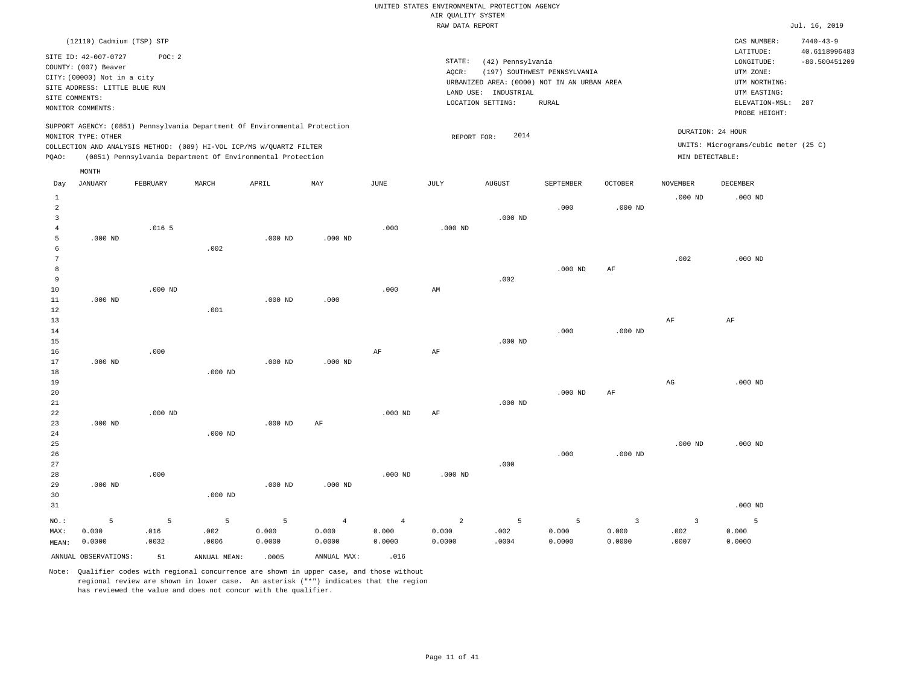UNITED STATES ENVIRONMENTAL PROTECTION AGENCY
AIR QUALITY SYSTEM
RAW DATA REPORT

Jul. 16, 2019

(12110) Cadmium (TSP) STP

SITE ID: 42-007-0727 POC: 2
COUNTY: (007) Beaver
CITY: (00000) Not in a city
SITE ADDRESS: LITTLE BLUE RUN
SITE COMMENTS:
MONITOR COMMENTS:

STATE: (42) Pennsylvania
AQCR: (197) SOUTHWEST PENNSYLVANIA
URBANIZED AREA: (0000) NOT IN AN URBAN AREA
LAND USE: INDUSTRIAL
LOCATION SETTING: RURAL

CAS NUMBER: 7440-43-9
LATITUDE: 40.6118996483
LONGITUDE: -80.500451209
UTM ZONE:
UTM NORTHING:
UTM EASTING:
ELEVATION-MSL: 287
PROBE HEIGHT:

SUPPORT AGENCY: (0851) Pennsylvania Department Of Environmental Protection
MONITOR TYPE: OTHER
COLLECTION AND ANALYSIS METHOD: (089) HI-VOL ICP/MS W/QUARTZ FILTER
PQAO: (0851) Pennsylvania Department Of Environmental Protection

REPORT FOR: 2014

DURATION: 24 HOUR
UNITS: Micrograms/cubic meter (25 C)
MIN DETECTABLE:

| Day | JANUARY | FEBRUARY | MARCH | APRIL | MAY | JUNE | JULY | AUGUST | SEPTEMBER | OCTOBER | NOVEMBER | DECEMBER |
|---|---|---|---|---|---|---|---|---|---|---|---|---|
| 1 | | | | | | | | | | | .000 ND | .000 ND |
| 2 | | | | | | | | | .000 | .000 ND | | |
| 3 | | | | | | | | .000 ND | | | | |
| 4 | | .016 5 | | | | .000 | .000 ND | | | | | |
| 5 | .000 ND | | | .000 ND | .000 ND | | | | | | | |
| 6 | | | .002 | | | | | | | | | |
| 7 | | | | | | | | | | | .002 | .000 ND |
| 8 | | | | | | | | | .000 ND | AF | | |
| 9 | | | | | | | | .002 | | | | |
| 10 | | .000 ND | | | | .000 | AM | | | | | |
| 11 | .000 ND | | | .000 ND | .000 | | | | | | | |
| 12 | | | .001 | | | | | | | | | |
| 13 | | | | | | | | | | | AF | AF |
| 14 | | | | | | | | | .000 | .000 ND | | |
| 15 | | | | | | | | .000 ND | | | | |
| 16 | | .000 | | | | AF | AF | | | | | |
| 17 | .000 ND | | | .000 ND | .000 ND | | | | | | | |
| 18 | | | .000 ND | | | | | | | | | |
| 19 | | | | | | | | | | | AG | .000 ND |
| 20 | | | | | | | | | .000 ND | AF | | |
| 21 | | | | | | | | .000 ND | | | | |
| 22 | | .000 ND | | | | .000 ND | AF | | | | | |
| 23 | .000 ND | | | .000 ND | AF | | | | | | | |
| 24 | | | .000 ND | | | | | | | | | |
| 25 | | | | | | | | | | | .000 ND | .000 ND |
| 26 | | | | | | | | | .000 | .000 ND | | |
| 27 | | | | | | | | .000 | | | | |
| 28 | | .000 | | | | .000 ND | .000 ND | | | | | |
| 29 | .000 ND | | | .000 ND | .000 ND | | | | | | | |
| 30 | | | .000 ND | | | | | | | | | |
| 31 | | | | | | | | | | | | .000 ND |
| NO.: | 5 | 5 | 5 | 5 | 4 | 4 | 2 | 5 | 5 | 3 | 3 | 5 |
| MAX: | 0.000 | .016 | .002 | 0.000 | 0.000 | 0.000 | 0.000 | .002 | 0.000 | 0.000 | .002 | 0.000 |
| MEAN: | 0.0000 | .0032 | .0006 | 0.0000 | 0.0000 | 0.0000 | 0.0000 | .0004 | 0.0000 | 0.0000 | .0007 | 0.0000 |

ANNUAL OBSERVATIONS: 51 ANNUAL MEAN: .0005 ANNUAL MAX: .016

Note: Qualifier codes with regional concurrence are shown in upper case, and those without regional review are shown in lower case. An asterisk ("*") indicates that the region has reviewed the value and does not concur with the qualifier.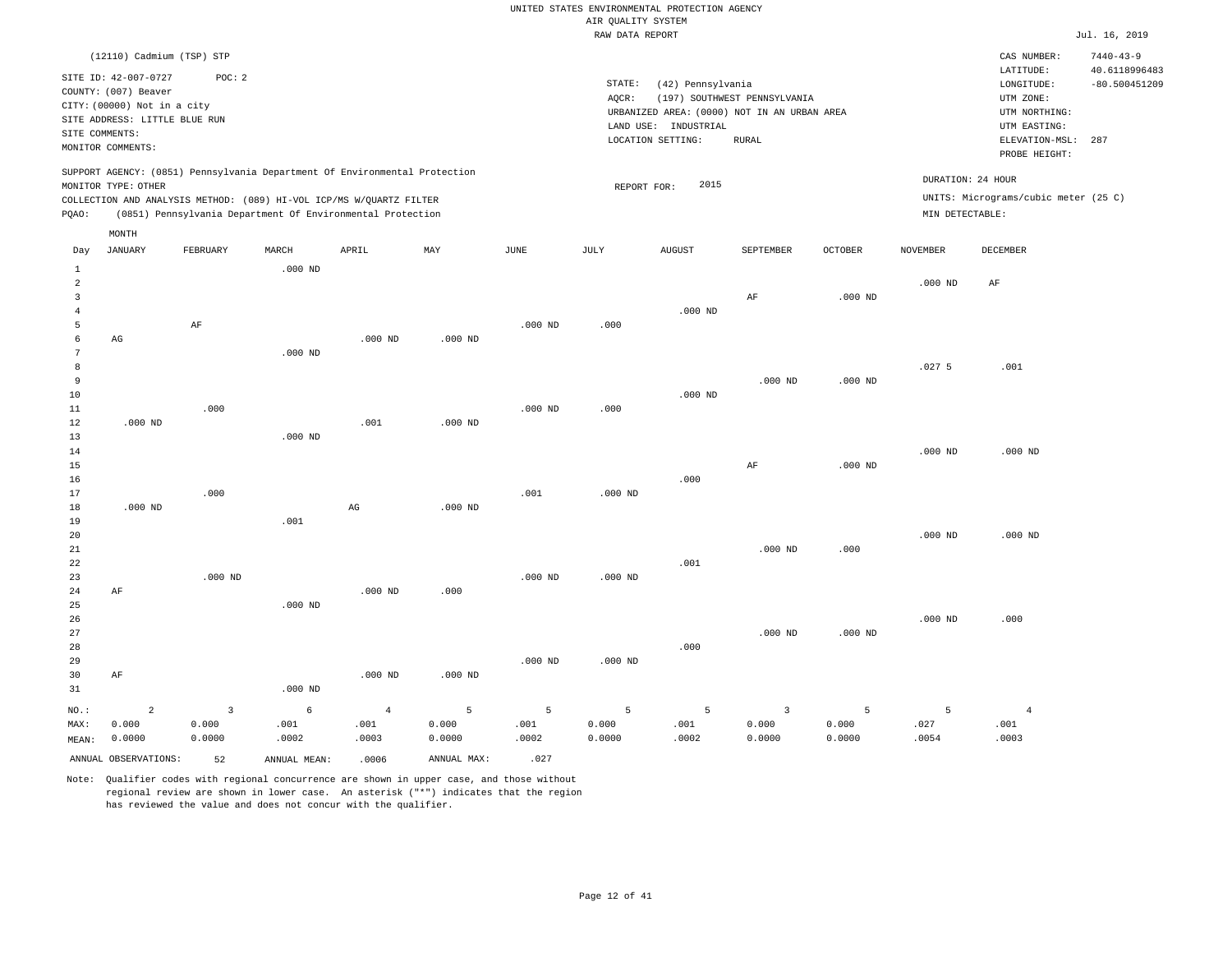UNITED STATES ENVIRONMENTAL PROTECTION AGENCY
AIR QUALITY SYSTEM
RAW DATA REPORT

Jul. 16, 2019

(12110) Cadmium (TSP) STP

SITE ID: 42-007-0727 POC: 2
COUNTY: (007) Beaver
CITY: (00000) Not in a city
SITE ADDRESS: LITTLE BLUE RUN
SITE COMMENTS:
MONITOR COMMENTS:

STATE: (42) Pennsylvania
AQCR: (197) SOUTHWEST PENNSYLVANIA
URBANIZED AREA: (0000) NOT IN AN URBAN AREA
LAND USE: INDUSTRIAL
LOCATION SETTING: RURAL

CAS NUMBER: 7440-43-9
LATITUDE: 40.6118996483
LONGITUDE: -80.500451209
UTM ZONE:
UTM NORTHING:
UTM EASTING:
ELEVATION-MSL: 287
PROBE HEIGHT:

SUPPORT AGENCY: (0851) Pennsylvania Department Of Environmental Protection
MONITOR TYPE: OTHER
COLLECTION AND ANALYSIS METHOD: (089) HI-VOL ICP/MS W/QUARTZ FILTER
PQAO: (0851) Pennsylvania Department Of Environmental Protection

REPORT FOR: 2015

DURATION: 24 HOUR
UNITS: Micrograms/cubic meter (25 C)
MIN DETECTABLE:

| Day | JANUARY | FEBRUARY | MARCH | APRIL | MAY | JUNE | JULY | AUGUST | SEPTEMBER | OCTOBER | NOVEMBER | DECEMBER |
|---|---|---|---|---|---|---|---|---|---|---|---|---|
| 1 | | | .000 ND | | | | | | | | | |
| 2 | | | | | | | | | | | .000 ND | AF |
| 3 | | | | | | | | | AF | .000 ND | | |
| 4 | | | | | | | | .000 ND | | | | |
| 5 | | AF | | | | .000 ND | .000 | | | | | |
| 6 | AG | | | .000 ND | .000 ND | | | | | | | |
| 7 | | | .000 ND | | | | | | | | | |
| 8 | | | | | | | | | | | .027 5 | .001 |
| 9 | | | | | | | | | .000 ND | .000 ND | | |
| 10 | | | | | | | | .000 ND | | | | |
| 11 | | .000 | | | | .000 ND | .000 | | | | | |
| 12 | .000 ND | | | .001 | .000 ND | | | | | | | |
| 13 | | | .000 ND | | | | | | | | | |
| 14 | | | | | | | | | | | .000 ND | .000 ND |
| 15 | | | | | | | | | AF | .000 ND | | |
| 16 | | | | | | | | .000 | | | | |
| 17 | | .000 | | | | .001 | .000 ND | | | | | |
| 18 | .000 ND | | | AG | .000 ND | | | | | | | |
| 19 | | | .001 | | | | | | | | | |
| 20 | | | | | | | | | | | .000 ND | .000 ND |
| 21 | | | | | | | | | .000 ND | .000 | | |
| 22 | | | | | | | | .001 | | | | |
| 23 | | .000 ND | | | | .000 ND | .000 ND | | | | | |
| 24 | AF | | | .000 ND | .000 | | | | | | | |
| 25 | | | .000 ND | | | | | | | | | |
| 26 | | | | | | | | | | | .000 ND | .000 |
| 27 | | | | | | | | | .000 ND | .000 ND | | |
| 28 | | | | | | | | .000 | | | | |
| 29 | | | | | | .000 ND | .000 ND | | | | | |
| 30 | AF | | | .000 ND | .000 ND | | | | | | | |
| 31 | | | .000 ND | | | | | | | | | |
| NO.: | 2 | 3 | 6 | 4 | 5 | 5 | 5 | 5 | 3 | 5 | 5 | 4 |
| MAX: | 0.000 | 0.000 | .001 | .001 | 0.000 | .001 | 0.000 | .001 | 0.000 | 0.000 | .027 | .001 |
| MEAN: | 0.0000 | 0.0000 | .0002 | .0003 | 0.0000 | .0002 | 0.0000 | .0002 | 0.0000 | 0.0000 | .0054 | .0003 |

ANNUAL OBSERVATIONS: 52 ANNUAL MEAN: .0006 ANNUAL MAX: .027

Note: Qualifier codes with regional concurrence are shown in upper case, and those without regional review are shown in lower case. An asterisk ("*") indicates that the region has reviewed the value and does not concur with the qualifier.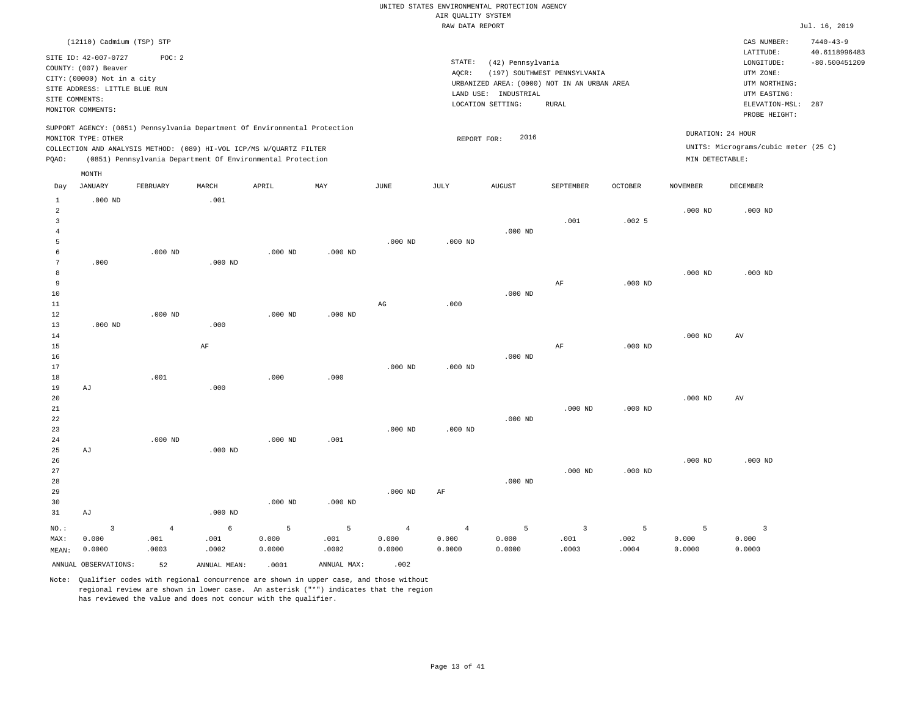UNITED STATES ENVIRONMENTAL PROTECTION AGENCY
AIR QUALITY SYSTEM
RAW DATA REPORT

Jul. 16, 2019

(12110) Cadmium (TSP) STP

SITE ID: 42-007-0727 POC: 2
COUNTY: (007) Beaver
CITY: (00000) Not in a city
SITE ADDRESS: LITTLE BLUE RUN
SITE COMMENTS:
MONITOR COMMENTS:

STATE: (42) Pennsylvania
AQCR: (197) SOUTHWEST PENNSYLVANIA
URBANIZED AREA: (0000) NOT IN AN URBAN AREA
LAND USE: INDUSTRIAL
LOCATION SETTING: RURAL

CAS NUMBER: 7440-43-9
LATITUDE: 40.6118996483
LONGITUDE: -80.500451209
UTM ZONE:
UTM NORTHING:
UTM EASTING:
ELEVATION-MSL: 287
PROBE HEIGHT:

SUPPORT AGENCY: (0851) Pennsylvania Department Of Environmental Protection
MONITOR TYPE: OTHER
COLLECTION AND ANALYSIS METHOD: (089) HI-VOL ICP/MS W/QUARTZ FILTER
PQAO: (0851) Pennsylvania Department Of Environmental Protection

REPORT FOR: 2016

DURATION: 24 HOUR
UNITS: Micrograms/cubic meter (25 C)
MIN DETECTABLE:

| Day | JANUARY | FEBRUARY | MARCH | APRIL | MAY | JUNE | JULY | AUGUST | SEPTEMBER | OCTOBER | NOVEMBER | DECEMBER |
|---|---|---|---|---|---|---|---|---|---|---|---|---|
| 1 | .000 ND | | .001 | | | | | | | | | |
| 2 | | | | | | | | | | | .000 ND | .000 ND |
| 3 | | | | | | | | | .001 | .002 5 | | |
| 4 | | | | | | | | .000 ND | | | | |
| 5 | | | | | | .000 ND | .000 ND | | | | | |
| 6 | | .000 ND | | .000 ND | .000 ND | | | | | | | |
| 7 | .000 | | .000 ND | | | | | | | | | |
| 8 | | | | | | | | | | | .000 ND | .000 ND |
| 9 | | | | | | | | | AF | .000 ND | | |
| 10 | | | | | | | | .000 ND | | | | |
| 11 | | | | | | AG | .000 | | | | | |
| 12 | | .000 ND | | .000 ND | .000 ND | | | | | | | |
| 13 | .000 ND | | .000 | | | | | | | | | |
| 14 | | | | | | | | | | | .000 ND | AV |
| 15 | | | AF | | | | | | AF | .000 ND | | |
| 16 | | | | | | | | .000 ND | | | | |
| 17 | | | | | | .000 ND | .000 ND | | | | | |
| 18 | | .001 | | .000 | .000 | | | | | | | |
| 19 | AJ | | .000 | | | | | | | | | |
| 20 | | | | | | | | | | | .000 ND | AV |
| 21 | | | | | | | | | .000 ND | .000 ND | | |
| 22 | | | | | | | | .000 ND | | | | |
| 23 | | | | | | .000 ND | .000 ND | | | | | |
| 24 | | .000 ND | | .000 ND | .001 | | | | | | | |
| 25 | AJ | | .000 ND | | | | | | | | | |
| 26 | | | | | | | | | | | .000 ND | .000 ND |
| 27 | | | | | | | | | .000 ND | .000 ND | | |
| 28 | | | | | | | | .000 ND | | | | |
| 29 | | | | | | .000 ND | AF | | | | | |
| 30 | | | | .000 ND | .000 ND | | | | | | | |
| 31 | AJ | | .000 ND | | | | | | | | | |
| NO.: | 3 | 4 | 6 | 5 | 5 | 4 | 4 | 5 | 3 | 5 | 5 | 3 |
| MAX: | 0.000 | .001 | .001 | 0.000 | .001 | 0.000 | 0.000 | 0.000 | .001 | .002 | 0.000 | 0.000 |
| MEAN: | 0.0000 | .0003 | .0002 | 0.0000 | .0002 | 0.0000 | 0.0000 | 0.0000 | .0003 | .0004 | 0.0000 | 0.0000 |

ANNUAL OBSERVATIONS: 52 ANNUAL MEAN: .0001 ANNUAL MAX: .002

Note: Qualifier codes with regional concurrence are shown in upper case, and those without regional review are shown in lower case. An asterisk ("*") indicates that the region has reviewed the value and does not concur with the qualifier.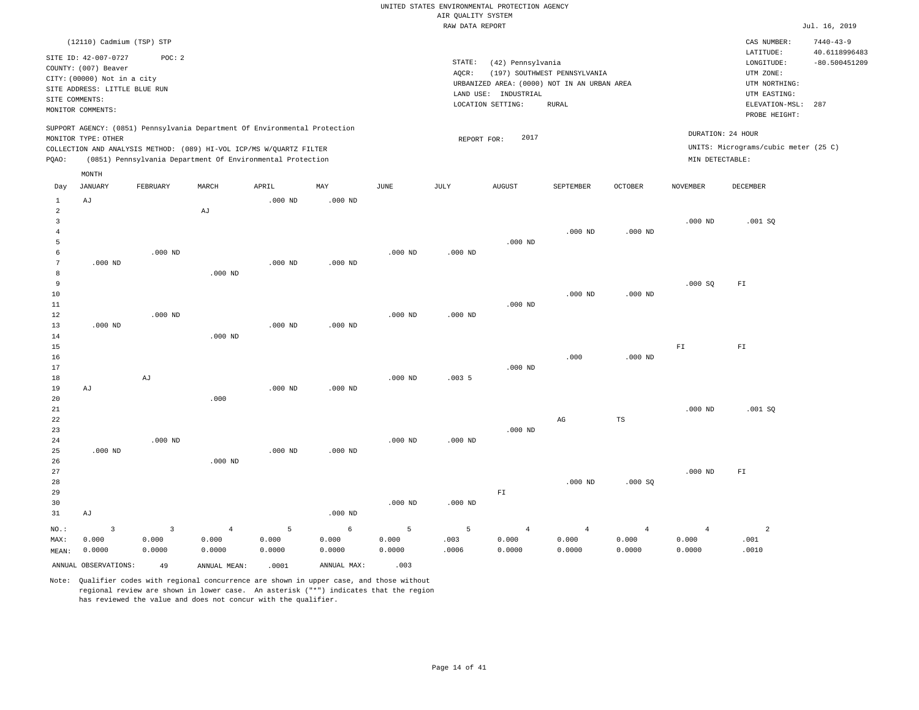UNITED STATES ENVIRONMENTAL PROTECTION AGENCY
AIR QUALITY SYSTEM
RAW DATA REPORT

Jul. 16, 2019

(12110) Cadmium (TSP) STP

SITE ID: 42-007-0727 POC: 2
COUNTY: (007) Beaver
CITY: (00000) Not in a city
SITE ADDRESS: LITTLE BLUE RUN
SITE COMMENTS:
MONITOR COMMENTS:

STATE: (42) Pennsylvania
AQCR: (197) SOUTHWEST PENNSYLVANIA
URBANIZED AREA: (0000) NOT IN AN URBAN AREA
LAND USE: INDUSTRIAL
LOCATION SETTING: RURAL

CAS NUMBER: 7440-43-9
LATITUDE: 40.6118996483
LONGITUDE: -80.500451209
UTM ZONE:
UTM NORTHING:
UTM EASTING:
ELEVATION-MSL: 287
PROBE HEIGHT:

SUPPORT AGENCY: (0851) Pennsylvania Department Of Environmental Protection
MONITOR TYPE: OTHER
COLLECTION AND ANALYSIS METHOD: (089) HI-VOL ICP/MS W/QUARTZ FILTER
PQAO: (0851) Pennsylvania Department Of Environmental Protection

REPORT FOR: 2017

DURATION: 24 HOUR
UNITS: Micrograms/cubic meter (25 C)
MIN DETECTABLE:

| Day | JANUARY | FEBRUARY | MARCH | APRIL | MAY | JUNE | JULY | AUGUST | SEPTEMBER | OCTOBER | NOVEMBER | DECEMBER |
|---|---|---|---|---|---|---|---|---|---|---|---|---|
| 1 | AJ | | | .000 ND | .000 ND | | | | | | | |
| 2 | | | AJ | | | | | | | | | |
| 3 | | | | | | | | | | | .000 ND | .001 SQ |
| 4 | | | | | | | | | .000 ND | .000 ND | | |
| 5 | | | | | | | | .000 ND | | | | |
| 6 | | .000 ND | | | | .000 ND | .000 ND | | | | | |
| 7 | .000 ND | | | .000 ND | .000 ND | | | | | | | |
| 8 | | | .000 ND | | | | | | | | | |
| 9 | | | | | | | | | | | .000 SQ | FI |
| 10 | | | | | | | | | .000 ND | .000 ND | | |
| 11 | | | | | | | | .000 ND | | | | |
| 12 | | .000 ND | | | | .000 ND | .000 ND | | | | | |
| 13 | .000 ND | | | .000 ND | .000 ND | | | | | | | |
| 14 | | | .000 ND | | | | | | | | | |
| 15 | | | | | | | | | | | FI | FI |
| 16 | | | | | | | | | .000 | .000 ND | | |
| 17 | | | | | | | | .000 ND | | | | |
| 18 | | AJ | | | | .000 ND | .003 5 | | | | | |
| 19 | AJ | | | .000 ND | .000 ND | | | | | | | |
| 20 | | | .000 | | | | | | | | | |
| 21 | | | | | | | | | | | .000 ND | .001 SQ |
| 22 | | | | | | | | | AG | TS | | |
| 23 | | | | | | | | .000 ND | | | | |
| 24 | | .000 ND | | | | .000 ND | .000 ND | | | | | |
| 25 | .000 ND | | | .000 ND | .000 ND | | | | | | | |
| 26 | | | .000 ND | | | | | | | | | |
| 27 | | | | | | | | | | | .000 ND | FI |
| 28 | | | | | | | | | .000 ND | .000 SQ | | |
| 29 | | | | | | | | FI | | | | |
| 30 | | | | | | .000 ND | .000 ND | | | | | |
| 31 | AJ | | | | .000 ND | | | | | | | |
| NO.: | 3 | 3 | 4 | 5 | 6 | 5 | 5 | 4 | 4 | 4 | 4 | 2 |
| MAX: | 0.000 | 0.000 | 0.000 | 0.000 | 0.000 | 0.000 | .003 | 0.000 | 0.000 | 0.000 | 0.000 | .001 |
| MEAN: | 0.0000 | 0.0000 | 0.0000 | 0.0000 | 0.0000 | 0.0000 | .0006 | 0.0000 | 0.0000 | 0.0000 | 0.0000 | .0010 |

ANNUAL OBSERVATIONS: 49 ANNUAL MEAN: .0001 ANNUAL MAX: .003

Note: Qualifier codes with regional concurrence are shown in upper case, and those without regional review are shown in lower case. An asterisk ("*") indicates that the region has reviewed the value and does not concur with the qualifier.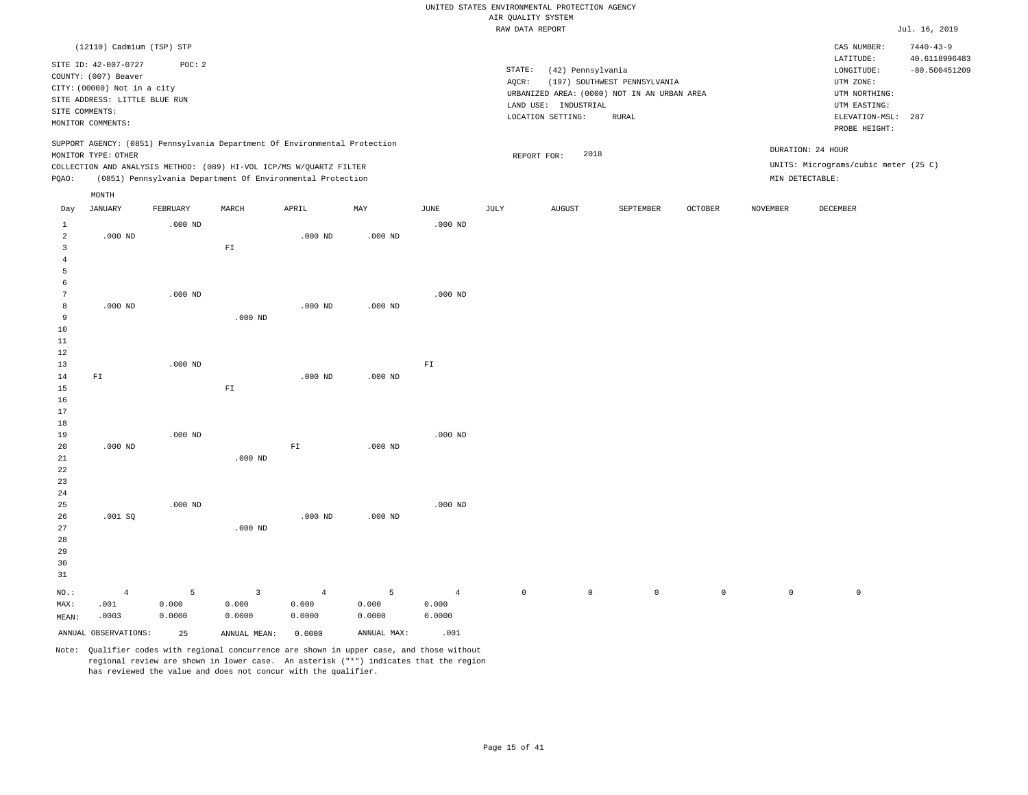UNITED STATES ENVIRONMENTAL PROTECTION AGENCY
AIR QUALITY SYSTEM
RAW DATA REPORT

Jul. 16, 2019

(12110) Cadmium (TSP) STP

SITE ID: 42-007-0727 POC: 2
COUNTY: (007) Beaver
CITY: (00000) Not in a city
SITE ADDRESS: LITTLE BLUE RUN
SITE COMMENTS:
MONITOR COMMENTS:

STATE: (42) Pennsylvania
AQCR: (197) SOUTHWEST PENNSYLVANIA
URBANIZED AREA: (0000) NOT IN AN URBAN AREA
LAND USE: INDUSTRIAL
LOCATION SETTING: RURAL

CAS NUMBER: 7440-43-9
LATITUDE: 40.6118996483
LONGITUDE: -80.500451209
UTM ZONE:
UTM NORTHING:
UTM EASTING:
ELEVATION-MSL: 287
PROBE HEIGHT:

SUPPORT AGENCY: (0851) Pennsylvania Department Of Environmental Protection
MONITOR TYPE: OTHER
COLLECTION AND ANALYSIS METHOD: (089) HI-VOL ICP/MS W/QUARTZ FILTER
PQAO: (0851) Pennsylvania Department Of Environmental Protection

REPORT FOR: 2018

DURATION: 24 HOUR
UNITS: Micrograms/cubic meter (25 C)
MIN DETECTABLE:

| Day | JANUARY | FEBRUARY | MARCH | APRIL | MAY | JUNE | JULY | AUGUST | SEPTEMBER | OCTOBER | NOVEMBER | DECEMBER |
|---|---|---|---|---|---|---|---|---|---|---|---|---|
| 1 | | .000 ND | | | | .000 ND | | | | | | |
| 2 | .000 ND | | | .000 ND | .000 ND | | | | | | | |
| 3 | | | FI | | | | | | | | | |
| 4 | | | | | | | | | | | | |
| 5 | | | | | | | | | | | | |
| 6 | | | | | | | | | | | | |
| 7 | | .000 ND | | | | .000 ND | | | | | | |
| 8 | .000 ND | | | .000 ND | .000 ND | | | | | | | |
| 9 | | | .000 ND | | | | | | | | | |
| 10 | | | | | | | | | | | | |
| 11 | | | | | | | | | | | | |
| 12 | | | | | | | | | | | | |
| 13 | | .000 ND | | | | FI | | | | | | |
| 14 | FI | | | .000 ND | .000 ND | | | | | | | |
| 15 | | | FI | | | | | | | | | |
| 16 | | | | | | | | | | | | |
| 17 | | | | | | | | | | | | |
| 18 | | | | | | | | | | | | |
| 19 | | .000 ND | | | | .000 ND | | | | | | |
| 20 | .000 ND | | | FI | .000 ND | | | | | | | |
| 21 | | | .000 ND | | | | | | | | | |
| 22 | | | | | | | | | | | | |
| 23 | | | | | | | | | | | | |
| 24 | | | | | | | | | | | | |
| 25 | | .000 ND | | | | .000 ND | | | | | | |
| 26 | .001 SQ | | | .000 ND | .000 ND | | | | | | | |
| 27 | | | .000 ND | | | | | | | | | |
| 28 | | | | | | | | | | | | |
| 29 | | | | | | | | | | | | |
| 30 | | | | | | | | | | | | |
| 31 | | | | | | | | | | | | |
| NO.: | 4 | 5 | 3 | 4 | 5 | 4 | 0 | 0 | 0 | 0 | 0 | 0 |
| MAX: | .001 | 0.000 | 0.000 | 0.000 | 0.000 | 0.000 | | | | | | |
| MEAN: | .0003 | 0.0000 | 0.0000 | 0.0000 | 0.0000 | 0.0000 | | | | | | |

ANNUAL OBSERVATIONS: 25 ANNUAL MEAN: 0.0000 ANNUAL MAX: .001

Note: Qualifier codes with regional concurrence are shown in upper case, and those without regional review are shown in lower case. An asterisk ("*") indicates that the region has reviewed the value and does not concur with the qualifier.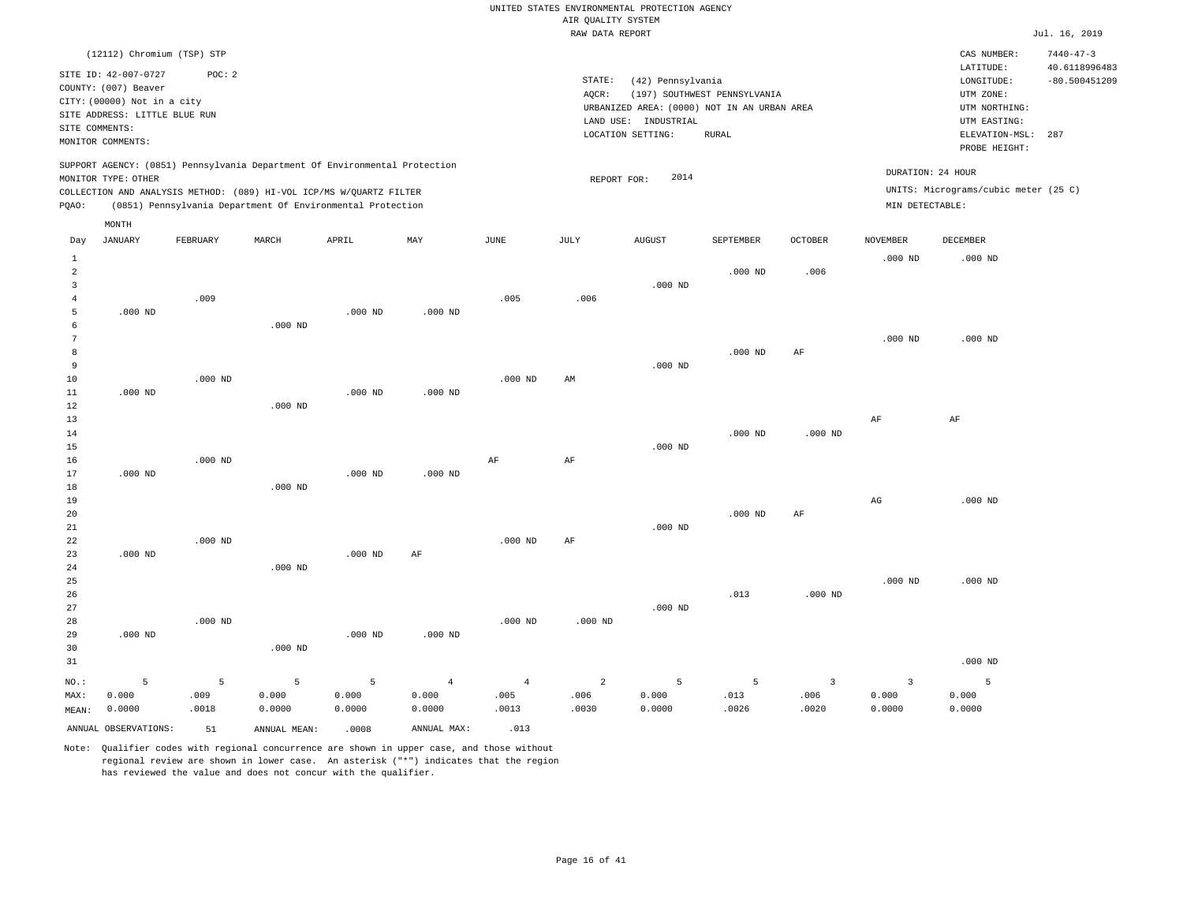UNITED STATES ENVIRONMENTAL PROTECTION AGENCY
AIR QUALITY SYSTEM
RAW DATA REPORT

Jul. 16, 2019

(12112) Chromium (TSP) STP

SITE ID: 42-007-0727 POC: 2
COUNTY: (007) Beaver
CITY: (00000) Not in a city
SITE ADDRESS: LITTLE BLUE RUN
SITE COMMENTS:
MONITOR COMMENTS:

STATE: (42) Pennsylvania
AQCR: (197) SOUTHWEST PENNSYLVANIA
URBANIZED AREA: (0000) NOT IN AN URBAN AREA
LAND USE: INDUSTRIAL
LOCATION SETTING: RURAL

CAS NUMBER: 7440-47-3
LATITUDE: 40.6118996483
LONGITUDE: -80.500451209
UTM ZONE:
UTM NORTHING:
UTM EASTING:
ELEVATION-MSL: 287
PROBE HEIGHT:

SUPPORT AGENCY: (0851) Pennsylvania Department Of Environmental Protection
MONITOR TYPE: OTHER
COLLECTION AND ANALYSIS METHOD: (089) HI-VOL ICP/MS W/QUARTZ FILTER
PQAO: (0851) Pennsylvania Department Of Environmental Protection

REPORT FOR: 2014

DURATION: 24 HOUR
UNITS: Micrograms/cubic meter (25 C)
MIN DETECTABLE:

| Day | JANUARY | FEBRUARY | MARCH | APRIL | MAY | JUNE | JULY | AUGUST | SEPTEMBER | OCTOBER | NOVEMBER | DECEMBER |
|---|---|---|---|---|---|---|---|---|---|---|---|---|
| 1 | | | | | | | | | | | .000 ND | .000 ND |
| 2 | | | | | | | | | .000 ND | .006 | | |
| 3 | | | | | | | | .000 ND | | | | |
| 4 | | .009 | | | | .005 | .006 | | | | | |
| 5 | .000 ND | | | .000 ND | .000 ND | | | | | | | |
| 6 | | | .000 ND | | | | | | | | | |
| 7 | | | | | | | | | | | .000 ND | .000 ND |
| 8 | | | | | | | | | .000 ND | AF | | |
| 9 | | | | | | | | .000 ND | | | | |
| 10 | | .000 ND | | | | .000 ND | AM | | | | | |
| 11 | .000 ND | | | .000 ND | .000 ND | | | | | | | |
| 12 | | | .000 ND | | | | | | | | | |
| 13 | | | | | | | | | | | AF | AF |
| 14 | | | | | | | | | .000 ND | .000 ND | | |
| 15 | | | | | | | | .000 ND | | | | |
| 16 | | .000 ND | | | | AF | AF | | | | | |
| 17 | .000 ND | | | .000 ND | .000 ND | | | | | | | |
| 18 | | | .000 ND | | | | | | | | | |
| 19 | | | | | | | | | | | AG | .000 ND |
| 20 | | | | | | | | | .000 ND | AF | | |
| 21 | | | | | | | | .000 ND | | | | |
| 22 | | .000 ND | | | | .000 ND | AF | | | | | |
| 23 | .000 ND | | | .000 ND | AF | | | | | | | |
| 24 | | | .000 ND | | | | | | | | | |
| 25 | | | | | | | | | | | .000 ND | .000 ND |
| 26 | | | | | | | | | .013 | .000 ND | | |
| 27 | | | | | | | | .000 ND | | | | |
| 28 | | .000 ND | | | | .000 ND | .000 ND | | | | | |
| 29 | .000 ND | | | .000 ND | .000 ND | | | | | | | |
| 30 | | | .000 ND | | | | | | | | | |
| 31 | | | | | | | | | | | | .000 ND |
| NO.: | 5 | 5 | 5 | 5 | 4 | 4 | 2 | 5 | 5 | 3 | 3 | 5 |
| MAX: | 0.000 | .009 | 0.000 | 0.000 | 0.000 | .005 | .006 | 0.000 | .013 | .006 | 0.000 | 0.000 |
| MEAN: | 0.0000 | .0018 | 0.0000 | 0.0000 | 0.0000 | .0013 | .0030 | 0.0000 | .0026 | .0020 | 0.0000 | 0.0000 |

ANNUAL OBSERVATIONS: 51 ANNUAL MEAN: .0008 ANNUAL MAX: .013

Note: Qualifier codes with regional concurrence are shown in upper case, and those without regional review are shown in lower case. An asterisk ("*") indicates that the region has reviewed the value and does not concur with the qualifier.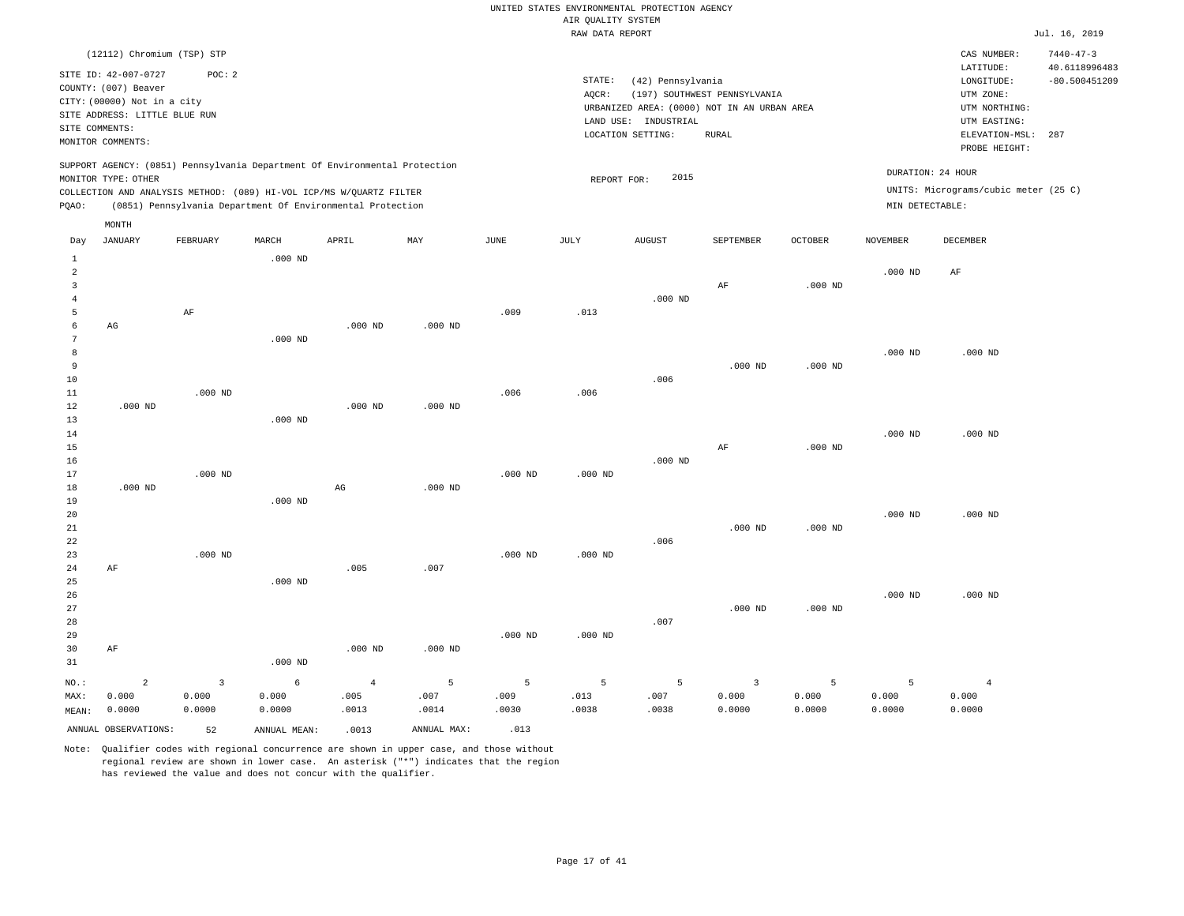UNITED STATES ENVIRONMENTAL PROTECTION AGENCY
AIR QUALITY SYSTEM
RAW DATA REPORT

Jul. 16, 2019

(12112) Chromium (TSP) STP

SITE ID: 42-007-0727 POC: 2
COUNTY: (007) Beaver
CITY: (00000) Not in a city
SITE ADDRESS: LITTLE BLUE RUN
SITE COMMENTS:
MONITOR COMMENTS:

STATE: (42) Pennsylvania
AQCR: (197) SOUTHWEST PENNSYLVANIA
URBANIZED AREA: (0000) NOT IN AN URBAN AREA
LAND USE: INDUSTRIAL
LOCATION SETTING: RURAL

CAS NUMBER: 7440-47-3
LATITUDE: 40.6118996483
LONGITUDE: -80.500451209
UTM ZONE:
UTM NORTHING:
UTM EASTING:
ELEVATION-MSL: 287
PROBE HEIGHT:

SUPPORT AGENCY: (0851) Pennsylvania Department Of Environmental Protection
MONITOR TYPE: OTHER
COLLECTION AND ANALYSIS METHOD: (089) HI-VOL ICP/MS W/QUARTZ FILTER
PQAO: (0851) Pennsylvania Department Of Environmental Protection

REPORT FOR: 2015

DURATION: 24 HOUR
UNITS: Micrograms/cubic meter (25 C)
MIN DETECTABLE:

| Day | JANUARY | FEBRUARY | MARCH | APRIL | MAY | JUNE | JULY | AUGUST | SEPTEMBER | OCTOBER | NOVEMBER | DECEMBER |
|---|---|---|---|---|---|---|---|---|---|---|---|---|
| 1 | | | .000 ND | | | | | | | | | |
| 2 | | | | | | | | | | | .000 ND | AF |
| 3 | | | | | | | | | AF | .000 ND | | |
| 4 | | | | | | | | .000 ND | | | | |
| 5 | | AF | | | | .009 | .013 | | | | | |
| 6 | AG | | | .000 ND | .000 ND | | | | | | | |
| 7 | | | .000 ND | | | | | | | | | |
| 8 | | | | | | | | | | | .000 ND | .000 ND |
| 9 | | | | | | | | | .000 ND | .000 ND | | |
| 10 | | | | | | | | .006 | | | | |
| 11 | | .000 ND | | | | .006 | .006 | | | | | |
| 12 | .000 ND | | | .000 ND | .000 ND | | | | | | | |
| 13 | | | .000 ND | | | | | | | | | |
| 14 | | | | | | | | | | | .000 ND | .000 ND |
| 15 | | | | | | | | | AF | .000 ND | | |
| 16 | | | | | | | | .000 ND | | | | |
| 17 | | .000 ND | | | | .000 ND | .000 ND | | | | | |
| 18 | .000 ND | | | AG | .000 ND | | | | | | | |
| 19 | | | .000 ND | | | | | | | | | |
| 20 | | | | | | | | | | | .000 ND | .000 ND |
| 21 | | | | | | | | | .000 ND | .000 ND | | |
| 22 | | | | | | | | .006 | | | | |
| 23 | | .000 ND | | | | .000 ND | .000 ND | | | | | |
| 24 | AF | | | .005 | .007 | | | | | | | |
| 25 | | | .000 ND | | | | | | | | | |
| 26 | | | | | | | | | | | .000 ND | .000 ND |
| 27 | | | | | | | | | .000 ND | .000 ND | | |
| 28 | | | | | | | | .007 | | | | |
| 29 | | | | | | .000 ND | .000 ND | | | | | |
| 30 | AF | | | .000 ND | .000 ND | | | | | | | |
| 31 | | | .000 ND | | | | | | | | | |
| NO.: | 2 | 3 | 6 | 4 | 5 | 5 | 5 | 5 | 3 | 5 | 5 | 4 |
| MAX: | 0.000 | 0.000 | 0.000 | .005 | .007 | .009 | .013 | .007 | 0.000 | 0.000 | 0.000 | 0.000 |
| MEAN: | 0.0000 | 0.0000 | 0.0000 | .0013 | .0014 | .0030 | .0038 | .0038 | 0.0000 | 0.0000 | 0.0000 | 0.0000 |

ANNUAL OBSERVATIONS: 52 ANNUAL MEAN: .0013 ANNUAL MAX: .013

Note: Qualifier codes with regional concurrence are shown in upper case, and those without regional review are shown in lower case. An asterisk ("*") indicates that the region has reviewed the value and does not concur with the qualifier.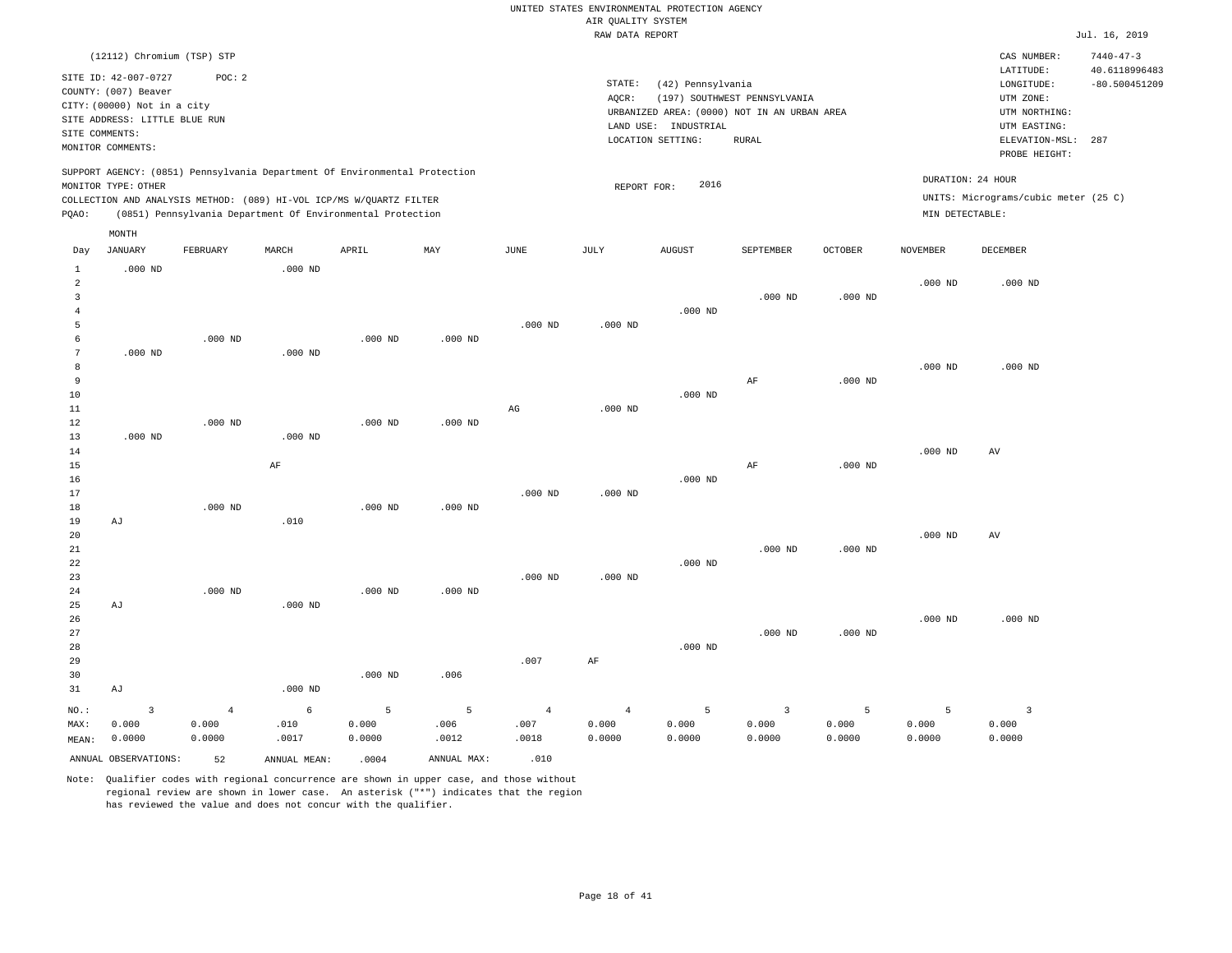UNITED STATES ENVIRONMENTAL PROTECTION AGENCY
AIR QUALITY SYSTEM
RAW DATA REPORT

Jul. 16, 2019

(12112) Chromium (TSP) STP

SITE ID: 42-007-0727  POC: 2
COUNTY: (007) Beaver
CITY: (00000) Not in a city
SITE ADDRESS: LITTLE BLUE RUN
SITE COMMENTS:
MONITOR COMMENTS:

STATE: (42) Pennsylvania
AQCR: (197) SOUTHWEST PENNSYLVANIA
URBANIZED AREA: (0000) NOT IN AN URBAN AREA
LAND USE: INDUSTRIAL
LOCATION SETTING: RURAL

CAS NUMBER: 7440-47-3
LATITUDE: 40.6118996483
LONGITUDE: -80.500451209
UTM ZONE:
UTM NORTHING:
UTM EASTING:
ELEVATION-MSL: 287
PROBE HEIGHT:

SUPPORT AGENCY: (0851) Pennsylvania Department Of Environmental Protection
MONITOR TYPE: OTHER
COLLECTION AND ANALYSIS METHOD: (089) HI-VOL ICP/MS W/QUARTZ FILTER
PQAO: (0851) Pennsylvania Department Of Environmental Protection

REPORT FOR: 2016

DURATION: 24 HOUR
UNITS: Micrograms/cubic meter (25 C)
MIN DETECTABLE:

| Day | JANUARY | FEBRUARY | MARCH | APRIL | MAY | JUNE | JULY | AUGUST | SEPTEMBER | OCTOBER | NOVEMBER | DECEMBER |
|---|---|---|---|---|---|---|---|---|---|---|---|---|
| 1 | .000 ND | | .000 ND | | | | | | | | | |
| 2 | | | | | | | | | | | .000 ND | .000 ND |
| 3 | | | | | | | | | .000 ND | .000 ND | | |
| 4 | | | | | | | | .000 ND | | | | |
| 5 | | | | | | .000 ND | .000 ND | | | | | |
| 6 | | .000 ND | | .000 ND | .000 ND | | | | | | | |
| 7 | .000 ND | | .000 ND | | | | | | | | | |
| 8 | | | | | | | | | | | .000 ND | .000 ND |
| 9 | | | | | | | | | AF | .000 ND | | |
| 10 | | | | | | | | .000 ND | | | | |
| 11 | | | | | | AG | .000 ND | | | | | |
| 12 | | .000 ND | | .000 ND | .000 ND | | | | | | | |
| 13 | .000 ND | | .000 ND | | | | | | | | | |
| 14 | | | | | | | | | | | .000 ND | AV |
| 15 | | | AF | | | | | | AF | .000 ND | | |
| 16 | | | | | | | | .000 ND | | | | |
| 17 | | | | | | .000 ND | .000 ND | | | | | |
| 18 | | .000 ND | | .000 ND | .000 ND | | | | | | | |
| 19 | AJ | | .010 | | | | | | | | | |
| 20 | | | | | | | | | | | .000 ND | AV |
| 21 | | | | | | | | | .000 ND | .000 ND | | |
| 22 | | | | | | | | .000 ND | | | | |
| 23 | | | | | | .000 ND | .000 ND | | | | | |
| 24 | | .000 ND | | .000 ND | .000 ND | | | | | | | |
| 25 | AJ | | .000 ND | | | | | | | | | |
| 26 | | | | | | | | | | | .000 ND | .000 ND |
| 27 | | | | | | | | | .000 ND | .000 ND | | |
| 28 | | | | | | | | .000 ND | | | | |
| 29 | | | | | | .007 | AF | | | | | |
| 30 | | | | .000 ND | .006 | | | | | | | |
| 31 | AJ | | .000 ND | | | | | | | | | |
| NO.: | 3 | 4 | 6 | 5 | 5 | 4 | 4 | 5 | 3 | 5 | 5 | 3 |
| MAX: | 0.000 | 0.000 | .010 | 0.000 | .006 | .007 | 0.000 | 0.000 | 0.000 | 0.000 | 0.000 | 0.000 |
| MEAN: | 0.0000 | 0.0000 | .0017 | 0.0000 | .0012 | .0018 | 0.0000 | 0.0000 | 0.0000 | 0.0000 | 0.0000 | 0.0000 |

ANNUAL OBSERVATIONS: 52  ANNUAL MEAN: .0004  ANNUAL MAX: .010

Note: Qualifier codes with regional concurrence are shown in upper case, and those without regional review are shown in lower case. An asterisk ("*") indicates that the region has reviewed the value and does not concur with the qualifier.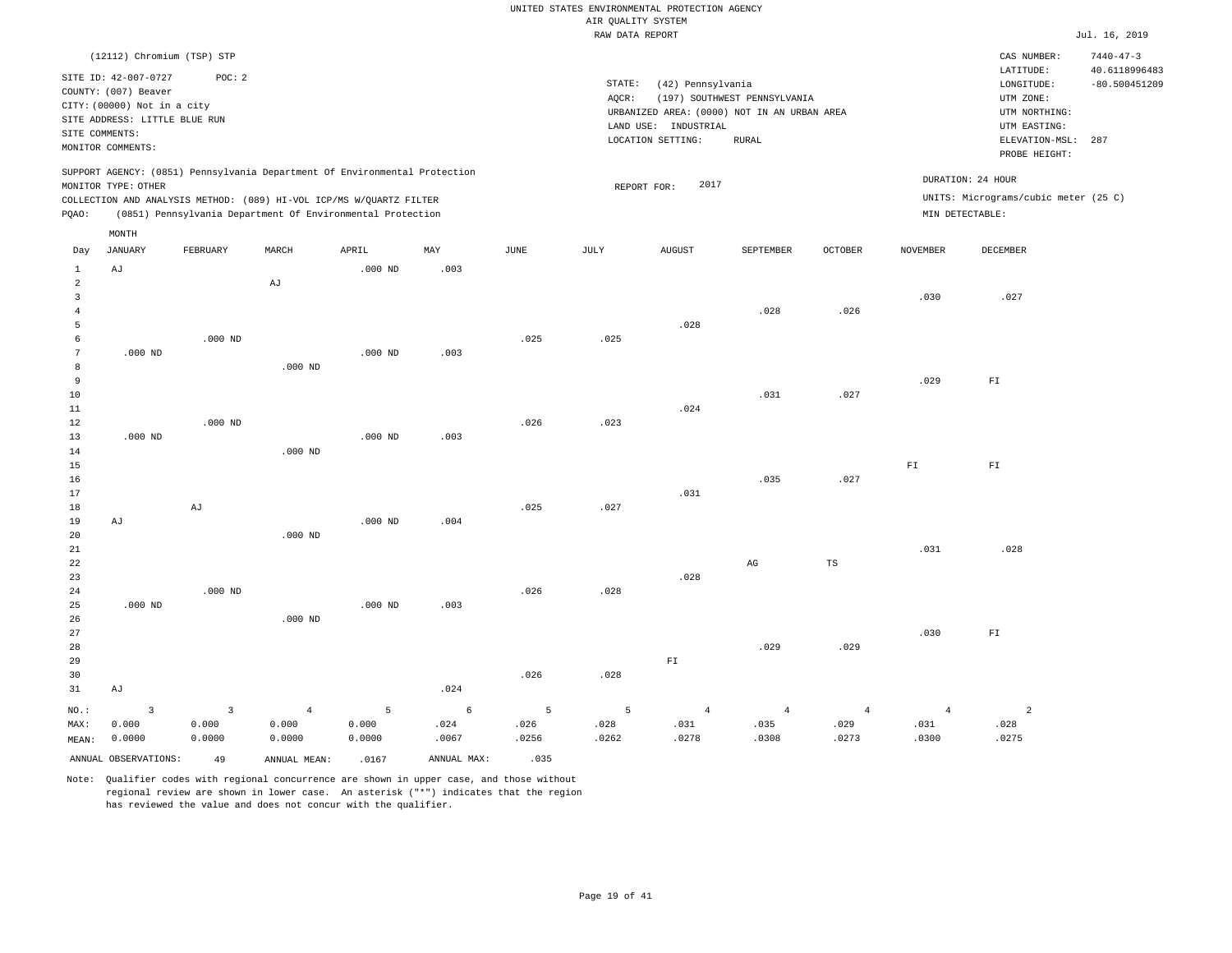UNITED STATES ENVIRONMENTAL PROTECTION AGENCY
AIR QUALITY SYSTEM
RAW DATA REPORT

Jul. 16, 2019

(12112) Chromium (TSP) STP

SITE ID: 42-007-0727 POC: 2
COUNTY: (007) Beaver
CITY: (00000) Not in a city
SITE ADDRESS: LITTLE BLUE RUN
SITE COMMENTS:
MONITOR COMMENTS:

STATE: (42) Pennsylvania
AQCR: (197) SOUTHWEST PENNSYLVANIA
URBANIZED AREA: (0000) NOT IN AN URBAN AREA
LAND USE: INDUSTRIAL
LOCATION SETTING: RURAL

CAS NUMBER: 7440-47-3
LATITUDE: 40.6118996483
LONGITUDE: -80.500451209
UTM ZONE:
UTM NORTHING:
UTM EASTING:
ELEVATION-MSL: 287
PROBE HEIGHT:

SUPPORT AGENCY: (0851) Pennsylvania Department Of Environmental Protection
MONITOR TYPE: OTHER
COLLECTION AND ANALYSIS METHOD: (089) HI-VOL ICP/MS W/QUARTZ FILTER
PQAO: (0851) Pennsylvania Department Of Environmental Protection

REPORT FOR: 2017

DURATION: 24 HOUR
UNITS: Micrograms/cubic meter (25 C)
MIN DETECTABLE:

| Day | JANUARY | FEBRUARY | MARCH | APRIL | MAY | JUNE | JULY | AUGUST | SEPTEMBER | OCTOBER | NOVEMBER | DECEMBER |
|---|---|---|---|---|---|---|---|---|---|---|---|---|
| 1 | AJ | | | .000 ND | .003 | | | | | | | |
| 2 | | | AJ | | | | | | | | | |
| 3 | | | | | | | | | | | .030 | .027 |
| 4 | | | | | | | | | .028 | .026 | | |
| 5 | | | | | | | | .028 | | | | |
| 6 | | .000 ND | | | | .025 | .025 | | | | | |
| 7 | .000 ND | | | .000 ND | .003 | | | | | | | |
| 8 | | | .000 ND | | | | | | | | | |
| 9 | | | | | | | | | | | .029 | FI |
| 10 | | | | | | | | | .031 | .027 | | |
| 11 | | | | | | | | .024 | | | | |
| 12 | | .000 ND | | | | .026 | .023 | | | | | |
| 13 | .000 ND | | | .000 ND | .003 | | | | | | | |
| 14 | | | .000 ND | | | | | | | | | |
| 15 | | | | | | | | | | | FI | FI |
| 16 | | | | | | | | | .035 | .027 | | |
| 17 | | | | | | | | .031 | | | | |
| 18 | | AJ | | | | .025 | .027 | | | | | |
| 19 | AJ | | | .000 ND | .004 | | | | | | | |
| 20 | | | .000 ND | | | | | | | | | |
| 21 | | | | | | | | | | | .031 | .028 |
| 22 | | | | | | | | | AG | TS | | |
| 23 | | | | | | | | .028 | | | | |
| 24 | | .000 ND | | | | .026 | .028 | | | | | |
| 25 | .000 ND | | | .000 ND | .003 | | | | | | | |
| 26 | | | .000 ND | | | | | | | | | |
| 27 | | | | | | | | | | | .030 | FI |
| 28 | | | | | | | | | .029 | .029 | | |
| 29 | | | | | | | | FI | | | | |
| 30 | | | | | | .026 | .028 | | | | | |
| 31 | AJ | | | | .024 | | | | | | | |
| NO.: | 3 | 3 | 4 | 5 | 6 | 5 | 5 | 4 | 4 | 4 | 4 | 2 |
| MAX: | 0.000 | 0.000 | 0.000 | 0.000 | .024 | .026 | .028 | .031 | .035 | .029 | .031 | .028 |
| MEAN: | 0.0000 | 0.0000 | 0.0000 | 0.0000 | .0067 | .0256 | .0262 | .0278 | .0308 | .0273 | .0300 | .0275 |

ANNUAL OBSERVATIONS: 49 ANNUAL MEAN: .0167 ANNUAL MAX: .035

Note: Qualifier codes with regional concurrence are shown in upper case, and those without regional review are shown in lower case. An asterisk ("*") indicates that the region has reviewed the value and does not concur with the qualifier.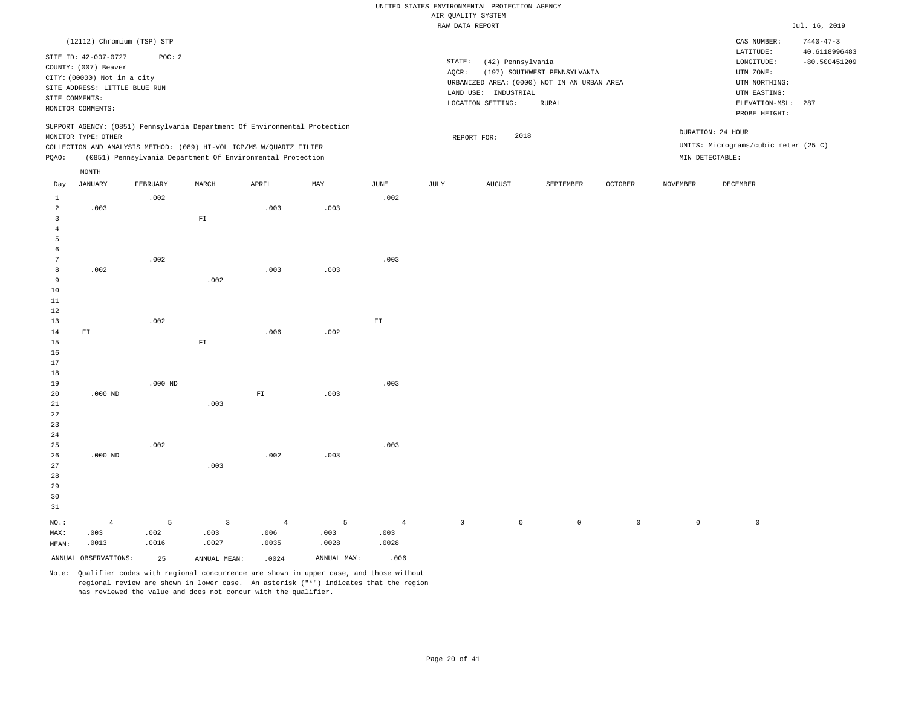UNITED STATES ENVIRONMENTAL PROTECTION AGENCY
AIR QUALITY SYSTEM
RAW DATA REPORT

Jul. 16, 2019

(12112) Chromium (TSP) STP

SITE ID: 42-007-0727 POC: 2
COUNTY: (007) Beaver
CITY: (00000) Not in a city
SITE ADDRESS: LITTLE BLUE RUN
SITE COMMENTS:
MONITOR COMMENTS:

STATE: (42) Pennsylvania
AQCR: (197) SOUTHWEST PENNSYLVANIA
URBANIZED AREA: (0000) NOT IN AN URBAN AREA
LAND USE: INDUSTRIAL
LOCATION SETTING: RURAL

CAS NUMBER: 7440-47-3
LATITUDE: 40.6118996483
LONGITUDE: -80.500451209
UTM ZONE:
UTM NORTHING:
UTM EASTING:
ELEVATION-MSL: 287
PROBE HEIGHT:

SUPPORT AGENCY: (0851) Pennsylvania Department Of Environmental Protection
MONITOR TYPE: OTHER
COLLECTION AND ANALYSIS METHOD: (089) HI-VOL ICP/MS W/QUARTZ FILTER
PQAO: (0851) Pennsylvania Department Of Environmental Protection

REPORT FOR: 2018

DURATION: 24 HOUR
UNITS: Micrograms/cubic meter (25 C)
MIN DETECTABLE:

| Day | JANUARY | FEBRUARY | MARCH | APRIL | MAY | JUNE | JULY | AUGUST | SEPTEMBER | OCTOBER | NOVEMBER | DECEMBER |
|---|---|---|---|---|---|---|---|---|---|---|---|---|
| 1 | | .002 | | | | .002 | | | | | | |
| 2 | .003 | | | .003 | .003 | | | | | | | |
| 3 | | | FI | | | | | | | | | |
| 4 | | | | | | | | | | | | |
| 5 | | | | | | | | | | | | |
| 6 | | | | | | | | | | | | |
| 7 | | .002 | | | | .003 | | | | | | |
| 8 | .002 | | | .003 | .003 | | | | | | | |
| 9 | | | .002 | | | | | | | | | |
| 10 | | | | | | | | | | | | |
| 11 | | | | | | | | | | | | |
| 12 | | | | | | | | | | | | |
| 13 | | .002 | | | | FI | | | | | | |
| 14 | FI | | | .006 | .002 | | | | | | | |
| 15 | | | FI | | | | | | | | | |
| 16 | | | | | | | | | | | | |
| 17 | | | | | | | | | | | | |
| 18 | | | | | | | | | | | | |
| 19 | | .000 ND | | | | .003 | | | | | | |
| 20 | .000 ND | | | FI | .003 | | | | | | | |
| 21 | | | .003 | | | | | | | | | |
| 22 | | | | | | | | | | | | |
| 23 | | | | | | | | | | | | |
| 24 | | | | | | | | | | | | |
| 25 | | .002 | | | | .003 | | | | | | |
| 26 | .000 ND | | | .002 | .003 | | | | | | | |
| 27 | | | .003 | | | | | | | | | |
| 28 | | | | | | | | | | | | |
| 29 | | | | | | | | | | | | |
| 30 | | | | | | | | | | | | |
| 31 | | | | | | | | | | | | |
| NO.: | 4 | 5 | 3 | 4 | 5 | 4 | 0 | 0 | 0 | 0 | 0 | 0 |
| MAX: | .003 | .002 | .003 | .006 | .003 | .003 | | | | | | |
| MEAN: | .0013 | .0016 | .0027 | .0035 | .0028 | .0028 | | | | | | |

ANNUAL OBSERVATIONS: 25 ANNUAL MEAN: .0024 ANNUAL MAX: .006

Note: Qualifier codes with regional concurrence are shown in upper case, and those without regional review are shown in lower case. An asterisk ("*") indicates that the region has reviewed the value and does not concur with the qualifier.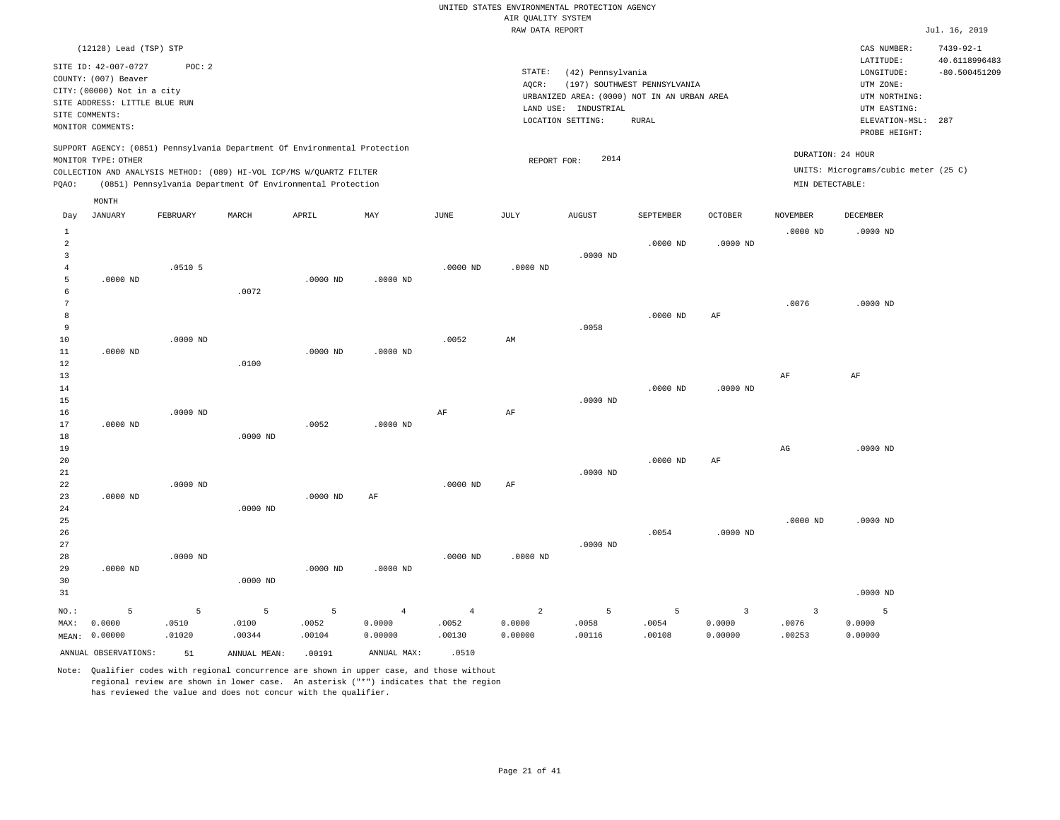UNITED STATES ENVIRONMENTAL PROTECTION AGENCY
AIR QUALITY SYSTEM
RAW DATA REPORT

Jul. 16, 2019

(12128) Lead (TSP) STP

SITE ID: 42-007-0727    POC: 2
COUNTY: (007) Beaver
CITY: (00000) Not in a city
SITE ADDRESS: LITTLE BLUE RUN
SITE COMMENTS:
MONITOR COMMENTS:

STATE: (42) Pennsylvania
AQCR: (197) SOUTHWEST PENNSYLVANIA
URBANIZED AREA: (0000) NOT IN AN URBAN AREA
LAND USE: INDUSTRIAL
LOCATION SETTING: RURAL

CAS NUMBER: 7439-92-1
LATITUDE: 40.6118996483
LONGITUDE: -80.500451209
UTM ZONE:
UTM NORTHING:
UTM EASTING:
ELEVATION-MSL: 287
PROBE HEIGHT:

SUPPORT AGENCY: (0851) Pennsylvania Department Of Environmental Protection
MONITOR TYPE: OTHER
COLLECTION AND ANALYSIS METHOD: (089) HI-VOL ICP/MS W/QUARTZ FILTER
PQAO: (0851) Pennsylvania Department Of Environmental Protection

REPORT FOR: 2014

DURATION: 24 HOUR
UNITS: Micrograms/cubic meter (25 C)
MIN DETECTABLE:

| Day | JANUARY | FEBRUARY | MARCH | APRIL | MAY | JUNE | JULY | AUGUST | SEPTEMBER | OCTOBER | NOVEMBER | DECEMBER |
|---|---|---|---|---|---|---|---|---|---|---|---|---|
| 1 | | | | | | | | | | | .0000 ND | .0000 ND |
| 2 | | | | | | | | | .0000 ND | .0000 ND | | |
| 3 | | | | | | | | .0000 ND | | | | |
| 4 | | .0510 5 | | | | .0000 ND | .0000 ND | | | | | |
| 5 | .0000 ND | | | .0000 ND | .0000 ND | | | | | | | |
| 6 | | | .0072 | | | | | | | | | |
| 7 | | | | | | | | | | | .0076 | .0000 ND |
| 8 | | | | | | | | | .0000 ND | AF | | |
| 9 | | | | | | | | .0058 | | | | |
| 10 | | .0000 ND | | | | .0052 | AM | | | | | |
| 11 | .0000 ND | | | .0000 ND | .0000 ND | | | | | | | |
| 12 | | | .0100 | | | | | | | | | |
| 13 | | | | | | | | | | | AF | AF |
| 14 | | | | | | | | | .0000 ND | .0000 ND | | |
| 15 | | | | | | | | .0000 ND | | | | |
| 16 | | .0000 ND | | | | AF | AF | | | | | |
| 17 | .0000 ND | | | .0052 | .0000 ND | | | | | | | |
| 18 | | | .0000 ND | | | | | | | | | |
| 19 | | | | | | | | | | | AG | .0000 ND |
| 20 | | | | | | | | | .0000 ND | AF | | |
| 21 | | | | | | | | .0000 ND | | | | |
| 22 | | .0000 ND | | | | .0000 ND | AF | | | | | |
| 23 | .0000 ND | | | .0000 ND | AF | | | | | | | |
| 24 | | | .0000 ND | | | | | | | | | |
| 25 | | | | | | | | | | | .0000 ND | .0000 ND |
| 26 | | | | | | | | | .0054 | .0000 ND | | |
| 27 | | | | | | | | .0000 ND | | | | |
| 28 | | .0000 ND | | | | .0000 ND | .0000 ND | | | | | |
| 29 | .0000 ND | | | .0000 ND | .0000 ND | | | | | | | |
| 30 | | | .0000 ND | | | | | | | | | |
| 31 | | | | | | | | | | | | .0000 ND |
| NO.: | 5 | 5 | 5 | 5 | 4 | 4 | 2 | 5 | 5 | 3 | 3 | 5 |
| MAX: | 0.0000 | .0510 | .0100 | .0052 | 0.0000 | .0052 | 0.0000 | .0058 | .0054 | 0.0000 | .0076 | 0.0000 |
| MEAN: | 0.00000 | .01020 | .00344 | .00104 | 0.00000 | .00130 | 0.00000 | .00116 | .00108 | 0.00000 | .00253 | 0.00000 |

ANNUAL OBSERVATIONS: 51    ANNUAL MEAN: .00191    ANNUAL MAX: .0510

Note: Qualifier codes with regional concurrence are shown in upper case, and those without regional review are shown in lower case. An asterisk ("*") indicates that the region has reviewed the value and does not concur with the qualifier.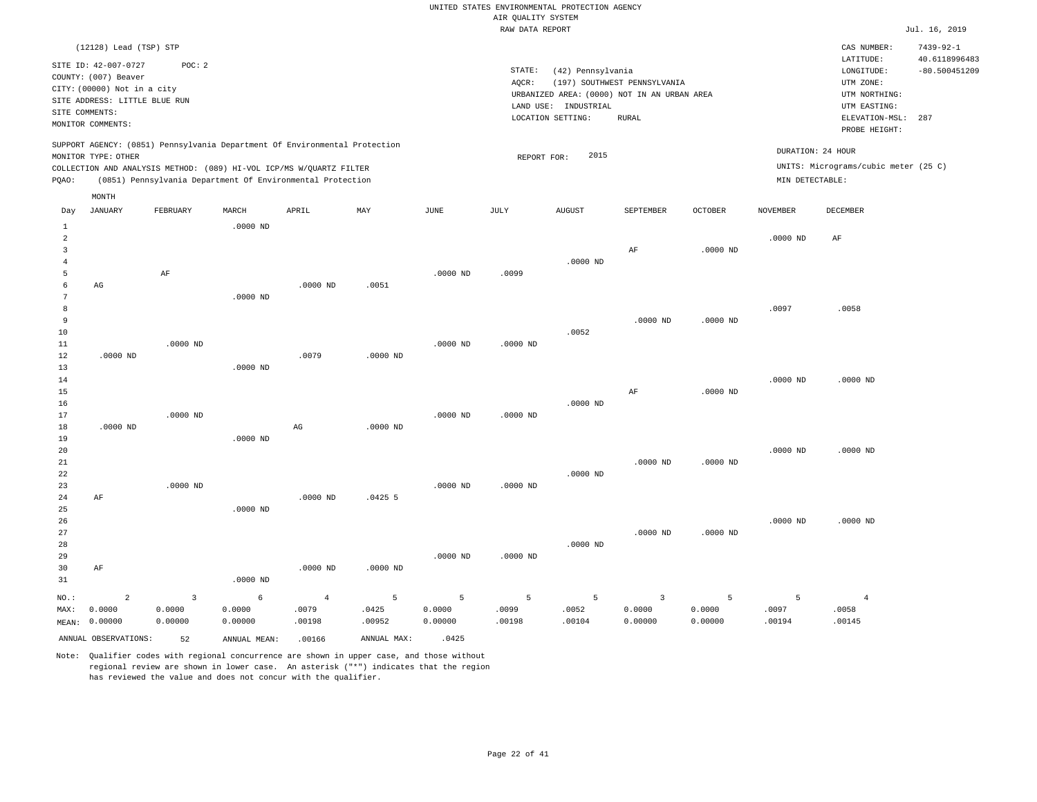UNITED STATES ENVIRONMENTAL PROTECTION AGENCY
AIR QUALITY SYSTEM
RAW DATA REPORT

Jul. 16, 2019

(12128) Lead (TSP) STP

SITE ID: 42-007-0727 POC: 2
COUNTY: (007) Beaver
CITY: (00000) Not in a city
SITE ADDRESS: LITTLE BLUE RUN
SITE COMMENTS:
MONITOR COMMENTS:

STATE: (42) Pennsylvania
AQCR: (197) SOUTHWEST PENNSYLVANIA
URBANIZED AREA: (0000) NOT IN AN URBAN AREA
LAND USE: INDUSTRIAL
LOCATION SETTING: RURAL

CAS NUMBER: 7439-92-1
LATITUDE: 40.6118996483
LONGITUDE: -80.500451209
UTM ZONE:
UTM NORTHING:
UTM EASTING:
ELEVATION-MSL: 287
PROBE HEIGHT:

SUPPORT AGENCY: (0851) Pennsylvania Department Of Environmental Protection
MONITOR TYPE: OTHER
COLLECTION AND ANALYSIS METHOD: (089) HI-VOL ICP/MS W/QUARTZ FILTER
PQAO: (0851) Pennsylvania Department Of Environmental Protection

REPORT FOR: 2015

DURATION: 24 HOUR
UNITS: Micrograms/cubic meter (25 C)
MIN DETECTABLE:

| Day | JANUARY | FEBRUARY | MARCH | APRIL | MAY | JUNE | JULY | AUGUST | SEPTEMBER | OCTOBER | NOVEMBER | DECEMBER |
|---|---|---|---|---|---|---|---|---|---|---|---|---|
| 1 | | | .0000 ND | | | | | | | | | |
| 2 | | | | | | | | | | | .0000 ND | AF |
| 3 | | | | | | | | | AF | .0000 ND | | |
| 4 | | | | | | | | .0000 ND | | | | |
| 5 | | AF | | | | .0000 ND | .0099 | | | | | |
| 6 | AG | | | .0000 ND | .0051 | | | | | | | |
| 7 | | | .0000 ND | | | | | | | | | |
| 8 | | | | | | | | | | | .0097 | .0058 |
| 9 | | | | | | | | | .0000 ND | .0000 ND | | |
| 10 | | | | | | | | .0052 | | | | |
| 11 | | .0000 ND | | | | .0000 ND | .0000 ND | | | | | |
| 12 | .0000 ND | | | .0079 | .0000 ND | | | | | | | |
| 13 | | | .0000 ND | | | | | | | | | |
| 14 | | | | | | | | | | | .0000 ND | .0000 ND |
| 15 | | | | | | | | | AF | .0000 ND | | |
| 16 | | | | | | | | .0000 ND | | | | |
| 17 | | .0000 ND | | | | .0000 ND | .0000 ND | | | | | |
| 18 | .0000 ND | | | AG | .0000 ND | | | | | | | |
| 19 | | | .0000 ND | | | | | | | | | |
| 20 | | | | | | | | | | | .0000 ND | .0000 ND |
| 21 | | | | | | | | | .0000 ND | .0000 ND | | |
| 22 | | | | | | | | .0000 ND | | | | |
| 23 | | .0000 ND | | | | .0000 ND | .0000 ND | | | | | |
| 24 | AF | | | .0000 ND | .0425 5 | | | | | | | |
| 25 | | | .0000 ND | | | | | | | | | |
| 26 | | | | | | | | | | | .0000 ND | .0000 ND |
| 27 | | | | | | | | | .0000 ND | .0000 ND | | |
| 28 | | | | | | | | .0000 ND | | | | |
| 29 | | | | | | .0000 ND | .0000 ND | | | | | |
| 30 | AF | | | .0000 ND | .0000 ND | | | | | | | |
| 31 | | | .0000 ND | | | | | | | | | |
| NO.: | 2 | 3 | 6 | 4 | 5 | 5 | 5 | 5 | 3 | 5 | 5 | 4 |
| MAX: | 0.0000 | 0.0000 | 0.0000 | .0079 | .0425 | 0.0000 | .0099 | .0052 | 0.0000 | 0.0000 | .0097 | .0058 |
| MEAN: | 0.00000 | 0.00000 | 0.00000 | .00198 | .00952 | 0.00000 | .00198 | .00104 | 0.00000 | 0.00000 | .00194 | .00145 |

ANNUAL OBSERVATIONS: 52 ANNUAL MEAN: .00166 ANNUAL MAX: .0425

Note: Qualifier codes with regional concurrence are shown in upper case, and those without regional review are shown in lower case. An asterisk ("*") indicates that the region has reviewed the value and does not concur with the qualifier.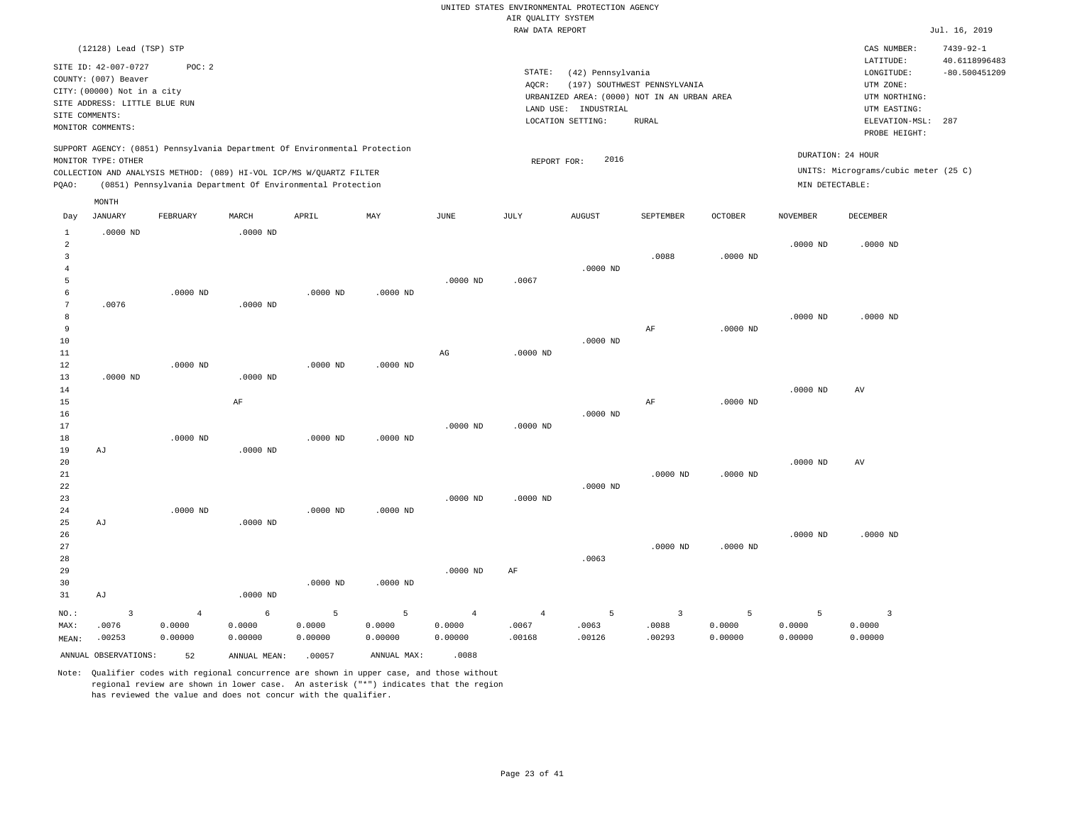UNITED STATES ENVIRONMENTAL PROTECTION AGENCY
AIR QUALITY SYSTEM
RAW DATA REPORT

Jul. 16, 2019

(12128) Lead (TSP) STP

SITE ID: 42-007-0727 POC: 2
COUNTY: (007) Beaver
CITY: (00000) Not in a city
SITE ADDRESS: LITTLE BLUE RUN
SITE COMMENTS:
MONITOR COMMENTS:

STATE: (42) Pennsylvania
AQCR: (197) SOUTHWEST PENNSYLVANIA
URBANIZED AREA: (0000) NOT IN AN URBAN AREA
LAND USE: INDUSTRIAL
LOCATION SETTING: RURAL

CAS NUMBER: 7439-92-1
LATITUDE: 40.6118996483
LONGITUDE: -80.500451209
UTM ZONE:
UTM NORTHING:
UTM EASTING:
ELEVATION-MSL: 287
PROBE HEIGHT:

SUPPORT AGENCY: (0851) Pennsylvania Department Of Environmental Protection
MONITOR TYPE: OTHER
COLLECTION AND ANALYSIS METHOD: (089) HI-VOL ICP/MS W/QUARTZ FILTER
PQAO: (0851) Pennsylvania Department Of Environmental Protection

REPORT FOR: 2016

DURATION: 24 HOUR
UNITS: Micrograms/cubic meter (25 C)
MIN DETECTABLE:

| Day | JANUARY | FEBRUARY | MARCH | APRIL | MAY | JUNE | JULY | AUGUST | SEPTEMBER | OCTOBER | NOVEMBER | DECEMBER |
|---|---|---|---|---|---|---|---|---|---|---|---|---|
| 1 | .0000 ND | | .0000 ND | | | | | | | | | |
| 2 | | | | | | | | | | | .0000 ND | .0000 ND |
| 3 | | | | | | | | | .0088 | .0000 ND | | |
| 4 | | | | | | | | .0000 ND | | | | |
| 5 | | | | | | .0000 ND | .0067 | | | | | |
| 6 | | .0000 ND | | .0000 ND | .0000 ND | | | | | | | |
| 7 | .0076 | | .0000 ND | | | | | | | | | |
| 8 | | | | | | | | | | | .0000 ND | .0000 ND |
| 9 | | | | | | | | | AF | .0000 ND | | |
| 10 | | | | | | | | .0000 ND | | | | |
| 11 | | | | | | AG | .0000 ND | | | | | |
| 12 | | .0000 ND | | .0000 ND | .0000 ND | | | | | | | |
| 13 | .0000 ND | | .0000 ND | | | | | | | | | |
| 14 | | | | | | | | | | | .0000 ND | AV |
| 15 | | | AF | | | | | | AF | .0000 ND | | |
| 16 | | | | | | | | .0000 ND | | | | |
| 17 | | | | | | .0000 ND | .0000 ND | | | | | |
| 18 | | .0000 ND | | .0000 ND | .0000 ND | | | | | | | |
| 19 | AJ | | .0000 ND | | | | | | | | | |
| 20 | | | | | | | | | | | .0000 ND | AV |
| 21 | | | | | | | | | .0000 ND | .0000 ND | | |
| 22 | | | | | | | | .0000 ND | | | | |
| 23 | | | | | | .0000 ND | .0000 ND | | | | | |
| 24 | | .0000 ND | | .0000 ND | .0000 ND | | | | | | | |
| 25 | AJ | | .0000 ND | | | | | | | | | |
| 26 | | | | | | | | | | | .0000 ND | .0000 ND |
| 27 | | | | | | | | | .0000 ND | .0000 ND | | |
| 28 | | | | | | | | .0063 | | | | |
| 29 | | | | | | .0000 ND | AF | | | | | |
| 30 | | | | .0000 ND | .0000 ND | | | | | | | |
| 31 | AJ | | .0000 ND | | | | | | | | | |
| NO.: | 3 | 4 | 6 | 5 | 5 | 4 | 4 | 5 | 3 | 5 | 5 | 3 |
| MAX: | .0076 | 0.0000 | 0.0000 | 0.0000 | 0.0000 | 0.0000 | .0067 | .0063 | .0088 | 0.0000 | 0.0000 | 0.0000 |
| MEAN: | .00253 | 0.00000 | 0.00000 | 0.00000 | 0.00000 | 0.00000 | .00168 | .00126 | .00293 | 0.00000 | 0.00000 | 0.00000 |

ANNUAL OBSERVATIONS: 52 ANNUAL MEAN: .00057 ANNUAL MAX: .0088

Note: Qualifier codes with regional concurrence are shown in upper case, and those without regional review are shown in lower case. An asterisk ("*") indicates that the region has reviewed the value and does not concur with the qualifier.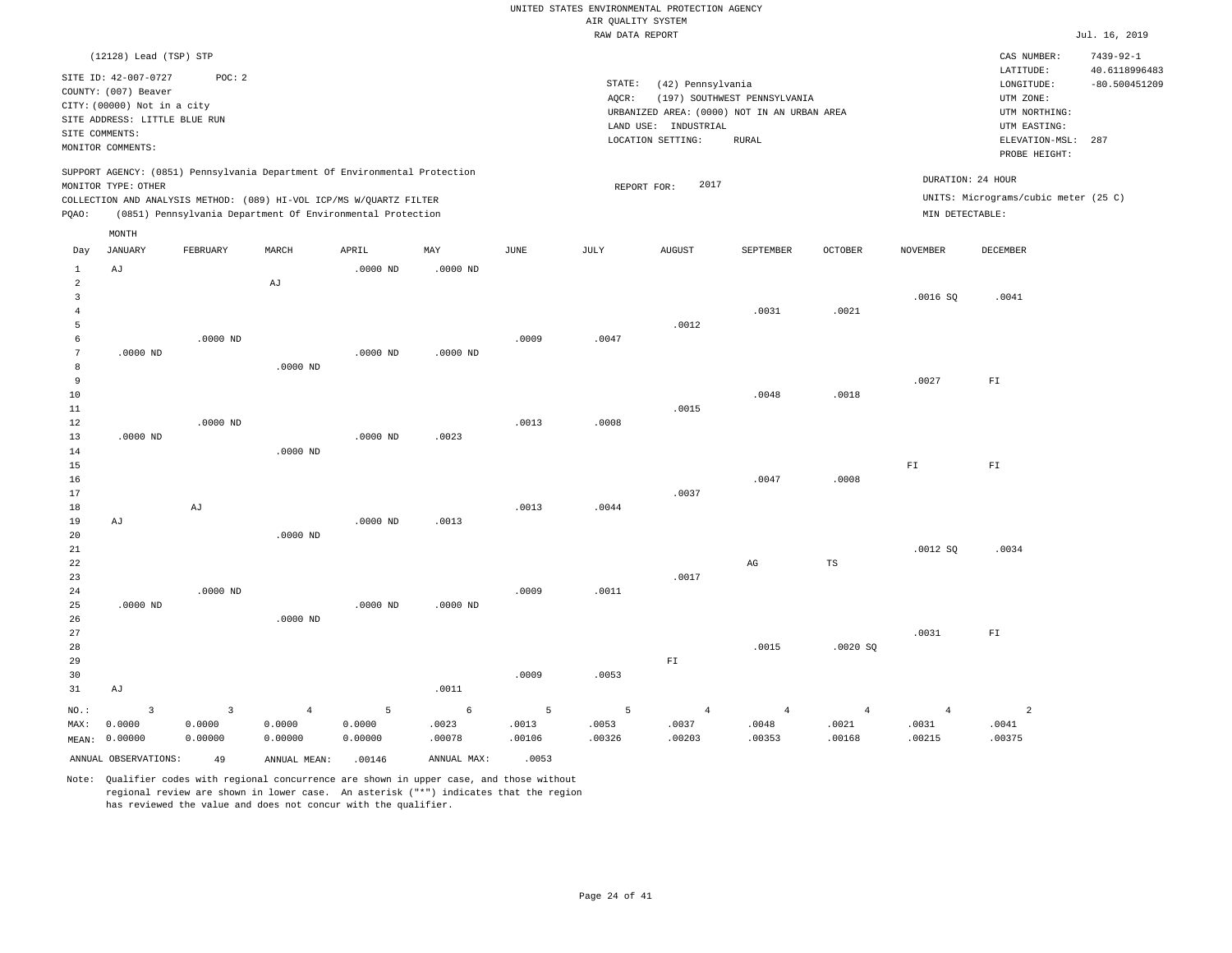UNITED STATES ENVIRONMENTAL PROTECTION AGENCY
AIR QUALITY SYSTEM
RAW DATA REPORT

Jul. 16, 2019

(12128) Lead (TSP) STP

SITE ID: 42-007-0727 POC: 2
COUNTY: (007) Beaver
CITY: (00000) Not in a city
SITE ADDRESS: LITTLE BLUE RUN
SITE COMMENTS:
MONITOR COMMENTS:

STATE: (42) Pennsylvania
AQCR: (197) SOUTHWEST PENNSYLVANIA
URBANIZED AREA: (0000) NOT IN AN URBAN AREA
LAND USE: INDUSTRIAL
LOCATION SETTING: RURAL

CAS NUMBER: 7439-92-1
LATITUDE: 40.6118996483
LONGITUDE: -80.500451209
UTM ZONE:
UTM NORTHING:
UTM EASTING:
ELEVATION-MSL: 287
PROBE HEIGHT:

SUPPORT AGENCY: (0851) Pennsylvania Department Of Environmental Protection
MONITOR TYPE: OTHER
COLLECTION AND ANALYSIS METHOD: (089) HI-VOL ICP/MS W/QUARTZ FILTER
PQAO: (0851) Pennsylvania Department Of Environmental Protection

REPORT FOR: 2017

DURATION: 24 HOUR
UNITS: Micrograms/cubic meter (25 C)
MIN DETECTABLE:

| Day | JANUARY | FEBRUARY | MARCH | APRIL | MAY | JUNE | JULY | AUGUST | SEPTEMBER | OCTOBER | NOVEMBER | DECEMBER |
|---|---|---|---|---|---|---|---|---|---|---|---|---|
| 1 | AJ | | | .0000 ND | .0000 ND | | | | | | | |
| 2 | | | AJ | | | | | | | | | |
| 3 | | | | | | | | | | | .0016 SQ | .0041 |
| 4 | | | | | | | | | .0031 | .0021 | | |
| 5 | | | | | | | | .0012 | | | | |
| 6 | | .0000 ND | | | | .0009 | .0047 | | | | | |
| 7 | .0000 ND | | | .0000 ND | .0000 ND | | | | | | | |
| 8 | | | .0000 ND | | | | | | | | | |
| 9 | | | | | | | | | | | .0027 | FI |
| 10 | | | | | | | | | .0048 | .0018 | | |
| 11 | | | | | | | | .0015 | | | | |
| 12 | | .0000 ND | | | | .0013 | .0008 | | | | | |
| 13 | .0000 ND | | | .0000 ND | .0023 | | | | | | | |
| 14 | | | .0000 ND | | | | | | | | | |
| 15 | | | | | | | | | | | FI | FI |
| 16 | | | | | | | | | .0047 | .0008 | | |
| 17 | | | | | | | | .0037 | | | | |
| 18 | | AJ | | | | .0013 | .0044 | | | | | |
| 19 | AJ | | | .0000 ND | .0013 | | | | | | | |
| 20 | | | .0000 ND | | | | | | | | | |
| 21 | | | | | | | | | | | .0012 SQ | .0034 |
| 22 | | | | | | | | | AG | TS | | |
| 23 | | | | | | | | .0017 | | | | |
| 24 | | .0000 ND | | | | .0009 | .0011 | | | | | |
| 25 | .0000 ND | | | .0000 ND | .0000 ND | | | | | | | |
| 26 | | | .0000 ND | | | | | | | | | |
| 27 | | | | | | | | | | | .0031 | FI |
| 28 | | | | | | | | | .0015 | .0020 SQ | | |
| 29 | | | | | | | | FI | | | | |
| 30 | | | | | | .0009 | .0053 | | | | | |
| 31 | AJ | | | | .0011 | | | | | | | |
| NO.: | 3 | 3 | 4 | 5 | 6 | 5 | 5 | 4 | 4 | 4 | 4 | 2 |
| MAX: | 0.0000 | 0.0000 | 0.0000 | 0.0000 | .0023 | .0013 | .0053 | .0037 | .0048 | .0021 | .0031 | .0041 |
| MEAN: | 0.00000 | 0.00000 | 0.00000 | 0.00000 | .00078 | .00106 | .00326 | .00203 | .00353 | .00168 | .00215 | .00375 |

ANNUAL OBSERVATIONS: 49 ANNUAL MEAN: .00146 ANNUAL MAX: .0053

Note: Qualifier codes with regional concurrence are shown in upper case, and those without regional review are shown in lower case. An asterisk ("*") indicates that the region has reviewed the value and does not concur with the qualifier.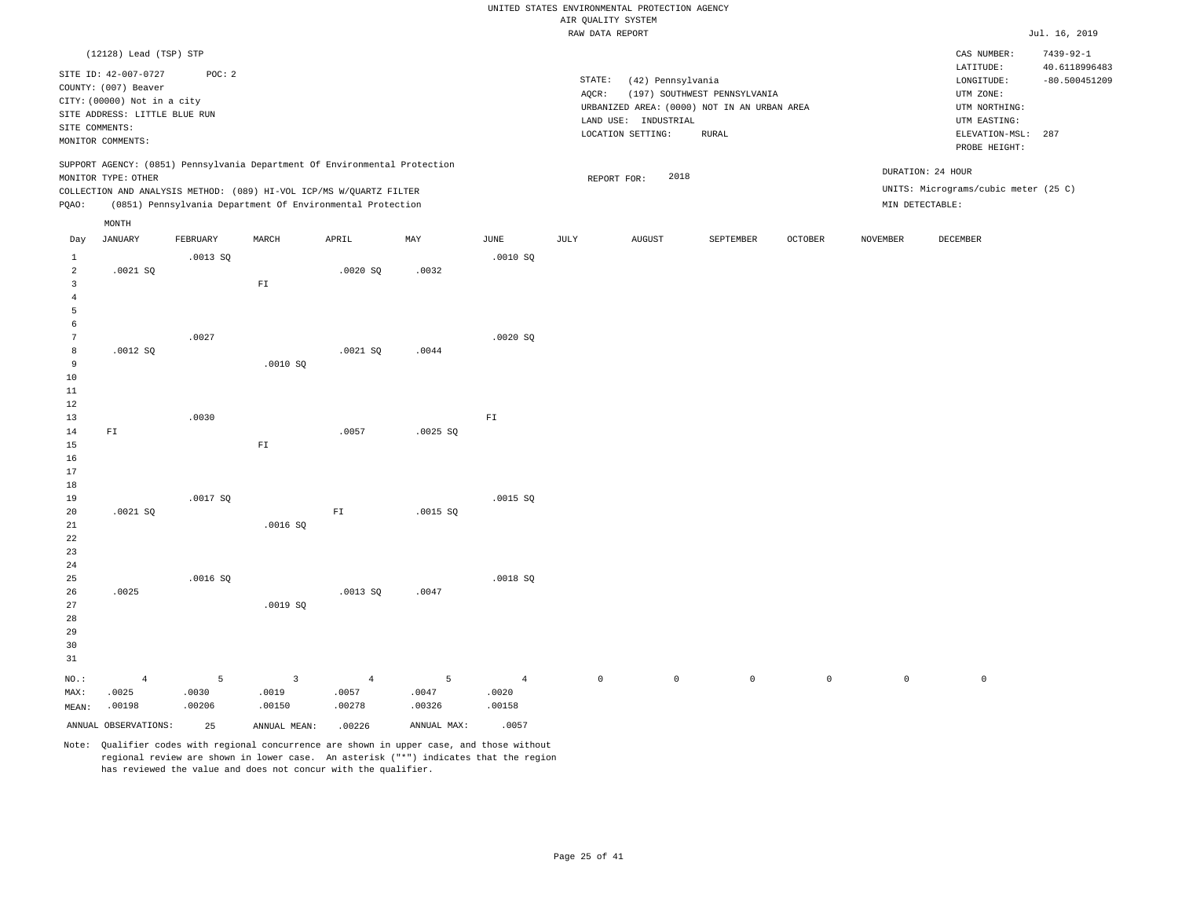UNITED STATES ENVIRONMENTAL PROTECTION AGENCY
AIR QUALITY SYSTEM
RAW DATA REPORT

Jul. 16, 2019

(12128) Lead (TSP) STP

SITE ID: 42-007-0727 POC: 2
COUNTY: (007) Beaver
CITY: (00000) Not in a city
SITE ADDRESS: LITTLE BLUE RUN
SITE COMMENTS:
MONITOR COMMENTS:

STATE: (42) Pennsylvania
AQCR: (197) SOUTHWEST PENNSYLVANIA
URBANIZED AREA: (0000) NOT IN AN URBAN AREA
LAND USE: INDUSTRIAL
LOCATION SETTING: RURAL

CAS NUMBER: 7439-92-1
LATITUDE: 40.6118996483
LONGITUDE: -80.500451209
UTM ZONE:
UTM NORTHING:
UTM EASTING:
ELEVATION-MSL: 287
PROBE HEIGHT:

SUPPORT AGENCY: (0851) Pennsylvania Department Of Environmental Protection
MONITOR TYPE: OTHER
COLLECTION AND ANALYSIS METHOD: (089) HI-VOL ICP/MS W/QUARTZ FILTER
PQAO: (0851) Pennsylvania Department Of Environmental Protection

REPORT FOR: 2018

DURATION: 24 HOUR
UNITS: Micrograms/cubic meter (25 C)
MIN DETECTABLE:

| Day | JANUARY | FEBRUARY | MARCH | APRIL | MAY | JUNE | JULY | AUGUST | SEPTEMBER | OCTOBER | NOVEMBER | DECEMBER |
|---|---|---|---|---|---|---|---|---|---|---|---|---|
| 1 | | .0013 SQ | | | | .0010 SQ | | | | | | |
| 2 | .0021 SQ | | | .0020 SQ | .0032 | | | | | | | |
| 3 | | | FI | | | | | | | | | |
| 4 | | | | | | | | | | | | |
| 5 | | | | | | | | | | | | |
| 6 | | | | | | | | | | | | |
| 7 | | .0027 | | | | .0020 SQ | | | | | | |
| 8 | .0012 SQ | | | .0021 SQ | .0044 | | | | | | | |
| 9 | | | .0010 SQ | | | | | | | | | |
| 10 | | | | | | | | | | | | |
| 11 | | | | | | | | | | | | |
| 12 | | | | | | | | | | | | |
| 13 | | .0030 | | | | FI | | | | | | |
| 14 | FI | | | .0057 | .0025 SQ | | | | | | | |
| 15 | | | FI | | | | | | | | | |
| 16 | | | | | | | | | | | | |
| 17 | | | | | | | | | | | | |
| 18 | | | | | | | | | | | | |
| 19 | | .0017 SQ | | | | .0015 SQ | | | | | | |
| 20 | .0021 SQ | | | FI | .0015 SQ | | | | | | | |
| 21 | | | .0016 SQ | | | | | | | | | |
| 22 | | | | | | | | | | | | |
| 23 | | | | | | | | | | | | |
| 24 | | | | | | | | | | | | |
| 25 | | .0016 SQ | | | | .0018 SQ | | | | | | |
| 26 | .0025 | | | .0013 SQ | .0047 | | | | | | | |
| 27 | | | .0019 SQ | | | | | | | | | |
| 28 | | | | | | | | | | | | |
| 29 | | | | | | | | | | | | |
| 30 | | | | | | | | | | | | |
| 31 | | | | | | | | | | | | |
| NO.: | 4 | 5 | 3 | 4 | 5 | 4 | 0 | 0 | 0 | 0 | 0 | 0 |
| MAX: | .0025 | .0030 | .0019 | .0057 | .0047 | .0020 | | | | | | |
| MEAN: | .00198 | .00206 | .00150 | .00278 | .00326 | .00158 | | | | | | |

ANNUAL OBSERVATIONS: 25 ANNUAL MEAN: .00226 ANNUAL MAX: .0057

Note: Qualifier codes with regional concurrence are shown in upper case, and those without regional review are shown in lower case. An asterisk ("*") indicates that the region has reviewed the value and does not concur with the qualifier.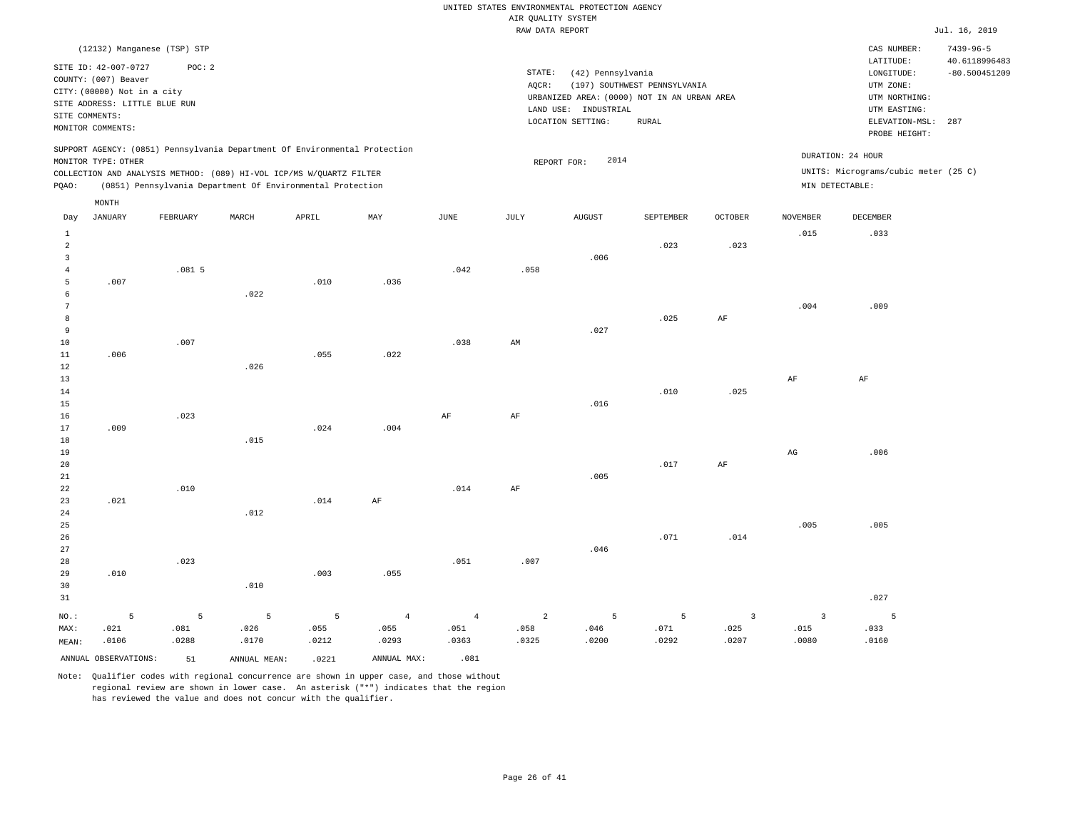UNITED STATES ENVIRONMENTAL PROTECTION AGENCY
AIR QUALITY SYSTEM
RAW DATA REPORT

Jul. 16, 2019

(12132) Manganese (TSP) STP

SITE ID: 42-007-0727 POC: 2
COUNTY: (007) Beaver
CITY: (00000) Not in a city
SITE ADDRESS: LITTLE BLUE RUN
SITE COMMENTS:
MONITOR COMMENTS:

STATE: (42) Pennsylvania
AQCR: (197) SOUTHWEST PENNSYLVANIA
URBANIZED AREA: (0000) NOT IN AN URBAN AREA
LAND USE: INDUSTRIAL
LOCATION SETTING: RURAL

CAS NUMBER: 7439-96-5
LATITUDE: 40.6118996483
LONGITUDE: -80.500451209
UTM ZONE:
UTM NORTHING:
UTM EASTING:
ELEVATION-MSL: 287
PROBE HEIGHT:

SUPPORT AGENCY: (0851) Pennsylvania Department Of Environmental Protection
MONITOR TYPE: OTHER
COLLECTION AND ANALYSIS METHOD: (089) HI-VOL ICP/MS W/QUARTZ FILTER
PQAO: (0851) Pennsylvania Department Of Environmental Protection

REPORT FOR: 2014

DURATION: 24 HOUR
UNITS: Micrograms/cubic meter (25 C)
MIN DETECTABLE:

| Day | JANUARY | FEBRUARY | MARCH | APRIL | MAY | JUNE | JULY | AUGUST | SEPTEMBER | OCTOBER | NOVEMBER | DECEMBER |
|---|---|---|---|---|---|---|---|---|---|---|---|---|
| 1 | | | | | | | | | | | .015 | .033 |
| 2 | | | | | | | | | .023 | .023 | | |
| 3 | | | | | | | | .006 | | | | |
| 4 | | .081 5 | | | | .042 | .058 | | | | | |
| 5 | .007 | | | .010 | .036 | | | | | | | |
| 6 | | | .022 | | | | | | | | | |
| 7 | | | | | | | | | | | .004 | .009 |
| 8 | | | | | | | | | .025 | AF | | |
| 9 | | | | | | | | .027 | | | | |
| 10 | | .007 | | | | .038 | AM | | | | | |
| 11 | .006 | | | .055 | .022 | | | | | | | |
| 12 | | | .026 | | | | | | | | | |
| 13 | | | | | | | | | | | AF | AF |
| 14 | | | | | | | | | .010 | .025 | | |
| 15 | | | | | | | | .016 | | | | |
| 16 | | .023 | | | | AF | AF | | | | | |
| 17 | .009 | | | .024 | .004 | | | | | | | |
| 18 | | | .015 | | | | | | | | | |
| 19 | | | | | | | | | | | AG | .006 |
| 20 | | | | | | | | | .017 | AF | | |
| 21 | | | | | | | | .005 | | | | |
| 22 | | .010 | | | | .014 | AF | | | | | |
| 23 | .021 | | | .014 | AF | | | | | | | |
| 24 | | | .012 | | | | | | | | | |
| 25 | | | | | | | | | | | .005 | .005 |
| 26 | | | | | | | | | .071 | .014 | | |
| 27 | | | | | | | | .046 | | | | |
| 28 | | .023 | | | | .051 | .007 | | | | | |
| 29 | .010 | | | .003 | .055 | | | | | | | |
| 30 | | | .010 | | | | | | | | | |
| 31 | | | | | | | | | | | | .027 |
| NO.: | 5 | 5 | 5 | 5 | 4 | 4 | 2 | 5 | 5 | 3 | 3 | 5 |
| MAX: | .021 | .081 | .026 | .055 | .055 | .051 | .058 | .046 | .071 | .025 | .015 | .033 |
| MEAN: | .0106 | .0288 | .0170 | .0212 | .0293 | .0363 | .0325 | .0200 | .0292 | .0207 | .0080 | .0160 |

ANNUAL OBSERVATIONS: 51 ANNUAL MEAN: .0221 ANNUAL MAX: .081

Note: Qualifier codes with regional concurrence are shown in upper case, and those without regional review are shown in lower case. An asterisk ("*") indicates that the region has reviewed the value and does not concur with the qualifier.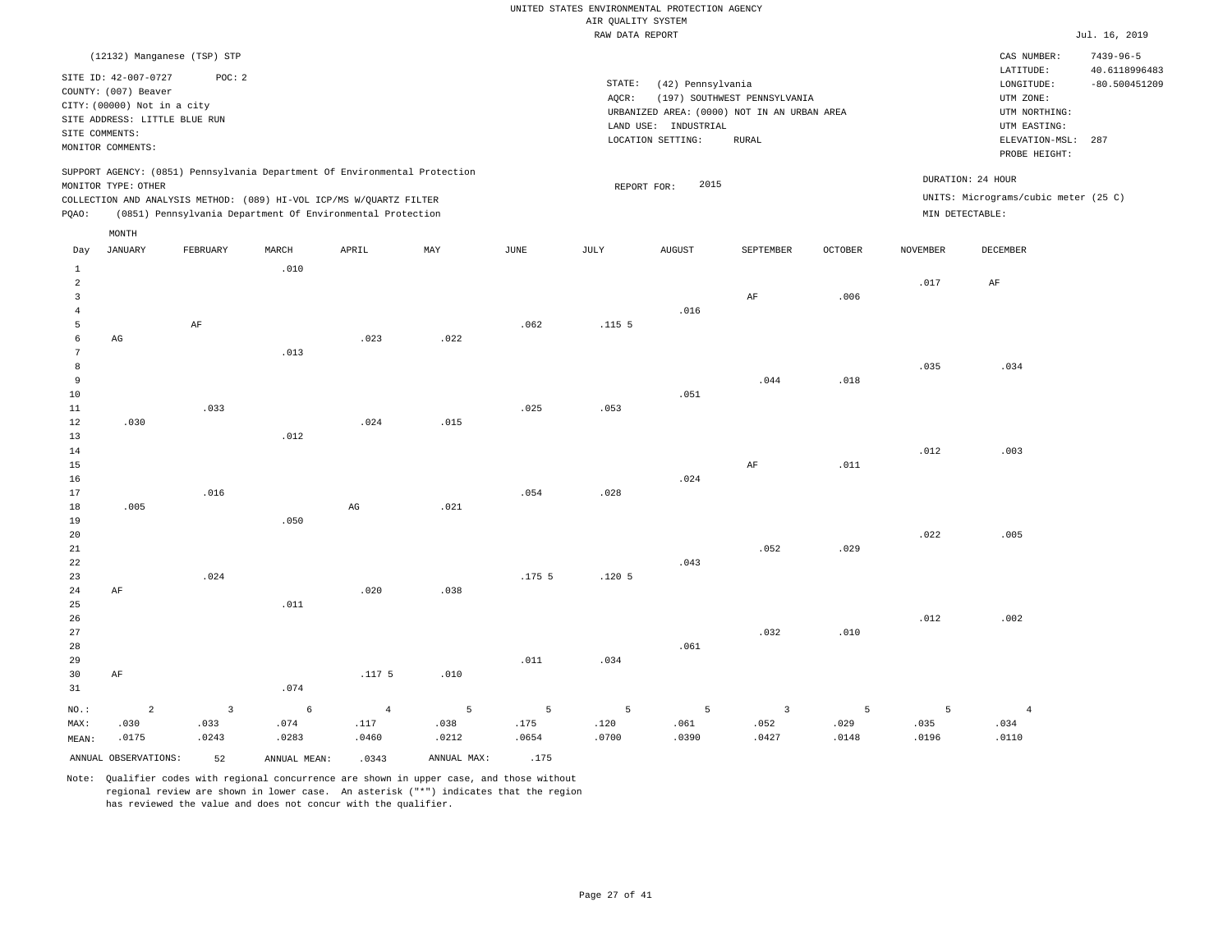UNITED STATES ENVIRONMENTAL PROTECTION AGENCY
AIR QUALITY SYSTEM
RAW DATA REPORT

Jul. 16, 2019

(12132) Manganese (TSP) STP

SITE ID: 42-007-0727 POC: 2
COUNTY: (007) Beaver
CITY: (00000) Not in a city
SITE ADDRESS: LITTLE BLUE RUN
SITE COMMENTS:
MONITOR COMMENTS:

STATE: (42) Pennsylvania
AQCR: (197) SOUTHWEST PENNSYLVANIA
URBANIZED AREA: (0000) NOT IN AN URBAN AREA
LAND USE: INDUSTRIAL
LOCATION SETTING: RURAL

CAS NUMBER: 7439-96-5
LATITUDE: 40.6118996483
LONGITUDE: -80.500451209
UTM ZONE:
UTM NORTHING:
UTM EASTING:
ELEVATION-MSL: 287
PROBE HEIGHT:

SUPPORT AGENCY: (0851) Pennsylvania Department Of Environmental Protection
MONITOR TYPE: OTHER
COLLECTION AND ANALYSIS METHOD: (089) HI-VOL ICP/MS W/QUARTZ FILTER
PQAO: (0851) Pennsylvania Department Of Environmental Protection

REPORT FOR: 2015

DURATION: 24 HOUR
UNITS: Micrograms/cubic meter (25 C)
MIN DETECTABLE:

| Day | JANUARY | FEBRUARY | MARCH | APRIL | MAY | JUNE | JULY | AUGUST | SEPTEMBER | OCTOBER | NOVEMBER | DECEMBER |
|---|---|---|---|---|---|---|---|---|---|---|---|---|
| 1 | | | .010 | | | | | | | | | |
| 2 | | | | | | | | | | | .017 | AF |
| 3 | | | | | | | | | AF | .006 | | |
| 4 | | | | | | | | .016 | | | | |
| 5 | | AF | | | | .062 | .115 5 | | | | | |
| 6 | AG | | | .023 | .022 | | | | | | | |
| 7 | | | .013 | | | | | | | | | |
| 8 | | | | | | | | | | | .035 | .034 |
| 9 | | | | | | | | | .044 | .018 | | |
| 10 | | | | | | | | .051 | | | | |
| 11 | | .033 | | | | .025 | .053 | | | | | |
| 12 | .030 | | | .024 | .015 | | | | | | | |
| 13 | | | .012 | | | | | | | | | |
| 14 | | | | | | | | | | | .012 | .003 |
| 15 | | | | | | | | | AF | .011 | | |
| 16 | | | | | | | | .024 | | | | |
| 17 | | .016 | | | | .054 | .028 | | | | | |
| 18 | .005 | | | AG | .021 | | | | | | | |
| 19 | | | .050 | | | | | | | | | |
| 20 | | | | | | | | | | | .022 | .005 |
| 21 | | | | | | | | | .052 | .029 | | |
| 22 | | | | | | | | .043 | | | | |
| 23 | | .024 | | | | .175 5 | .120 5 | | | | | |
| 24 | AF | | | .020 | .038 | | | | | | | |
| 25 | | | .011 | | | | | | | | | |
| 26 | | | | | | | | | | | .012 | .002 |
| 27 | | | | | | | | | .032 | .010 | | |
| 28 | | | | | | | | .061 | | | | |
| 29 | | | | | | .011 | .034 | | | | | |
| 30 | AF | | | .117 5 | .010 | | | | | | | |
| 31 | | | .074 | | | | | | | | | |
| NO.: | 2 | 3 | 6 | 4 | 5 | 5 | 5 | 5 | 3 | 5 | 5 | 4 |
| MAX: | .030 | .033 | .074 | .117 | .038 | .175 | .120 | .061 | .052 | .029 | .035 | .034 |
| MEAN: | .0175 | .0243 | .0283 | .0460 | .0212 | .0654 | .0700 | .0390 | .0427 | .0148 | .0196 | .0110 |

ANNUAL OBSERVATIONS: 52 ANNUAL MEAN: .0343 ANNUAL MAX: .175

Note: Qualifier codes with regional concurrence are shown in upper case, and those without regional review are shown in lower case. An asterisk ("*") indicates that the region has reviewed the value and does not concur with the qualifier.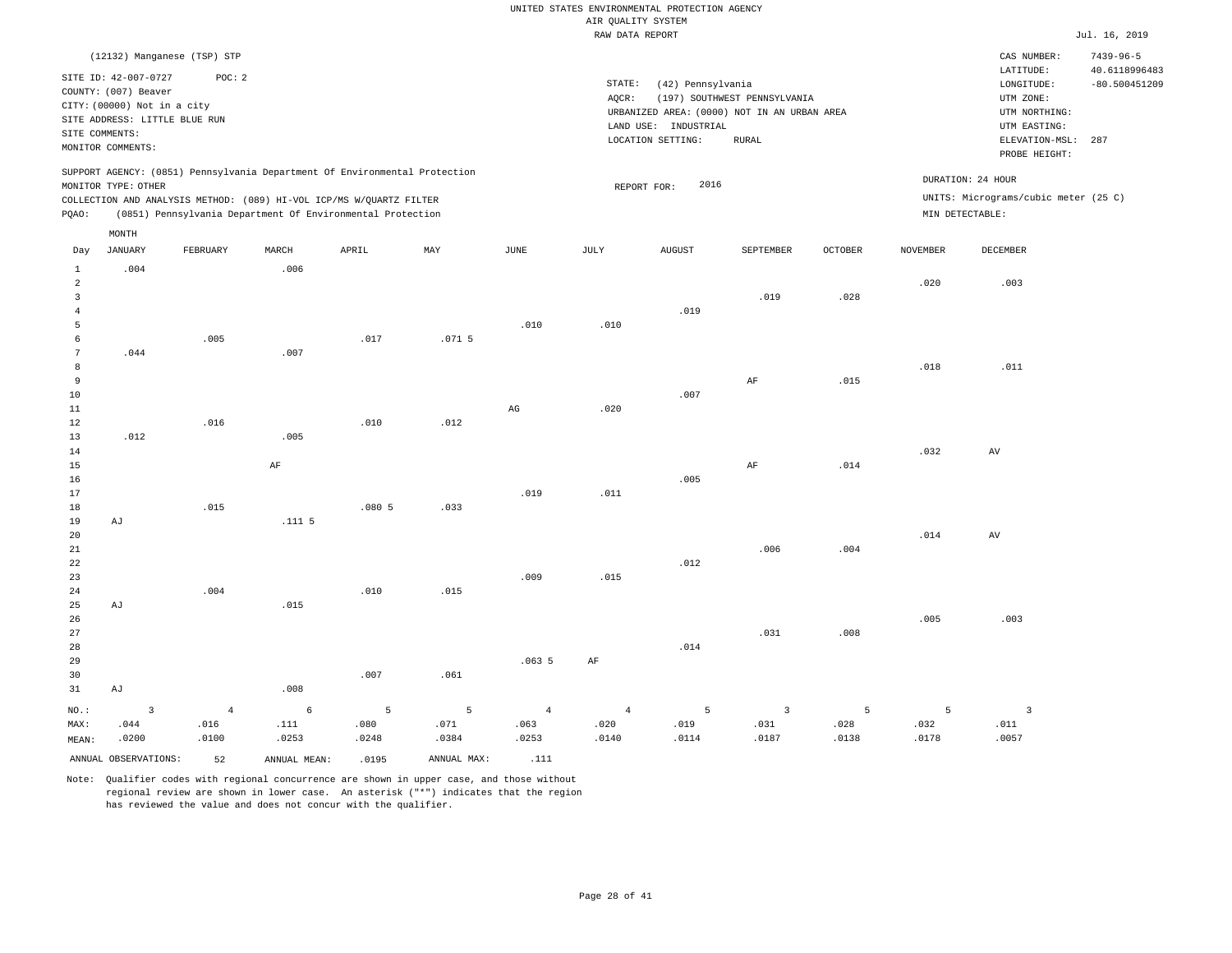UNITED STATES ENVIRONMENTAL PROTECTION AGENCY
AIR QUALITY SYSTEM
RAW DATA REPORT

Jul. 16, 2019

(12132) Manganese (TSP) STP

SITE ID: 42-007-0727 POC: 2
COUNTY: (007) Beaver
CITY: (00000) Not in a city
SITE ADDRESS: LITTLE BLUE RUN
SITE COMMENTS:
MONITOR COMMENTS:

STATE: (42) Pennsylvania
AQCR: (197) SOUTHWEST PENNSYLVANIA
URBANIZED AREA: (0000) NOT IN AN URBAN AREA
LAND USE: INDUSTRIAL
LOCATION SETTING: RURAL

CAS NUMBER: 7439-96-5
LATITUDE: 40.6118996483
LONGITUDE: -80.500451209
UTM ZONE:
UTM NORTHING:
UTM EASTING:
ELEVATION-MSL: 287
PROBE HEIGHT:

SUPPORT AGENCY: (0851) Pennsylvania Department Of Environmental Protection
MONITOR TYPE: OTHER
COLLECTION AND ANALYSIS METHOD: (089) HI-VOL ICP/MS W/QUARTZ FILTER
PQAO: (0851) Pennsylvania Department Of Environmental Protection

REPORT FOR: 2016

DURATION: 24 HOUR
UNITS: Micrograms/cubic meter (25 C)
MIN DETECTABLE:

| Day | JANUARY | FEBRUARY | MARCH | APRIL | MAY | JUNE | JULY | AUGUST | SEPTEMBER | OCTOBER | NOVEMBER | DECEMBER |
|---|---|---|---|---|---|---|---|---|---|---|---|---|
| 1 | .004 | | .006 | | | | | | | | | |
| 2 | | | | | | | | | | | .020 | .003 |
| 3 | | | | | | | | | .019 | .028 | | |
| 4 | | | | | | | | .019 | | | | |
| 5 | | | | | | .010 | .010 | | | | | |
| 6 | | .005 | | .017 | .071 5 | | | | | | | |
| 7 | .044 | | .007 | | | | | | | | | |
| 8 | | | | | | | | | | | .018 | .011 |
| 9 | | | | | | | | | AF | .015 | | |
| 10 | | | | | | | | .007 | | | | |
| 11 | | | | | | AG | .020 | | | | | |
| 12 | | .016 | | .010 | .012 | | | | | | | |
| 13 | .012 | | .005 | | | | | | | | | |
| 14 | | | | | | | | | | | .032 | AV |
| 15 | | | AF | | | | | | AF | .014 | | |
| 16 | | | | | | | | .005 | | | | |
| 17 | | | | | | .019 | .011 | | | | | |
| 18 | | .015 | | .080 5 | .033 | | | | | | | |
| 19 | AJ | | .111 5 | | | | | | | | | |
| 20 | | | | | | | | | | | .014 | AV |
| 21 | | | | | | | | | .006 | .004 | | |
| 22 | | | | | | | | .012 | | | | |
| 23 | | | | | | .009 | .015 | | | | | |
| 24 | | .004 | | .010 | .015 | | | | | | | |
| 25 | AJ | | .015 | | | | | | | | | |
| 26 | | | | | | | | | | | .005 | .003 |
| 27 | | | | | | | | | .031 | .008 | | |
| 28 | | | | | | | | .014 | | | | |
| 29 | | | | | | .063 5 | AF | | | | | |
| 30 | | | | .007 | .061 | | | | | | | |
| 31 | AJ | | .008 | | | | | | | | | |
| NO.: | 3 | 4 | 6 | 5 | 5 | 4 | 4 | 5 | 3 | 5 | 5 | 3 |
| MAX: | .044 | .016 | .111 | .080 | .071 | .063 | .020 | .019 | .031 | .028 | .032 | .011 |
| MEAN: | .0200 | .0100 | .0253 | .0248 | .0384 | .0253 | .0140 | .0114 | .0187 | .0138 | .0178 | .0057 |

ANNUAL OBSERVATIONS: 52 ANNUAL MEAN: .0195 ANNUAL MAX: .111

Note: Qualifier codes with regional concurrence are shown in upper case, and those without regional review are shown in lower case. An asterisk ("*") indicates that the region has reviewed the value and does not concur with the qualifier.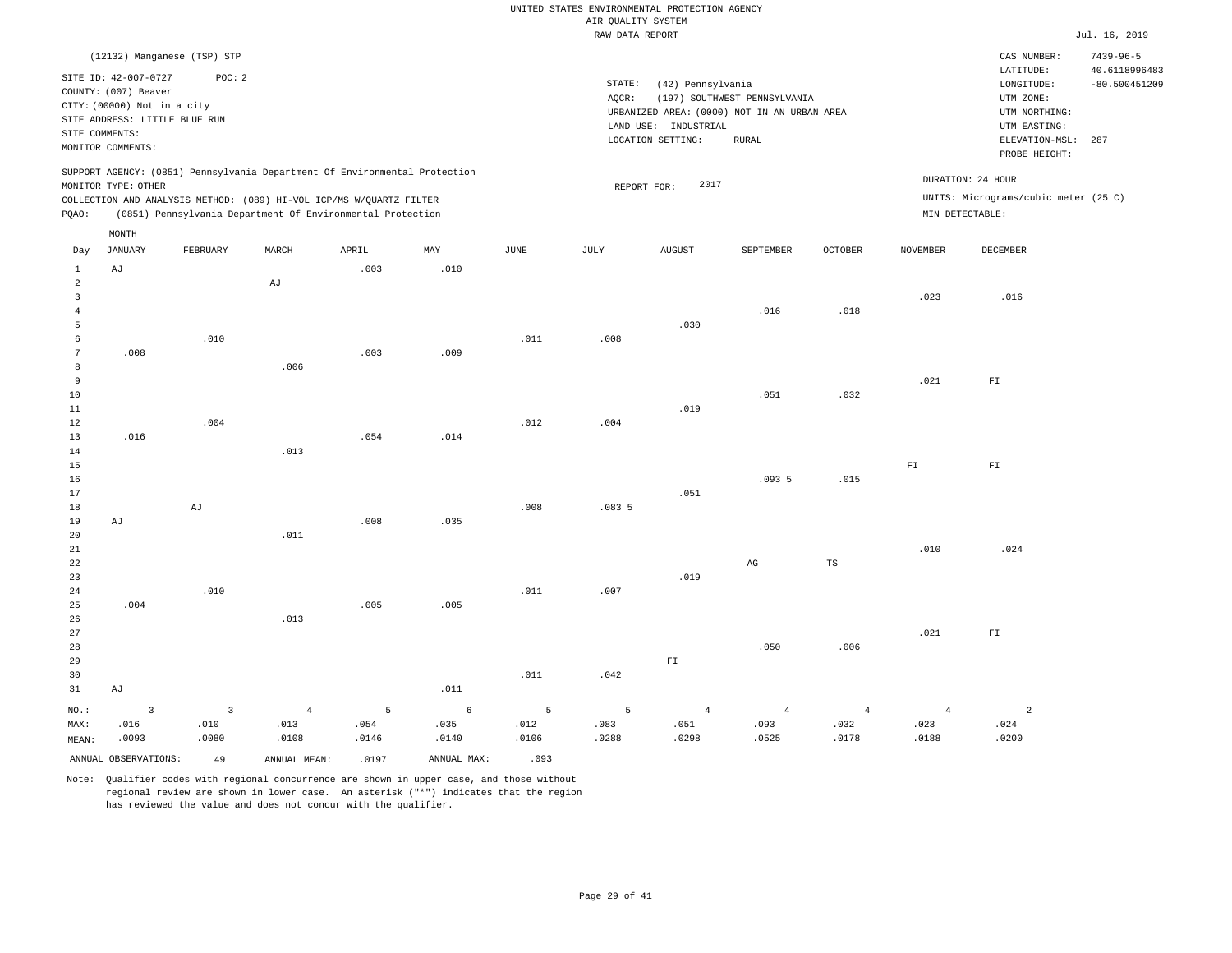UNITED STATES ENVIRONMENTAL PROTECTION AGENCY
AIR QUALITY SYSTEM
RAW DATA REPORT

Jul. 16, 2019

(12132) Manganese (TSP) STP

SITE ID: 42-007-0727 POC: 2
COUNTY: (007) Beaver
CITY: (00000) Not in a city
SITE ADDRESS: LITTLE BLUE RUN
SITE COMMENTS:
MONITOR COMMENTS:

STATE: (42) Pennsylvania
AQCR: (197) SOUTHWEST PENNSYLVANIA
URBANIZED AREA: (0000) NOT IN AN URBAN AREA
LAND USE: INDUSTRIAL
LOCATION SETTING: RURAL

CAS NUMBER: 7439-96-5
LATITUDE: 40.6118996483
LONGITUDE: -80.500451209
UTM ZONE:
UTM NORTHING:
UTM EASTING:
ELEVATION-MSL: 287
PROBE HEIGHT:

SUPPORT AGENCY: (0851) Pennsylvania Department Of Environmental Protection
MONITOR TYPE: OTHER
COLLECTION AND ANALYSIS METHOD: (089) HI-VOL ICP/MS W/QUARTZ FILTER
PQAO: (0851) Pennsylvania Department Of Environmental Protection

REPORT FOR: 2017

DURATION: 24 HOUR
UNITS: Micrograms/cubic meter (25 C)
MIN DETECTABLE:

| Day | JANUARY | FEBRUARY | MARCH | APRIL | MAY | JUNE | JULY | AUGUST | SEPTEMBER | OCTOBER | NOVEMBER | DECEMBER |
|---|---|---|---|---|---|---|---|---|---|---|---|---|
| 1 | AJ | | | .003 | .010 | | | | | | | |
| 2 | | | AJ | | | | | | | | | |
| 3 | | | | | | | | | | | .023 | .016 |
| 4 | | | | | | | | | .016 | .018 | | |
| 5 | | | | | | | | .030 | | | | |
| 6 | | .010 | | | | .011 | .008 | | | | | |
| 7 | .008 | | | .003 | .009 | | | | | | | |
| 8 | | | .006 | | | | | | | | | |
| 9 | | | | | | | | | | | .021 | FI |
| 10 | | | | | | | | | .051 | .032 | | |
| 11 | | | | | | | | .019 | | | | |
| 12 | | .004 | | | | .012 | .004 | | | | | |
| 13 | .016 | | | .054 | .014 | | | | | | | |
| 14 | | | .013 | | | | | | | | | |
| 15 | | | | | | | | | | | FI | FI |
| 16 | | | | | | | | | .093 5 | .015 | | |
| 17 | | | | | | | | .051 | | | | |
| 18 | | AJ | | | | .008 | .083 5 | | | | | |
| 19 | AJ | | | .008 | .035 | | | | | | | |
| 20 | | | .011 | | | | | | | | | |
| 21 | | | | | | | | | | | .010 | .024 |
| 22 | | | | | | | | | AG | TS | | |
| 23 | | | | | | | | .019 | | | | |
| 24 | | .010 | | | | .011 | .007 | | | | | |
| 25 | .004 | | | .005 | .005 | | | | | | | |
| 26 | | | .013 | | | | | | | | | |
| 27 | | | | | | | | | | | .021 | FI |
| 28 | | | | | | | | | .050 | .006 | | |
| 29 | | | | | | | | FI | | | | |
| 30 | | | | | | .011 | .042 | | | | | |
| 31 | AJ | | | | .011 | | | | | | | |
| NO.: | 3 | 3 | 4 | 5 | 6 | 5 | 5 | 4 | 4 | 4 | 4 | 2 |
| MAX: | .016 | .010 | .013 | .054 | .035 | .012 | .083 | .051 | .093 | .032 | .023 | .024 |
| MEAN: | .0093 | .0080 | .0108 | .0146 | .0140 | .0106 | .0288 | .0298 | .0525 | .0178 | .0188 | .0200 |

ANNUAL OBSERVATIONS: 49 ANNUAL MEAN: .0197 ANNUAL MAX: .093

Note: Qualifier codes with regional concurrence are shown in upper case, and those without regional review are shown in lower case. An asterisk ("*") indicates that the region has reviewed the value and does not concur with the qualifier.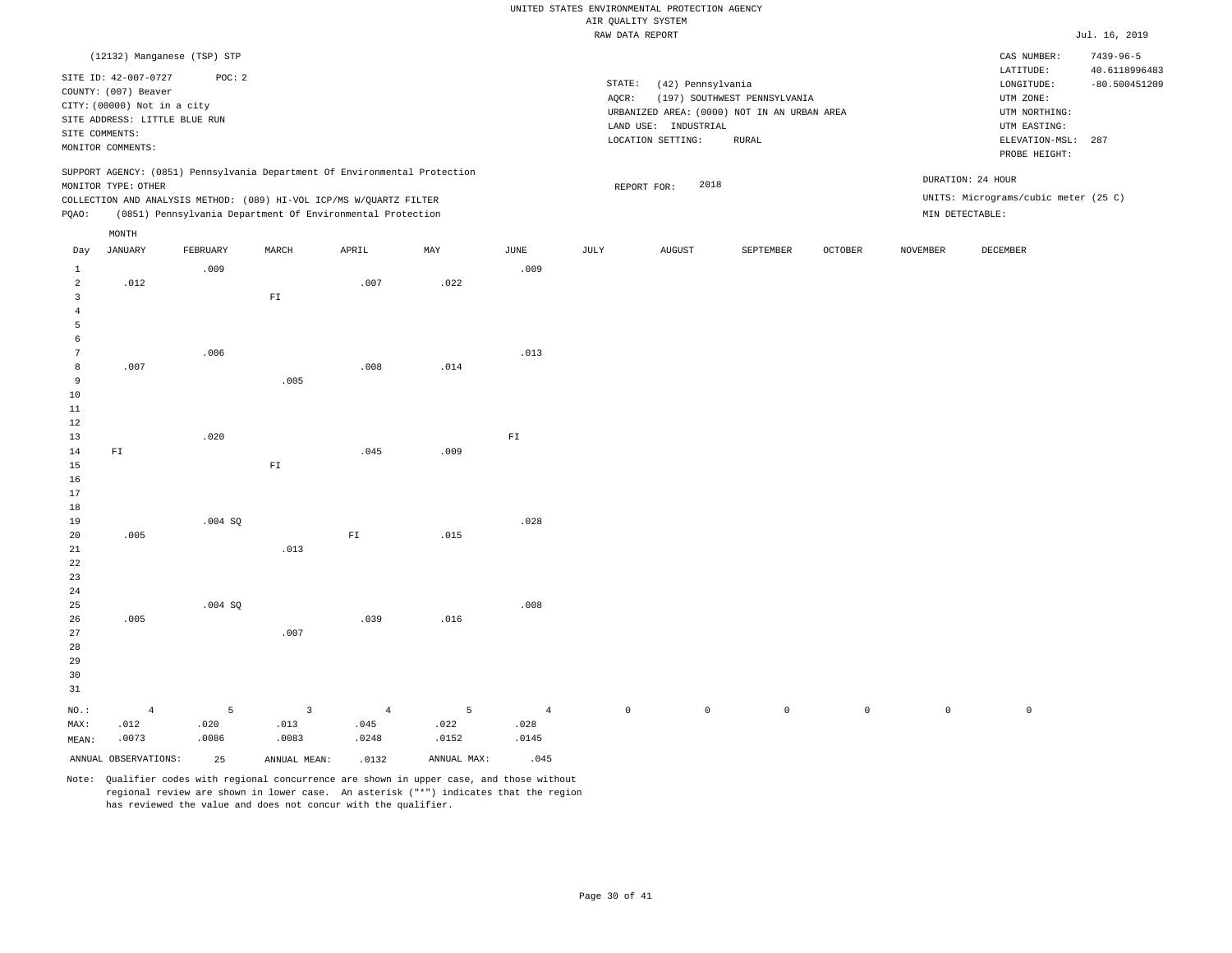UNITED STATES ENVIRONMENTAL PROTECTION AGENCY
AIR QUALITY SYSTEM
RAW DATA REPORT

Jul. 16, 2019

(12132) Manganese (TSP) STP

SITE ID: 42-007-0727 POC: 2
COUNTY: (007) Beaver
CITY: (00000) Not in a city
SITE ADDRESS: LITTLE BLUE RUN
SITE COMMENTS:
MONITOR COMMENTS:

STATE: (42) Pennsylvania
AQCR: (197) SOUTHWEST PENNSYLVANIA
URBANIZED AREA: (0000) NOT IN AN URBAN AREA
LAND USE: INDUSTRIAL
LOCATION SETTING: RURAL

CAS NUMBER: 7439-96-5
LATITUDE: 40.6118996483
LONGITUDE: -80.500451209
UTM ZONE:
UTM NORTHING:
UTM EASTING:
ELEVATION-MSL: 287
PROBE HEIGHT:

SUPPORT AGENCY: (0851) Pennsylvania Department Of Environmental Protection
MONITOR TYPE: OTHER
COLLECTION AND ANALYSIS METHOD: (089) HI-VOL ICP/MS W/QUARTZ FILTER
PQAO: (0851) Pennsylvania Department Of Environmental Protection

REPORT FOR: 2018

DURATION: 24 HOUR
UNITS: Micrograms/cubic meter (25 C)
MIN DETECTABLE:

| Day | JANUARY | FEBRUARY | MARCH | APRIL | MAY | JUNE | JULY | AUGUST | SEPTEMBER | OCTOBER | NOVEMBER | DECEMBER |
|---|---|---|---|---|---|---|---|---|---|---|---|---|
| 1 | | .009 | | | | .009 | | | | | | |
| 2 | .012 | | | .007 | .022 | | | | | | | |
| 3 | | | FI | | | | | | | | | |
| 4 | | | | | | | | | | | | |
| 5 | | | | | | | | | | | | |
| 6 | | | | | | | | | | | | |
| 7 | | .006 | | | | .013 | | | | | | |
| 8 | .007 | | | .008 | .014 | | | | | | | |
| 9 | | | .005 | | | | | | | | | |
| 10 | | | | | | | | | | | | |
| 11 | | | | | | | | | | | | |
| 12 | | | | | | | | | | | | |
| 13 | | .020 | | | | FI | | | | | | |
| 14 | FI | | | .045 | .009 | | | | | | | |
| 15 | | | FI | | | | | | | | | |
| 16 | | | | | | | | | | | | |
| 17 | | | | | | | | | | | | |
| 18 | | | | | | | | | | | | |
| 19 | | .004 SQ | | | | .028 | | | | | | |
| 20 | .005 | | | FI | .015 | | | | | | | |
| 21 | | | .013 | | | | | | | | | |
| 22 | | | | | | | | | | | | |
| 23 | | | | | | | | | | | | |
| 24 | | | | | | | | | | | | |
| 25 | | .004 SQ | | | | .008 | | | | | | |
| 26 | .005 | | | .039 | .016 | | | | | | | |
| 27 | | | .007 | | | | | | | | | |
| 28 | | | | | | | | | | | | |
| 29 | | | | | | | | | | | | |
| 30 | | | | | | | | | | | | |
| 31 | | | | | | | | | | | | |
| NO.: | 4 | 5 | 3 | 4 | 5 | 4 | 0 | 0 | 0 | 0 | 0 | 0 |
| MAX: | .012 | .020 | .013 | .045 | .022 | .028 | | | | | | |
| MEAN: | .0073 | .0086 | .0083 | .0248 | .0152 | .0145 | | | | | | |

ANNUAL OBSERVATIONS: 25 ANNUAL MEAN: .0132 ANNUAL MAX: .045

Note: Qualifier codes with regional concurrence are shown in upper case, and those without regional review are shown in lower case. An asterisk ("*") indicates that the region has reviewed the value and does not concur with the qualifier.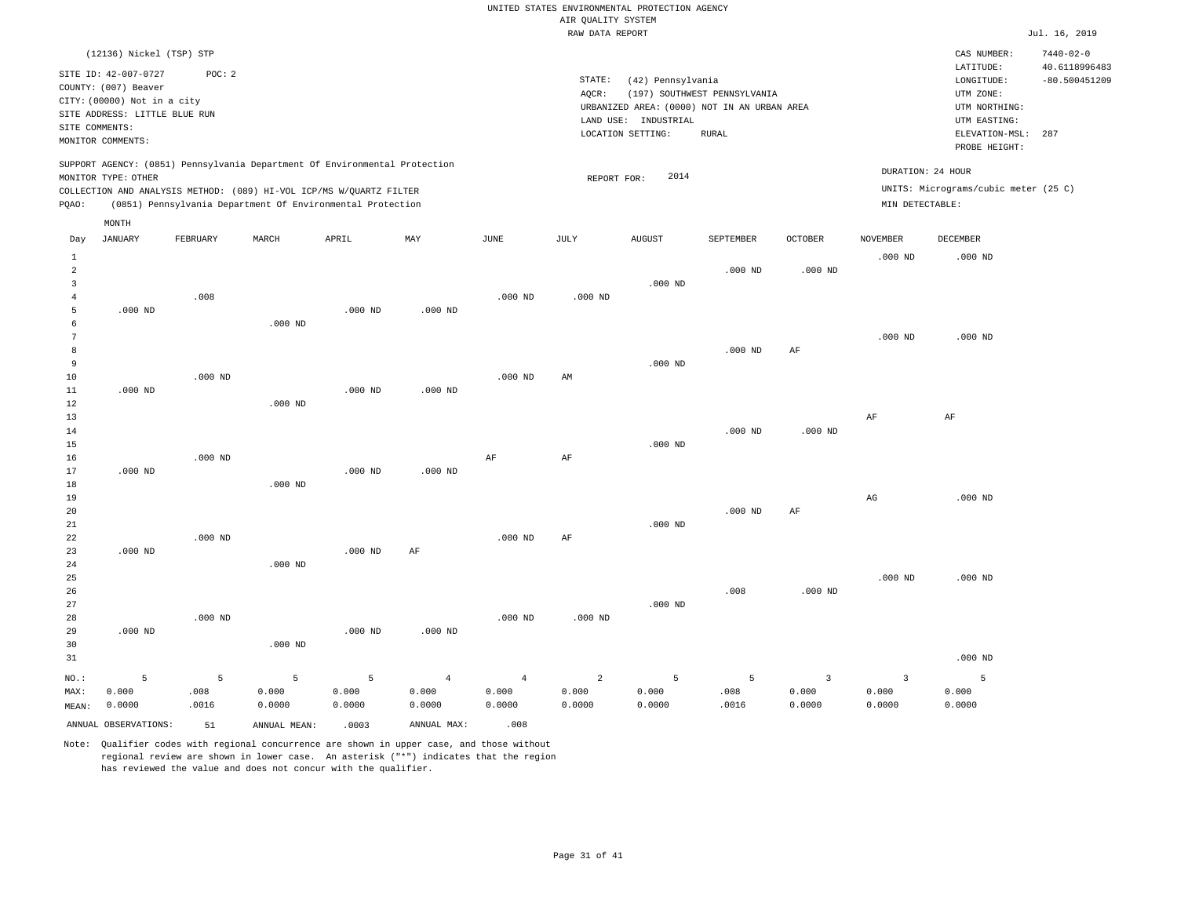UNITED STATES ENVIRONMENTAL PROTECTION AGENCY
AIR QUALITY SYSTEM
RAW DATA REPORT

Jul. 16, 2019

(12136) Nickel (TSP) STP

SITE ID: 42-007-0727    POC: 2
COUNTY: (007) Beaver
CITY: (00000) Not in a city
SITE ADDRESS: LITTLE BLUE RUN
SITE COMMENTS:
MONITOR COMMENTS:

STATE: (42) Pennsylvania
AQCR: (197) SOUTHWEST PENNSYLVANIA
URBANIZED AREA: (0000) NOT IN AN URBAN AREA
LAND USE: INDUSTRIAL
LOCATION SETTING: RURAL

CAS NUMBER: 7440-02-0
LATITUDE: 40.6118996483
LONGITUDE: -80.500451209
UTM ZONE:
UTM NORTHING:
UTM EASTING:
ELEVATION-MSL: 287
PROBE HEIGHT:

SUPPORT AGENCY: (0851) Pennsylvania Department Of Environmental Protection
MONITOR TYPE: OTHER
COLLECTION AND ANALYSIS METHOD: (089) HI-VOL ICP/MS W/QUARTZ FILTER
PQAO: (0851) Pennsylvania Department Of Environmental Protection

REPORT FOR: 2014

DURATION: 24 HOUR
UNITS: Micrograms/cubic meter (25 C)
MIN DETECTABLE:

| Day | JANUARY | FEBRUARY | MARCH | APRIL | MAY | JUNE | JULY | AUGUST | SEPTEMBER | OCTOBER | NOVEMBER | DECEMBER |
|---|---|---|---|---|---|---|---|---|---|---|---|---|
| 1 | | | | | | | | | | | .000 ND | .000 ND |
| 2 | | | | | | | | | .000 ND | .000 ND | | |
| 3 | | | | | | | | .000 ND | | | | |
| 4 | | .008 | | | | .000 ND | .000 ND | | | | | |
| 5 | .000 ND | | | .000 ND | .000 ND | | | | | | | |
| 6 | | | .000 ND | | | | | | | | | |
| 7 | | | | | | | | | | | .000 ND | .000 ND |
| 8 | | | | | | | | | .000 ND | AF | | |
| 9 | | | | | | | | .000 ND | | | | |
| 10 | | .000 ND | | | | .000 ND | AM | | | | | |
| 11 | .000 ND | | | .000 ND | .000 ND | | | | | | | |
| 12 | | | .000 ND | | | | | | | | | |
| 13 | | | | | | | | | | | AF | AF |
| 14 | | | | | | | | | .000 ND | .000 ND | | |
| 15 | | | | | | | | .000 ND | | | | |
| 16 | | .000 ND | | | | AF | AF | | | | | |
| 17 | .000 ND | | | .000 ND | .000 ND | | | | | | | |
| 18 | | | .000 ND | | | | | | | | | |
| 19 | | | | | | | | | | | AG | .000 ND |
| 20 | | | | | | | | | .000 ND | AF | | |
| 21 | | | | | | | | .000 ND | | | | |
| 22 | | .000 ND | | | | .000 ND | AF | | | | | |
| 23 | .000 ND | | | .000 ND | AF | | | | | | | |
| 24 | | | .000 ND | | | | | | | | | |
| 25 | | | | | | | | | | | .000 ND | .000 ND |
| 26 | | | | | | | | | .008 | .000 ND | | |
| 27 | | | | | | | | .000 ND | | | | |
| 28 | | .000 ND | | | | .000 ND | .000 ND | | | | | |
| 29 | .000 ND | | | .000 ND | .000 ND | | | | | | | |
| 30 | | | .000 ND | | | | | | | | | |
| 31 | | | | | | | | | | | | .000 ND |
| NO.: | 5 | 5 | 5 | 5 | 4 | 4 | 2 | 5 | 5 | 3 | 3 | 5 |
| MAX: | 0.000 | .008 | 0.000 | 0.000 | 0.000 | 0.000 | 0.000 | 0.000 | .008 | 0.000 | 0.000 | 0.000 |
| MEAN: | 0.0000 | .0016 | 0.0000 | 0.0000 | 0.0000 | 0.0000 | 0.0000 | 0.0000 | .0016 | 0.0000 | 0.0000 | 0.0000 |

ANNUAL OBSERVATIONS: 51    ANNUAL MEAN: .0003    ANNUAL MAX: .008

Note: Qualifier codes with regional concurrence are shown in upper case, and those without regional review are shown in lower case. An asterisk ("*") indicates that the region has reviewed the value and does not concur with the qualifier.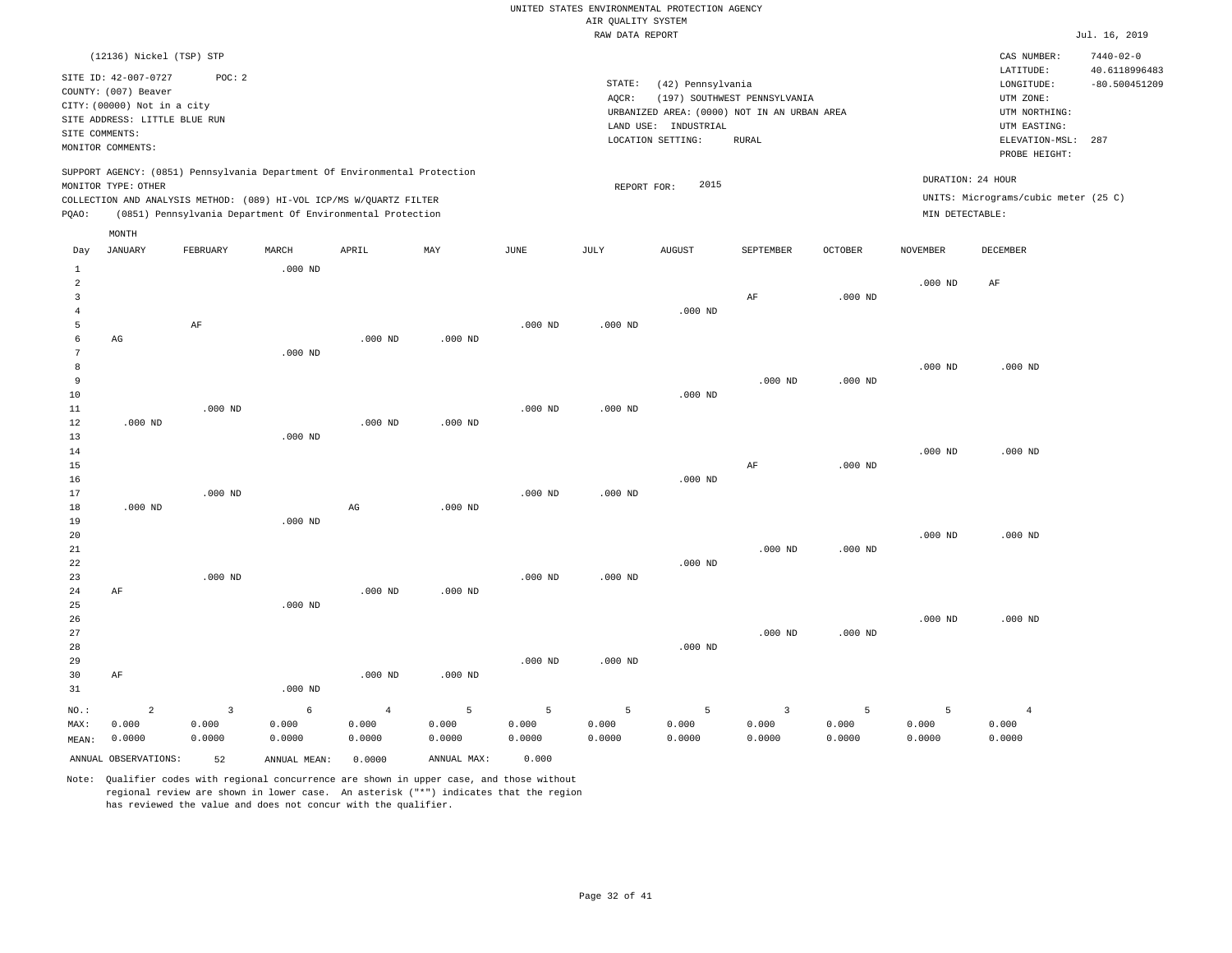UNITED STATES ENVIRONMENTAL PROTECTION AGENCY
AIR QUALITY SYSTEM
RAW DATA REPORT

Jul. 16, 2019

(12136) Nickel (TSP) STP

SITE ID: 42-007-0727 POC: 2
COUNTY: (007) Beaver
CITY: (00000) Not in a city
SITE ADDRESS: LITTLE BLUE RUN
SITE COMMENTS:
MONITOR COMMENTS:

STATE: (42) Pennsylvania
AQCR: (197) SOUTHWEST PENNSYLVANIA
URBANIZED AREA: (0000) NOT IN AN URBAN AREA
LAND USE: INDUSTRIAL
LOCATION SETTING: RURAL

CAS NUMBER: 7440-02-0
LATITUDE: 40.6118996483
LONGITUDE: -80.500451209
UTM ZONE:
UTM NORTHING:
UTM EASTING:
ELEVATION-MSL: 287
PROBE HEIGHT:

SUPPORT AGENCY: (0851) Pennsylvania Department Of Environmental Protection
MONITOR TYPE: OTHER
COLLECTION AND ANALYSIS METHOD: (089) HI-VOL ICP/MS W/QUARTZ FILTER
PQAO: (0851) Pennsylvania Department Of Environmental Protection

REPORT FOR: 2015

DURATION: 24 HOUR
UNITS: Micrograms/cubic meter (25 C)
MIN DETECTABLE:

| Day | JANUARY | FEBRUARY | MARCH | APRIL | MAY | JUNE | JULY | AUGUST | SEPTEMBER | OCTOBER | NOVEMBER | DECEMBER |
|---|---|---|---|---|---|---|---|---|---|---|---|---|
| 1 | | | .000 ND | | | | | | | | | |
| 2 | | | | | | | | | | | .000 ND | AF |
| 3 | | | | | | | | | AF | .000 ND | | |
| 4 | | | | | | | | .000 ND | | | | |
| 5 | | AF | | | | .000 ND | .000 ND | | | | | |
| 6 | AG | | | .000 ND | .000 ND | | | | | | | |
| 7 | | | .000 ND | | | | | | | | | |
| 8 | | | | | | | | | | | .000 ND | .000 ND |
| 9 | | | | | | | | | .000 ND | .000 ND | | |
| 10 | | | | | | | | .000 ND | | | | |
| 11 | | .000 ND | | | | .000 ND | .000 ND | | | | | |
| 12 | .000 ND | | | .000 ND | .000 ND | | | | | | | |
| 13 | | | .000 ND | | | | | | | | | |
| 14 | | | | | | | | | | | .000 ND | .000 ND |
| 15 | | | | | | | | | AF | .000 ND | | |
| 16 | | | | | | | | .000 ND | | | | |
| 17 | | .000 ND | | | | .000 ND | .000 ND | | | | | |
| 18 | .000 ND | | | AG | .000 ND | | | | | | | |
| 19 | | | .000 ND | | | | | | | | | |
| 20 | | | | | | | | | | | .000 ND | .000 ND |
| 21 | | | | | | | | | .000 ND | .000 ND | | |
| 22 | | | | | | | | .000 ND | | | | |
| 23 | | .000 ND | | | | .000 ND | .000 ND | | | | | |
| 24 | AF | | | .000 ND | .000 ND | | | | | | | |
| 25 | | | .000 ND | | | | | | | | | |
| 26 | | | | | | | | | | | .000 ND | .000 ND |
| 27 | | | | | | | | | .000 ND | .000 ND | | |
| 28 | | | | | | | | .000 ND | | | | |
| 29 | | | | | | .000 ND | .000 ND | | | | | |
| 30 | AF | | | .000 ND | .000 ND | | | | | | | |
| 31 | | | .000 ND | | | | | | | | | |
| NO.: | 2 | 3 | 6 | 4 | 5 | 5 | 5 | 5 | 3 | 5 | 5 | 4 |
| MAX: | 0.000 | 0.000 | 0.000 | 0.000 | 0.000 | 0.000 | 0.000 | 0.000 | 0.000 | 0.000 | 0.000 | 0.000 |
| MEAN: | 0.0000 | 0.0000 | 0.0000 | 0.0000 | 0.0000 | 0.0000 | 0.0000 | 0.0000 | 0.0000 | 0.0000 | 0.0000 | 0.0000 |

ANNUAL OBSERVATIONS: 52 ANNUAL MEAN: 0.0000 ANNUAL MAX: 0.000

Note: Qualifier codes with regional concurrence are shown in upper case, and those without regional review are shown in lower case. An asterisk ("*") indicates that the region has reviewed the value and does not concur with the qualifier.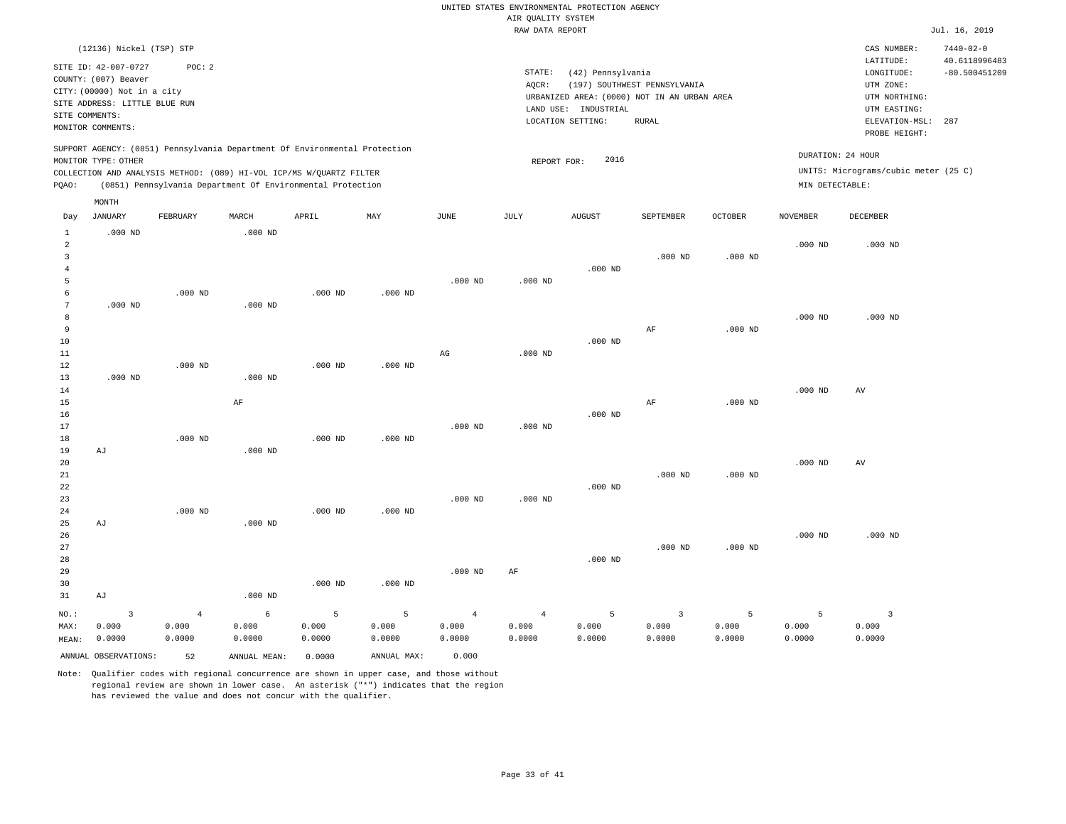UNITED STATES ENVIRONMENTAL PROTECTION AGENCY
AIR QUALITY SYSTEM
RAW DATA REPORT

Jul. 16, 2019

(12136) Nickel (TSP) STP

SITE ID: 42-007-0727 POC: 2
COUNTY: (007) Beaver
CITY: (00000) Not in a city
SITE ADDRESS: LITTLE BLUE RUN
SITE COMMENTS:
MONITOR COMMENTS:

STATE: (42) Pennsylvania
AQCR: (197) SOUTHWEST PENNSYLVANIA
URBANIZED AREA: (0000) NOT IN AN URBAN AREA
LAND USE: INDUSTRIAL
LOCATION SETTING: RURAL

CAS NUMBER: 7440-02-0
LATITUDE: 40.6118996483
LONGITUDE: -80.500451209
UTM ZONE:
UTM NORTHING:
UTM EASTING:
ELEVATION-MSL: 287
PROBE HEIGHT:

SUPPORT AGENCY: (0851) Pennsylvania Department Of Environmental Protection
MONITOR TYPE: OTHER
COLLECTION AND ANALYSIS METHOD: (089) HI-VOL ICP/MS W/QUARTZ FILTER
PQAO: (0851) Pennsylvania Department Of Environmental Protection

REPORT FOR: 2016

DURATION: 24 HOUR
UNITS: Micrograms/cubic meter (25 C)
MIN DETECTABLE:

| Day | JANUARY | FEBRUARY | MARCH | APRIL | MAY | JUNE | JULY | AUGUST | SEPTEMBER | OCTOBER | NOVEMBER | DECEMBER |
|---|---|---|---|---|---|---|---|---|---|---|---|---|
| 1 | .000 ND | | .000 ND | | | | | | | | | |
| 2 | | | | | | | | | | | .000 ND | .000 ND |
| 3 | | | | | | | | | .000 ND | .000 ND | | |
| 4 | | | | | | | | .000 ND | | | | |
| 5 | | | | | | .000 ND | .000 ND | | | | | |
| 6 | | .000 ND | | .000 ND | .000 ND | | | | | | | |
| 7 | .000 ND | | .000 ND | | | | | | | | | |
| 8 | | | | | | | | | | | .000 ND | .000 ND |
| 9 | | | | | | | | | AF | .000 ND | | |
| 10 | | | | | | | | .000 ND | | | | |
| 11 | | | | | | AG | .000 ND | | | | | |
| 12 | | .000 ND | | .000 ND | .000 ND | | | | | | | |
| 13 | .000 ND | | .000 ND | | | | | | | | | |
| 14 | | | | | | | | | | | .000 ND | AV |
| 15 | | | AF | | | | | | AF | .000 ND | | |
| 16 | | | | | | | | .000 ND | | | | |
| 17 | | | | | | .000 ND | .000 ND | | | | | |
| 18 | | .000 ND | | .000 ND | .000 ND | | | | | | | |
| 19 | AJ | | .000 ND | | | | | | | | | |
| 20 | | | | | | | | | | | .000 ND | AV |
| 21 | | | | | | | | | .000 ND | .000 ND | | |
| 22 | | | | | | | | .000 ND | | | | |
| 23 | | | | | | .000 ND | .000 ND | | | | | |
| 24 | | .000 ND | | .000 ND | .000 ND | | | | | | | |
| 25 | AJ | | .000 ND | | | | | | | | | |
| 26 | | | | | | | | | | | .000 ND | .000 ND |
| 27 | | | | | | | | | .000 ND | .000 ND | | |
| 28 | | | | | | | | .000 ND | | | | |
| 29 | | | | | | .000 ND | AF | | | | | |
| 30 | | | | .000 ND | .000 ND | | | | | | | |
| 31 | AJ | | .000 ND | | | | | | | | | |
| NO.: | 3 | 4 | 6 | 5 | 5 | 4 | 4 | 5 | 3 | 5 | 5 | 3 |
| MAX: | 0.000 | 0.000 | 0.000 | 0.000 | 0.000 | 0.000 | 0.000 | 0.000 | 0.000 | 0.000 | 0.000 | 0.000 |
| MEAN: | 0.0000 | 0.0000 | 0.0000 | 0.0000 | 0.0000 | 0.0000 | 0.0000 | 0.0000 | 0.0000 | 0.0000 | 0.0000 | 0.0000 |

ANNUAL OBSERVATIONS: 52 ANNUAL MEAN: 0.0000 ANNUAL MAX: 0.000

Note: Qualifier codes with regional concurrence are shown in upper case, and those without regional review are shown in lower case. An asterisk ("*") indicates that the region has reviewed the value and does not concur with the qualifier.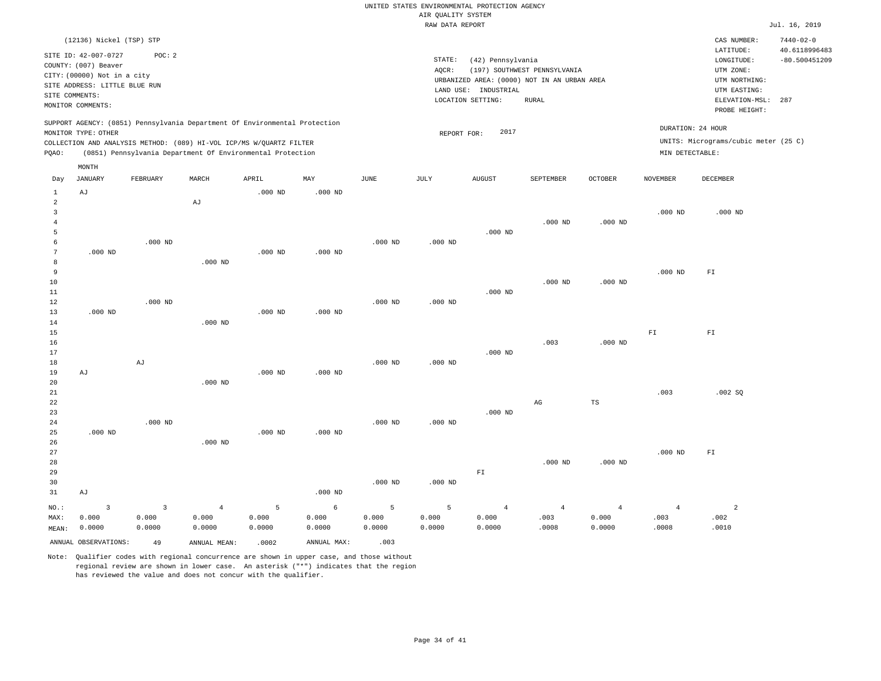UNITED STATES ENVIRONMENTAL PROTECTION AGENCY
AIR QUALITY SYSTEM
RAW DATA REPORT

Jul. 16, 2019

(12136) Nickel (TSP) STP

SITE ID: 42-007-0727 POC: 2
COUNTY: (007) Beaver
CITY: (00000) Not in a city
SITE ADDRESS: LITTLE BLUE RUN
SITE COMMENTS:
MONITOR COMMENTS:

STATE: (42) Pennsylvania
AQCR: (197) SOUTHWEST PENNSYLVANIA
URBANIZED AREA: (0000) NOT IN AN URBAN AREA
LAND USE: INDUSTRIAL
LOCATION SETTING: RURAL

CAS NUMBER: 7440-02-0
LATITUDE: 40.6118996483
LONGITUDE: -80.500451209
UTM ZONE:
UTM NORTHING:
UTM EASTING:
ELEVATION-MSL: 287
PROBE HEIGHT:

SUPPORT AGENCY: (0851) Pennsylvania Department Of Environmental Protection
MONITOR TYPE: OTHER
COLLECTION AND ANALYSIS METHOD: (089) HI-VOL ICP/MS W/QUARTZ FILTER
PQAO: (0851) Pennsylvania Department Of Environmental Protection

REPORT FOR: 2017

DURATION: 24 HOUR
UNITS: Micrograms/cubic meter (25 C)
MIN DETECTABLE:

| Day | JANUARY | FEBRUARY | MARCH | APRIL | MAY | JUNE | JULY | AUGUST | SEPTEMBER | OCTOBER | NOVEMBER | DECEMBER |
|---|---|---|---|---|---|---|---|---|---|---|---|---|
| 1 | AJ | | | .000 ND | .000 ND | | | | | | | |
| 2 | | | AJ | | | | | | | | | |
| 3 | | | | | | | | | | | .000 ND | .000 ND |
| 4 | | | | | | | | | .000 ND | .000 ND | | |
| 5 | | | | | | | | .000 ND | | | | |
| 6 | | .000 ND | | | | .000 ND | .000 ND | | | | | |
| 7 | .000 ND | | | .000 ND | .000 ND | | | | | | | |
| 8 | | | .000 ND | | | | | | | | | |
| 9 | | | | | | | | | | | .000 ND | FI |
| 10 | | | | | | | | | .000 ND | .000 ND | | |
| 11 | | | | | | | | .000 ND | | | | |
| 12 | | .000 ND | | | | .000 ND | .000 ND | | | | | |
| 13 | .000 ND | | | .000 ND | .000 ND | | | | | | | |
| 14 | | | .000 ND | | | | | | | | | |
| 15 | | | | | | | | | | | FI | FI |
| 16 | | | | | | | | | .003 | .000 ND | | |
| 17 | | | | | | | | .000 ND | | | | |
| 18 | | AJ | | | | .000 ND | .000 ND | | | | | |
| 19 | AJ | | | .000 ND | .000 ND | | | | | | | |
| 20 | | | .000 ND | | | | | | | | | |
| 21 | | | | | | | | | | | .003 | .002 SQ |
| 22 | | | | | | | | | AG | TS | | |
| 23 | | | | | | | | .000 ND | | | | |
| 24 | | .000 ND | | | | .000 ND | .000 ND | | | | | |
| 25 | .000 ND | | | .000 ND | .000 ND | | | | | | | |
| 26 | | | .000 ND | | | | | | | | | |
| 27 | | | | | | | | | | | .000 ND | FI |
| 28 | | | | | | | | | .000 ND | .000 ND | | |
| 29 | | | | | | | | FI | | | | |
| 30 | | | | | | .000 ND | .000 ND | | | | | |
| 31 | AJ | | | | .000 ND | | | | | | | |
| NO.: | 3 | 3 | 4 | 5 | 6 | 5 | 5 | 4 | 4 | 4 | 4 | 2 |
| MAX: | 0.000 | 0.000 | 0.000 | 0.000 | 0.000 | 0.000 | 0.000 | 0.000 | .003 | 0.000 | .003 | .002 |
| MEAN: | 0.0000 | 0.0000 | 0.0000 | 0.0000 | 0.0000 | 0.0000 | 0.0000 | 0.0000 | .0008 | 0.0000 | .0008 | .0010 |

ANNUAL OBSERVATIONS: 49 ANNUAL MEAN: .0002 ANNUAL MAX: .003

Note: Qualifier codes with regional concurrence are shown in upper case, and those without regional review are shown in lower case. An asterisk ("*") indicates that the region has reviewed the value and does not concur with the qualifier.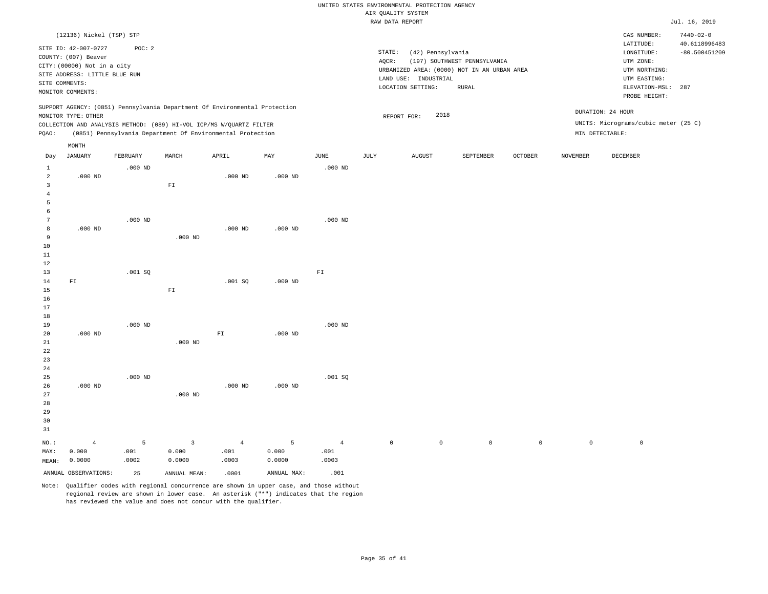UNITED STATES ENVIRONMENTAL PROTECTION AGENCY
AIR QUALITY SYSTEM
RAW DATA REPORT

Jul. 16, 2019

(12136) Nickel (TSP) STP

SITE ID: 42-007-0727 POC: 2
COUNTY: (007) Beaver
CITY: (00000) Not in a city
SITE ADDRESS: LITTLE BLUE RUN
SITE COMMENTS:
MONITOR COMMENTS:

STATE: (42) Pennsylvania
AQCR: (197) SOUTHWEST PENNSYLVANIA
URBANIZED AREA: (0000) NOT IN AN URBAN AREA
LAND USE: INDUSTRIAL
LOCATION SETTING: RURAL

CAS NUMBER: 7440-02-0
LATITUDE: 40.6118996483
LONGITUDE: -80.500451209
UTM ZONE:
UTM NORTHING:
UTM EASTING:
ELEVATION-MSL: 287
PROBE HEIGHT:

SUPPORT AGENCY: (0851) Pennsylvania Department Of Environmental Protection
MONITOR TYPE: OTHER
COLLECTION AND ANALYSIS METHOD: (089) HI-VOL ICP/MS W/QUARTZ FILTER
PQAO: (0851) Pennsylvania Department Of Environmental Protection

REPORT FOR: 2018

DURATION: 24 HOUR
UNITS: Micrograms/cubic meter (25 C)
MIN DETECTABLE:

| Day | JANUARY | FEBRUARY | MARCH | APRIL | MAY | JUNE | JULY | AUGUST | SEPTEMBER | OCTOBER | NOVEMBER | DECEMBER |
|---|---|---|---|---|---|---|---|---|---|---|---|---|
| 1 | | .000 ND | | | | .000 ND | | | | | | |
| 2 | .000 ND | | | .000 ND | .000 ND | | | | | | | |
| 3 | | | FI | | | | | | | | | |
| 4 | | | | | | | | | | | | |
| 5 | | | | | | | | | | | | |
| 6 | | | | | | | | | | | | |
| 7 | | .000 ND | | | | .000 ND | | | | | | |
| 8 | .000 ND | | | .000 ND | .000 ND | | | | | | | |
| 9 | | | .000 ND | | | | | | | | | |
| 10 | | | | | | | | | | | | |
| 11 | | | | | | | | | | | | |
| 12 | | | | | | | | | | | | |
| 13 | | .001 SQ | | | | FI | | | | | | |
| 14 | FI | | | .001 SQ | .000 ND | | | | | | | |
| 15 | | | FI | | | | | | | | | |
| 16 | | | | | | | | | | | | |
| 17 | | | | | | | | | | | | |
| 18 | | | | | | | | | | | | |
| 19 | | .000 ND | | | | .000 ND | | | | | | |
| 20 | .000 ND | | | FI | .000 ND | | | | | | | |
| 21 | | | .000 ND | | | | | | | | | |
| 22 | | | | | | | | | | | | |
| 23 | | | | | | | | | | | | |
| 24 | | | | | | | | | | | | |
| 25 | | .000 ND | | | | .001 SQ | | | | | | |
| 26 | .000 ND | | | .000 ND | .000 ND | | | | | | | |
| 27 | | | .000 ND | | | | | | | | | |
| 28 | | | | | | | | | | | | |
| 29 | | | | | | | | | | | | |
| 30 | | | | | | | | | | | | |
| 31 | | | | | | | | | | | | |
| NO.: | 4 | 5 | 3 | 4 | 5 | 4 | 0 | 0 | 0 | 0 | 0 | 0 |
| MAX: | 0.000 | .001 | 0.000 | .001 | 0.000 | .001 | | | | | | |
| MEAN: | 0.0000 | .0002 | 0.0000 | .0003 | 0.0000 | .0003 | | | | | | |

ANNUAL OBSERVATIONS: 25 ANNUAL MEAN: .0001 ANNUAL MAX: .001

Note: Qualifier codes with regional concurrence are shown in upper case, and those without regional review are shown in lower case. An asterisk ("*") indicates that the region has reviewed the value and does not concur with the qualifier.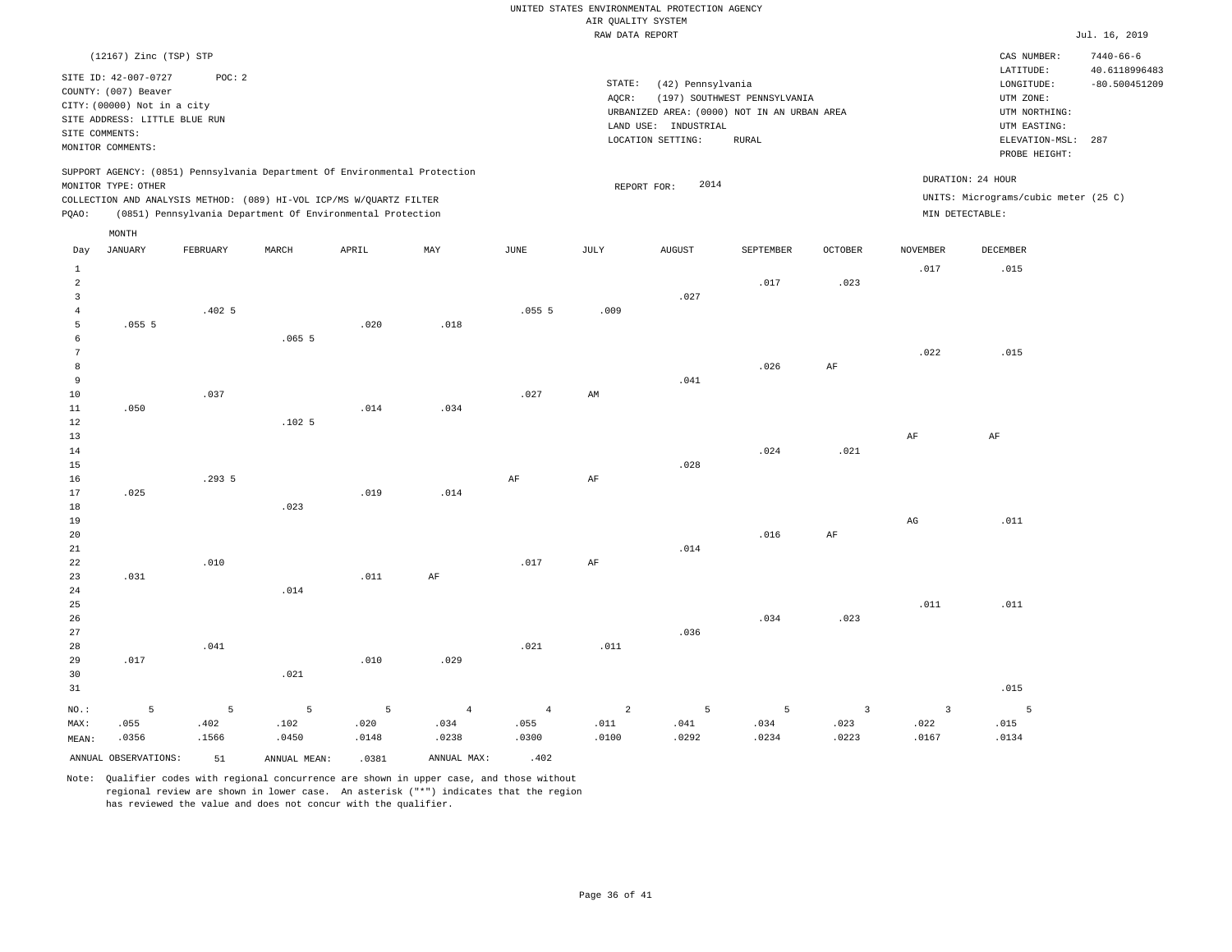UNITED STATES ENVIRONMENTAL PROTECTION AGENCY
AIR QUALITY SYSTEM
RAW DATA REPORT

Jul. 16, 2019

(12167) Zinc (TSP) STP

SITE ID: 42-007-0727    POC: 2
COUNTY: (007) Beaver
CITY: (00000) Not in a city
SITE ADDRESS: LITTLE BLUE RUN
SITE COMMENTS:
MONITOR COMMENTS:

STATE: (42) Pennsylvania
AQCR: (197) SOUTHWEST PENNSYLVANIA
URBANIZED AREA: (0000) NOT IN AN URBAN AREA
LAND USE: INDUSTRIAL
LOCATION SETTING: RURAL

CAS NUMBER: 7440-66-6
LATITUDE: 40.6118996483
LONGITUDE: -80.500451209
UTM ZONE:
UTM NORTHING:
UTM EASTING:
ELEVATION-MSL: 287
PROBE HEIGHT:

SUPPORT AGENCY: (0851) Pennsylvania Department Of Environmental Protection
MONITOR TYPE: OTHER
COLLECTION AND ANALYSIS METHOD: (089) HI-VOL ICP/MS W/QUARTZ FILTER
PQAO: (0851) Pennsylvania Department Of Environmental Protection

REPORT FOR: 2014

DURATION: 24 HOUR
UNITS: Micrograms/cubic meter (25 C)
MIN DETECTABLE:

| Day | JANUARY | FEBRUARY | MARCH | APRIL | MAY | JUNE | JULY | AUGUST | SEPTEMBER | OCTOBER | NOVEMBER | DECEMBER |
|---|---|---|---|---|---|---|---|---|---|---|---|---|
| 1 | | | | | | | | | | | .017 | .015 |
| 2 | | | | | | | | | .017 | .023 | | |
| 3 | | | | | | | | .027 | | | | |
| 4 | | .402 5 | | | | .055 5 | .009 | | | | | |
| 5 | .055 5 | | | .020 | .018 | | | | | | | |
| 6 | | | .065 5 | | | | | | | | | |
| 7 | | | | | | | | | | | .022 | .015 |
| 8 | | | | | | | | | .026 | AF | | |
| 9 | | | | | | | | .041 | | | | |
| 10 | | .037 | | | | .027 | AM | | | | | |
| 11 | .050 | | | .014 | .034 | | | | | | | |
| 12 | | | .102 5 | | | | | | | | | |
| 13 | | | | | | | | | | | AF | AF |
| 14 | | | | | | | | | .024 | .021 | | |
| 15 | | | | | | | | .028 | | | | |
| 16 | | .293 5 | | | | AF | AF | | | | | |
| 17 | .025 | | | .019 | .014 | | | | | | | |
| 18 | | | .023 | | | | | | | | | |
| 19 | | | | | | | | | | | AG | .011 |
| 20 | | | | | | | | | .016 | AF | | |
| 21 | | | | | | | | .014 | | | | |
| 22 | | .010 | | | | .017 | AF | | | | | |
| 23 | .031 | | | .011 | AF | | | | | | | |
| 24 | | | .014 | | | | | | | | | |
| 25 | | | | | | | | | | | .011 | .011 |
| 26 | | | | | | | | | .034 | .023 | | |
| 27 | | | | | | | | .036 | | | | |
| 28 | | .041 | | | | .021 | .011 | | | | | |
| 29 | .017 | | | .010 | .029 | | | | | | | |
| 30 | | | .021 | | | | | | | | | |
| 31 | | | | | | | | | | | | .015 |
| NO.: | 5 | 5 | 5 | 5 | 4 | 4 | 2 | 5 | 5 | 3 | 3 | 5 |
| MAX: | .055 | .402 | .102 | .020 | .034 | .055 | .011 | .041 | .034 | .023 | .022 | .015 |
| MEAN: | .0356 | .1566 | .0450 | .0148 | .0238 | .0300 | .0100 | .0292 | .0234 | .0223 | .0167 | .0134 |

ANNUAL OBSERVATIONS: 51    ANNUAL MEAN: .0381    ANNUAL MAX: .402

Note: Qualifier codes with regional concurrence are shown in upper case, and those without regional review are shown in lower case. An asterisk ("*") indicates that the region has reviewed the value and does not concur with the qualifier.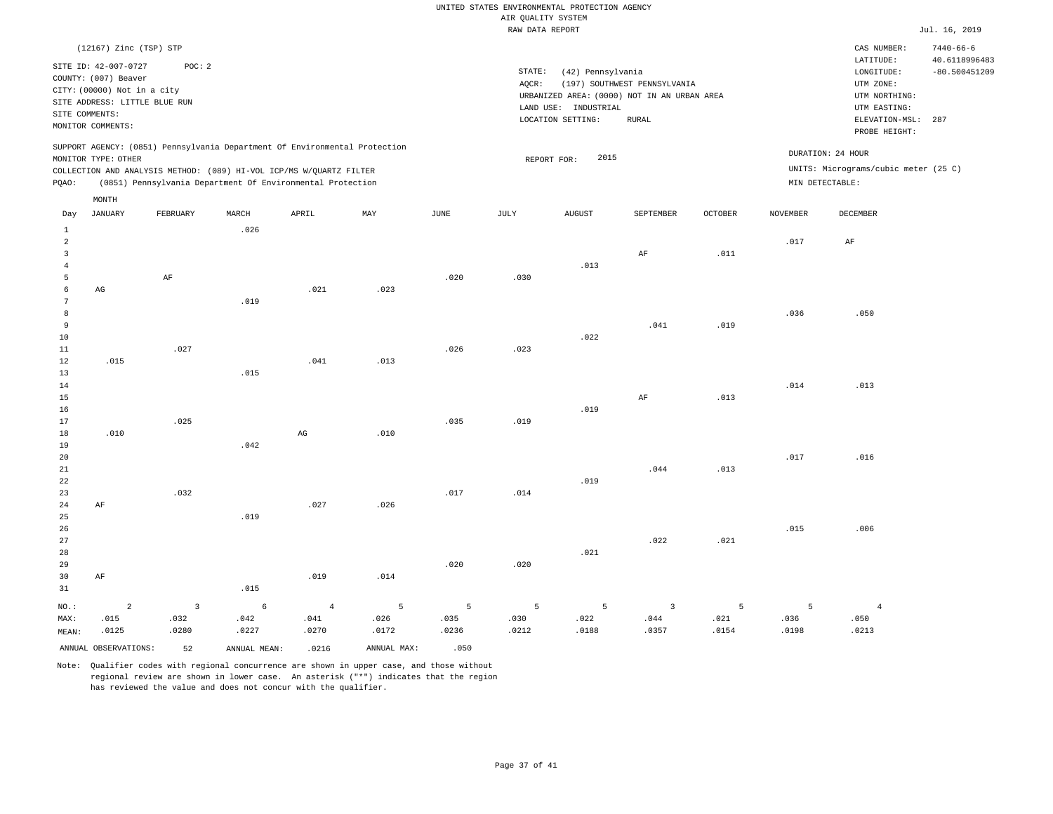UNITED STATES ENVIRONMENTAL PROTECTION AGENCY
AIR QUALITY SYSTEM
RAW DATA REPORT

Jul. 16, 2019

(12167) Zinc (TSP) STP

SITE ID: 42-007-0727 POC: 2
COUNTY: (007) Beaver
CITY: (00000) Not in a city
SITE ADDRESS: LITTLE BLUE RUN
SITE COMMENTS:
MONITOR COMMENTS:

STATE: (42) Pennsylvania
AQCR: (197) SOUTHWEST PENNSYLVANIA
URBANIZED AREA: (0000) NOT IN AN URBAN AREA
LAND USE: INDUSTRIAL
LOCATION SETTING: RURAL

CAS NUMBER: 7440-66-6
LATITUDE: 40.6118996483
LONGITUDE: -80.500451209
UTM ZONE:
UTM NORTHING:
UTM EASTING:
ELEVATION-MSL: 287
PROBE HEIGHT:

SUPPORT AGENCY: (0851) Pennsylvania Department Of Environmental Protection
MONITOR TYPE: OTHER
COLLECTION AND ANALYSIS METHOD: (089) HI-VOL ICP/MS W/QUARTZ FILTER
PQAO: (0851) Pennsylvania Department Of Environmental Protection

REPORT FOR: 2015

DURATION: 24 HOUR
UNITS: Micrograms/cubic meter (25 C)
MIN DETECTABLE:

| Day | JANUARY | FEBRUARY | MARCH | APRIL | MAY | JUNE | JULY | AUGUST | SEPTEMBER | OCTOBER | NOVEMBER | DECEMBER |
|---|---|---|---|---|---|---|---|---|---|---|---|---|
| 1 | | | .026 | | | | | | | | | |
| 2 | | | | | | | | | | | .017 | AF |
| 3 | | | | | | | | | AF | .011 | | |
| 4 | | | | | | | | .013 | | | | |
| 5 | | AF | | | | .020 | .030 | | | | | |
| 6 | AG | | | .021 | .023 | | | | | | | |
| 7 | | | .019 | | | | | | | | | |
| 8 | | | | | | | | | | | .036 | .050 |
| 9 | | | | | | | | | .041 | .019 | | |
| 10 | | | | | | | | .022 | | | | |
| 11 | | .027 | | | | .026 | .023 | | | | | |
| 12 | .015 | | | .041 | .013 | | | | | | | |
| 13 | | | .015 | | | | | | | | | |
| 14 | | | | | | | | | | | .014 | .013 |
| 15 | | | | | | | | | AF | .013 | | |
| 16 | | | | | | | | .019 | | | | |
| 17 | | .025 | | | | .035 | .019 | | | | | |
| 18 | .010 | | | AG | .010 | | | | | | | |
| 19 | | | .042 | | | | | | | | | |
| 20 | | | | | | | | | | | .017 | .016 |
| 21 | | | | | | | | | .044 | .013 | | |
| 22 | | | | | | | | .019 | | | | |
| 23 | | .032 | | | | .017 | .014 | | | | | |
| 24 | AF | | | .027 | .026 | | | | | | | |
| 25 | | | .019 | | | | | | | | | |
| 26 | | | | | | | | | | | .015 | .006 |
| 27 | | | | | | | | | .022 | .021 | | |
| 28 | | | | | | | | .021 | | | | |
| 29 | | | | | | .020 | .020 | | | | | |
| 30 | AF | | | .019 | .014 | | | | | | | |
| 31 | | | .015 | | | | | | | | | |
| NO.: | 2 | 3 | 6 | 4 | 5 | 5 | 5 | 5 | 3 | 5 | 5 | 4 |
| MAX: | .015 | .032 | .042 | .041 | .026 | .035 | .030 | .022 | .044 | .021 | .036 | .050 |
| MEAN: | .0125 | .0280 | .0227 | .0270 | .0172 | .0236 | .0212 | .0188 | .0357 | .0154 | .0198 | .0213 |

ANNUAL OBSERVATIONS: 52 ANNUAL MEAN: .0216 ANNUAL MAX: .050

Note: Qualifier codes with regional concurrence are shown in upper case, and those without regional review are shown in lower case. An asterisk ("*") indicates that the region has reviewed the value and does not concur with the qualifier.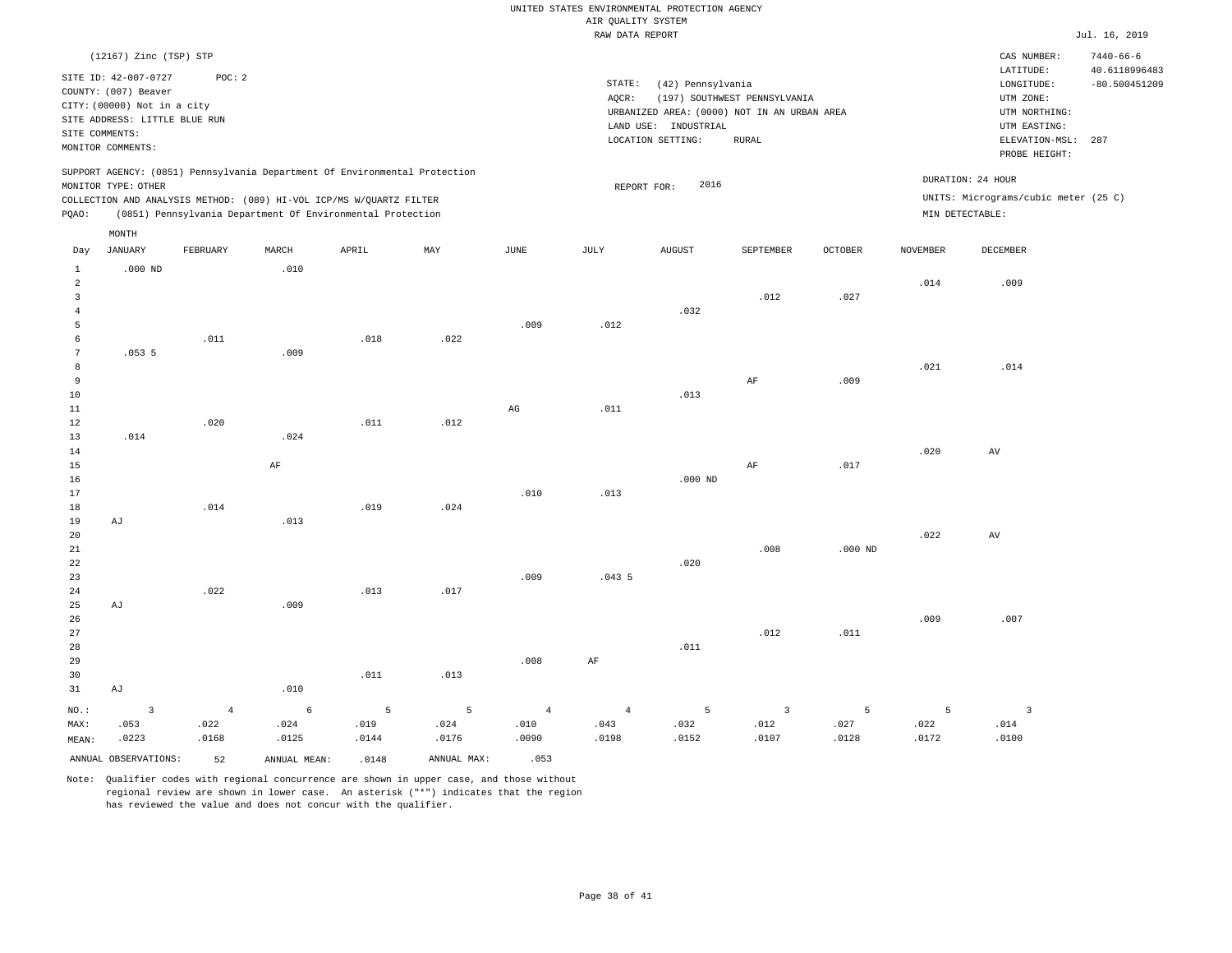UNITED STATES ENVIRONMENTAL PROTECTION AGENCY
AIR QUALITY SYSTEM
RAW DATA REPORT

Jul. 16, 2019

(12167) Zinc (TSP) STP

SITE ID: 42-007-0727 POC: 2
COUNTY: (007) Beaver
CITY: (00000) Not in a city
SITE ADDRESS: LITTLE BLUE RUN
SITE COMMENTS:
MONITOR COMMENTS:

STATE: (42) Pennsylvania
AQCR: (197) SOUTHWEST PENNSYLVANIA
URBANIZED AREA: (0000) NOT IN AN URBAN AREA
LAND USE: INDUSTRIAL
LOCATION SETTING: RURAL

CAS NUMBER: 7440-66-6
LATITUDE: 40.6118996483
LONGITUDE: -80.500451209
UTM ZONE:
UTM NORTHING:
UTM EASTING:
ELEVATION-MSL: 287
PROBE HEIGHT:

SUPPORT AGENCY: (0851) Pennsylvania Department Of Environmental Protection
MONITOR TYPE: OTHER
COLLECTION AND ANALYSIS METHOD: (089) HI-VOL ICP/MS W/QUARTZ FILTER
PQAO: (0851) Pennsylvania Department Of Environmental Protection

REPORT FOR: 2016

DURATION: 24 HOUR
UNITS: Micrograms/cubic meter (25 C)
MIN DETECTABLE:

| Day | JANUARY | FEBRUARY | MARCH | APRIL | MAY | JUNE | JULY | AUGUST | SEPTEMBER | OCTOBER | NOVEMBER | DECEMBER |
|---|---|---|---|---|---|---|---|---|---|---|---|---|
| 1 | .000 ND | | .010 | | | | | | | | | |
| 2 | | | | | | | | | | | .014 | .009 |
| 3 | | | | | | | | | .012 | .027 | | |
| 4 | | | | | | | | .032 | | | | |
| 5 | | | | | | .009 | .012 | | | | | |
| 6 | | .011 | | .018 | .022 | | | | | | | |
| 7 | .053 5 | | .009 | | | | | | | | | |
| 8 | | | | | | | | | | | .021 | .014 |
| 9 | | | | | | | | | AF | .009 | | |
| 10 | | | | | | | | .013 | | | | |
| 11 | | | | | | AG | .011 | | | | | |
| 12 | | .020 | | .011 | .012 | | | | | | | |
| 13 | .014 | | .024 | | | | | | | | | |
| 14 | | | | | | | | | | | .020 | AV |
| 15 | | | AF | | | | | | AF | .017 | | |
| 16 | | | | | | | | .000 ND | | | | |
| 17 | | | | | | .010 | .013 | | | | | |
| 18 | | .014 | | .019 | .024 | | | | | | | |
| 19 | AJ | | .013 | | | | | | | | | |
| 20 | | | | | | | | | | | .022 | AV |
| 21 | | | | | | | | | .008 | .000 ND | | |
| 22 | | | | | | | | .020 | | | | |
| 23 | | | | | | .009 | .043 5 | | | | | |
| 24 | | .022 | | .013 | .017 | | | | | | | |
| 25 | AJ | | .009 | | | | | | | | | |
| 26 | | | | | | | | | | | .009 | .007 |
| 27 | | | | | | | | | .012 | .011 | | |
| 28 | | | | | | | | .011 | | | | |
| 29 | | | | | | .008 | AF | | | | | |
| 30 | | | | .011 | .013 | | | | | | | |
| 31 | AJ | | .010 | | | | | | | | | |
| NO.: | 3 | 4 | 6 | 5 | 5 | 4 | 4 | 5 | 3 | 5 | 5 | 3 |
| MAX: | .053 | .022 | .024 | .019 | .024 | .010 | .043 | .032 | .012 | .027 | .022 | .014 |
| MEAN: | .0223 | .0168 | .0125 | .0144 | .0176 | .0090 | .0198 | .0152 | .0107 | .0128 | .0172 | .0100 |

ANNUAL OBSERVATIONS: 52 ANNUAL MEAN: .0148 ANNUAL MAX: .053

Note: Qualifier codes with regional concurrence are shown in upper case, and those without regional review are shown in lower case. An asterisk ("*") indicates that the region has reviewed the value and does not concur with the qualifier.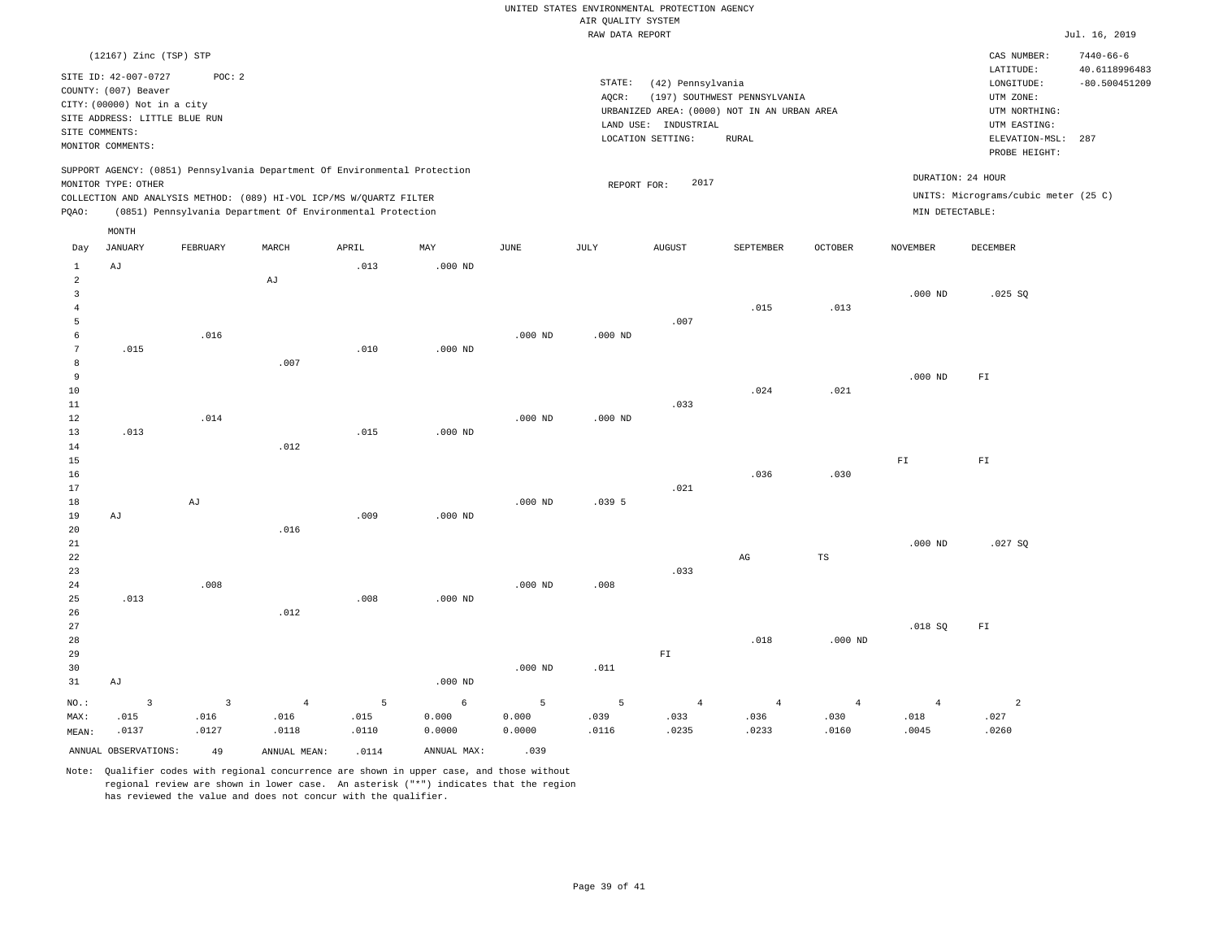UNITED STATES ENVIRONMENTAL PROTECTION AGENCY
AIR QUALITY SYSTEM
RAW DATA REPORT

Jul. 16, 2019

(12167) Zinc (TSP) STP

SITE ID: 42-007-0727 POC: 2
COUNTY: (007) Beaver
CITY: (00000) Not in a city
SITE ADDRESS: LITTLE BLUE RUN
SITE COMMENTS:
MONITOR COMMENTS:

STATE: (42) Pennsylvania
AQCR: (197) SOUTHWEST PENNSYLVANIA
URBANIZED AREA: (0000) NOT IN AN URBAN AREA
LAND USE: INDUSTRIAL
LOCATION SETTING: RURAL

CAS NUMBER: 7440-66-6
LATITUDE: 40.6118996483
LONGITUDE: -80.500451209
UTM ZONE:
UTM NORTHING:
UTM EASTING:
ELEVATION-MSL: 287
PROBE HEIGHT:

SUPPORT AGENCY: (0851) Pennsylvania Department Of Environmental Protection
MONITOR TYPE: OTHER
COLLECTION AND ANALYSIS METHOD: (089) HI-VOL ICP/MS W/QUARTZ FILTER
PQAO: (0851) Pennsylvania Department Of Environmental Protection

REPORT FOR: 2017

DURATION: 24 HOUR
UNITS: Micrograms/cubic meter (25 C)
MIN DETECTABLE:

| Day | JANUARY | FEBRUARY | MARCH | APRIL | MAY | JUNE | JULY | AUGUST | SEPTEMBER | OCTOBER | NOVEMBER | DECEMBER |
|---|---|---|---|---|---|---|---|---|---|---|---|---|
| 1 | AJ | | | .013 | .000 ND | | | | | | | |
| 2 | | | AJ | | | | | | | | | |
| 3 | | | | | | | | | | | .000 ND | .025 SQ |
| 4 | | | | | | | | | .015 | .013 | | |
| 5 | | | | | | | | .007 | | | | |
| 6 | | .016 | | | | .000 ND | .000 ND | | | | | |
| 7 | .015 | | | .010 | .000 ND | | | | | | | |
| 8 | | | .007 | | | | | | | | | |
| 9 | | | | | | | | | | | .000 ND | FI |
| 10 | | | | | | | | | .024 | .021 | | |
| 11 | | | | | | | | .033 | | | | |
| 12 | | .014 | | | | .000 ND | .000 ND | | | | | |
| 13 | .013 | | | .015 | .000 ND | | | | | | | |
| 14 | | | .012 | | | | | | | | | |
| 15 | | | | | | | | | | | FI | FI |
| 16 | | | | | | | | | .036 | .030 | | |
| 17 | | | | | | | | .021 | | | | |
| 18 | | AJ | | | | .000 ND | .039 5 | | | | | |
| 19 | AJ | | | .009 | .000 ND | | | | | | | |
| 20 | | | .016 | | | | | | | | | |
| 21 | | | | | | | | | | | .000 ND | .027 SQ |
| 22 | | | | | | | | | AG | TS | | |
| 23 | | | | | | | | .033 | | | | |
| 24 | | .008 | | | | .000 ND | .008 | | | | | |
| 25 | .013 | | | .008 | .000 ND | | | | | | | |
| 26 | | | .012 | | | | | | | | | |
| 27 | | | | | | | | | | | .018 SQ | FI |
| 28 | | | | | | | | | .018 | .000 ND | | |
| 29 | | | | | | | | FI | | | | |
| 30 | | | | | | .000 ND | .011 | | | | | |
| 31 | AJ | | | | .000 ND | | | | | | | |
| NO.: | 3 | 3 | 4 | 5 | 6 | 5 | 5 | 4 | 4 | 4 | 4 | 2 |
| MAX: | .015 | .016 | .016 | .015 | 0.000 | 0.000 | .039 | .033 | .036 | .030 | .018 | .027 |
| MEAN: | .0137 | .0127 | .0118 | .0110 | 0.0000 | 0.0000 | .0116 | .0235 | .0233 | .0160 | .0045 | .0260 |

ANNUAL OBSERVATIONS: 49 ANNUAL MEAN: .0114 ANNUAL MAX: .039

Note: Qualifier codes with regional concurrence are shown in upper case, and those without regional review are shown in lower case. An asterisk ("*") indicates that the region has reviewed the value and does not concur with the qualifier.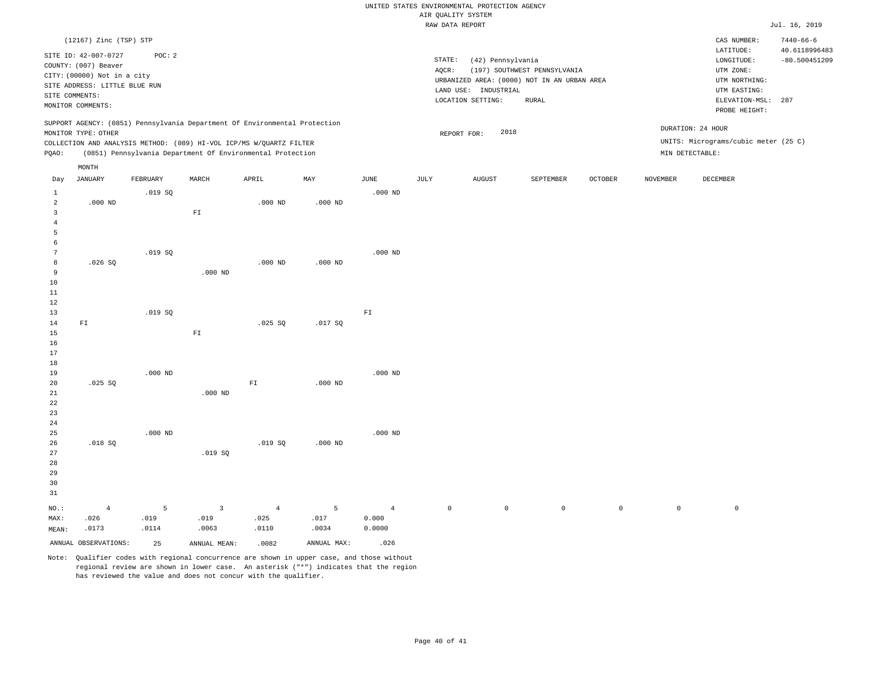UNITED STATES ENVIRONMENTAL PROTECTION AGENCY
AIR QUALITY SYSTEM
RAW DATA REPORT

Jul. 16, 2019

(12167) Zinc (TSP) STP

SITE ID: 42-007-0727 POC: 2
COUNTY: (007) Beaver
CITY: (00000) Not in a city
SITE ADDRESS: LITTLE BLUE RUN
SITE COMMENTS:
MONITOR COMMENTS:

STATE: (42) Pennsylvania
AQCR: (197) SOUTHWEST PENNSYLVANIA
URBANIZED AREA: (0000) NOT IN AN URBAN AREA
LAND USE: INDUSTRIAL
LOCATION SETTING: RURAL

CAS NUMBER: 7440-66-6
LATITUDE: 40.6118996483
LONGITUDE: -80.500451209
UTM ZONE:
UTM NORTHING:
UTM EASTING:
ELEVATION-MSL: 287
PROBE HEIGHT:

SUPPORT AGENCY: (0851) Pennsylvania Department Of Environmental Protection
MONITOR TYPE: OTHER
COLLECTION AND ANALYSIS METHOD: (089) HI-VOL ICP/MS W/QUARTZ FILTER
PQAO: (0851) Pennsylvania Department Of Environmental Protection

REPORT FOR: 2018

DURATION: 24 HOUR
UNITS: Micrograms/cubic meter (25 C)
MIN DETECTABLE:

| Day | JANUARY | FEBRUARY | MARCH | APRIL | MAY | JUNE | JULY | AUGUST | SEPTEMBER | OCTOBER | NOVEMBER | DECEMBER |
|---|---|---|---|---|---|---|---|---|---|---|---|---|
| 1 | | .019 SQ | | | | .000 ND | | | | | | |
| 2 | .000 ND | | | .000 ND | .000 ND | | | | | | | |
| 3 | | | FI | | | | | | | | | |
| 4 | | | | | | | | | | | | |
| 5 | | | | | | | | | | | | |
| 6 | | | | | | | | | | | | |
| 7 | | .019 SQ | | | | .000 ND | | | | | | |
| 8 | .026 SQ | | | .000 ND | .000 ND | | | | | | | |
| 9 | | | .000 ND | | | | | | | | | |
| 10 | | | | | | | | | | | | |
| 11 | | | | | | | | | | | | |
| 12 | | | | | | | | | | | | |
| 13 | | .019 SQ | | | | FI | | | | | | |
| 14 | FI | | | .025 SQ | .017 SQ | | | | | | | |
| 15 | | | FI | | | | | | | | | |
| 16 | | | | | | | | | | | | |
| 17 | | | | | | | | | | | | |
| 18 | | | | | | | | | | | | |
| 19 | | .000 ND | | | | .000 ND | | | | | | |
| 20 | .025 SQ | | | FI | .000 ND | | | | | | | |
| 21 | | | .000 ND | | | | | | | | | |
| 22 | | | | | | | | | | | | |
| 23 | | | | | | | | | | | | |
| 24 | | | | | | | | | | | | |
| 25 | | .000 ND | | | | .000 ND | | | | | | |
| 26 | .018 SQ | | | .019 SQ | .000 ND | | | | | | | |
| 27 | | | .019 SQ | | | | | | | | | |
| 28 | | | | | | | | | | | | |
| 29 | | | | | | | | | | | | |
| 30 | | | | | | | | | | | | |
| 31 | | | | | | | | | | | | |
| NO.: | 4 | 5 | 3 | 4 | 5 | 4 | 0 | 0 | 0 | 0 | 0 | 0 |
| MAX: | .026 | .019 | .019 | .025 | .017 | 0.000 | | | | | | |
| MEAN: | .0173 | .0114 | .0063 | .0110 | .0034 | 0.0000 | | | | | | |

ANNUAL OBSERVATIONS: 25 ANNUAL MEAN: .0082 ANNUAL MAX: .026

Note: Qualifier codes with regional concurrence are shown in upper case, and those without regional review are shown in lower case. An asterisk ("*") indicates that the region has reviewed the value and does not concur with the qualifier.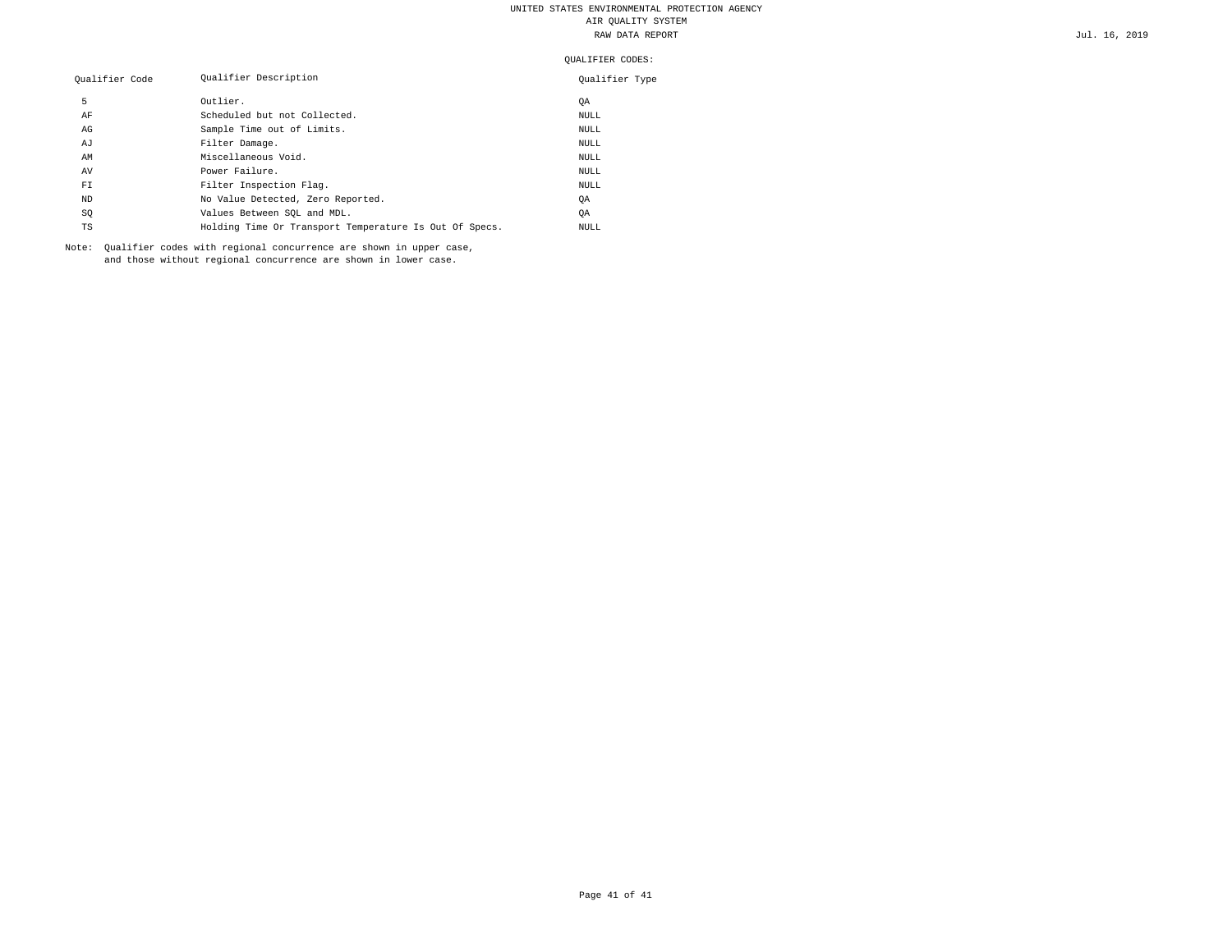# QUALIFIER CODES:

| Qualifier Code | Qualifier Description | Qualifier Type |
|---|---|---|
| 5 | Outlier. | QA |
| AF | Scheduled but not Collected. | NULL |
| AG | Sample Time out of Limits. | NULL |
| AJ | Filter Damage. | NULL |
| AM | Miscellaneous Void. | NULL |
| AV | Power Failure. | NULL |
| FI | Filter Inspection Flag. | NULL |
| ND | No Value Detected, Zero Reported. | QA |
| SQ | Values Between SQL and MDL. | QA |
| TS | Holding Time Or Transport Temperature Is Out Of Specs. | NULL |

Note: Qualifier codes with regional concurrence are shown in upper case, and those without regional concurrence are shown in lower case.